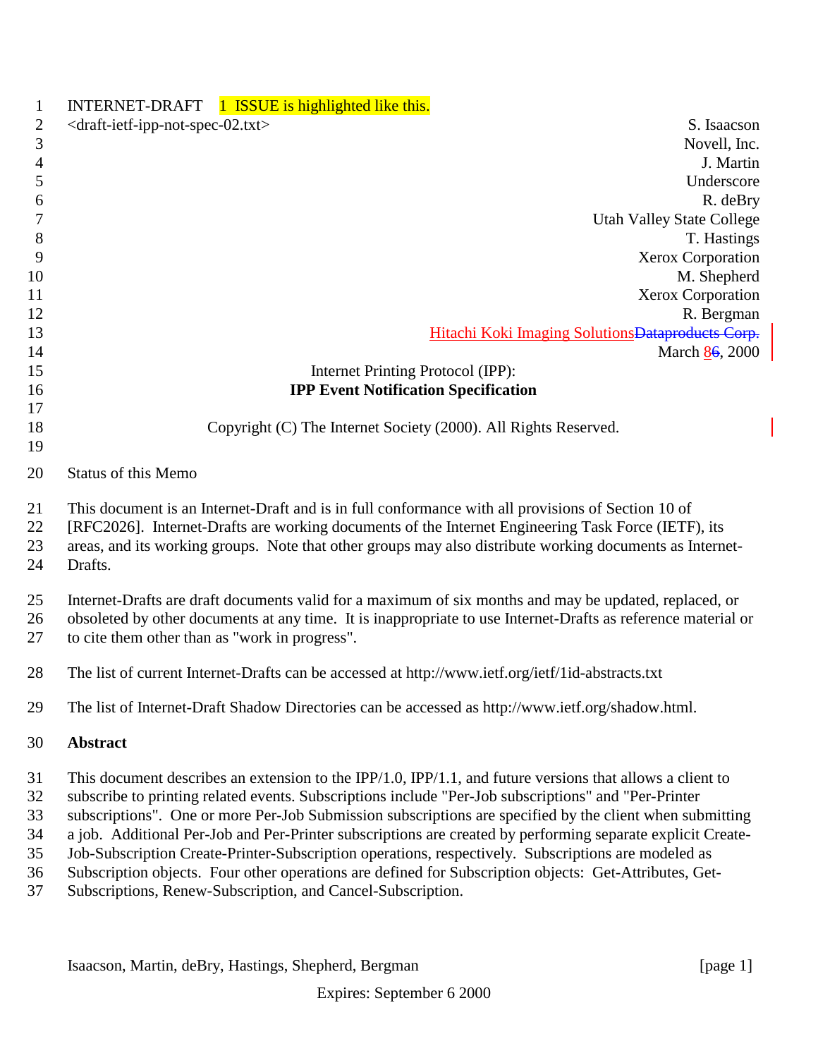INTERNET-DRAFT 1 ISSUE is highlighted like this.

<draft-ietf-ipp-not-spec-02.txt>

S. Isaacson
Novell, Inc.
J. Martin
Underscore
R. deBry
Utah Valley State College
T. Hastings
Xerox Corporation
M. Shepherd
Xerox Corporation
R. Bergman
Hitachi Koki Imaging SolutionsDataproducts Corp.
March 86, 2000

Internet Printing Protocol (IPP):

**IPP Event Notification Specification**

Copyright (C) The Internet Society (2000). All Rights Reserved.

Status of this Memo

This document is an Internet-Draft and is in full conformance with all provisions of Section 10 of [RFC2026]. Internet-Drafts are working documents of the Internet Engineering Task Force (IETF), its areas, and its working groups. Note that other groups may also distribute working documents as Internet-Drafts.

Internet-Drafts are draft documents valid for a maximum of six months and may be updated, replaced, or obsoleted by other documents at any time. It is inappropriate to use Internet-Drafts as reference material or to cite them other than as "work in progress".

The list of current Internet-Drafts can be accessed at http://www.ietf.org/ietf/1id-abstracts.txt

The list of Internet-Draft Shadow Directories can be accessed as http://www.ietf.org/shadow.html.

**Abstract**

This document describes an extension to the IPP/1.0, IPP/1.1, and future versions that allows a client to subscribe to printing related events. Subscriptions include "Per-Job subscriptions" and "Per-Printer subscriptions". One or more Per-Job Submission subscriptions are specified by the client when submitting a job. Additional Per-Job and Per-Printer subscriptions are created by performing separate explicit Create-Job-Subscription Create-Printer-Subscription operations, respectively. Subscriptions are modeled as Subscription objects. Four other operations are defined for Subscription objects: Get-Attributes, Get-Subscriptions, Renew-Subscription, and Cancel-Subscription.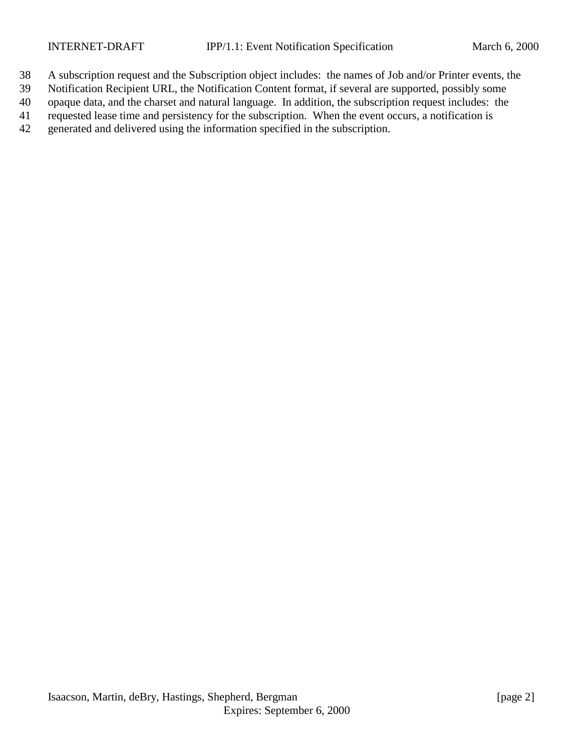A subscription request and the Subscription object includes: the names of Job and/or Printer events, the Notification Recipient URL, the Notification Content format, if several are supported, possibly some opaque data, and the charset and natural language. In addition, the subscription request includes: the requested lease time and persistency for the subscription. When the event occurs, a notification is generated and delivered using the information specified in the subscription.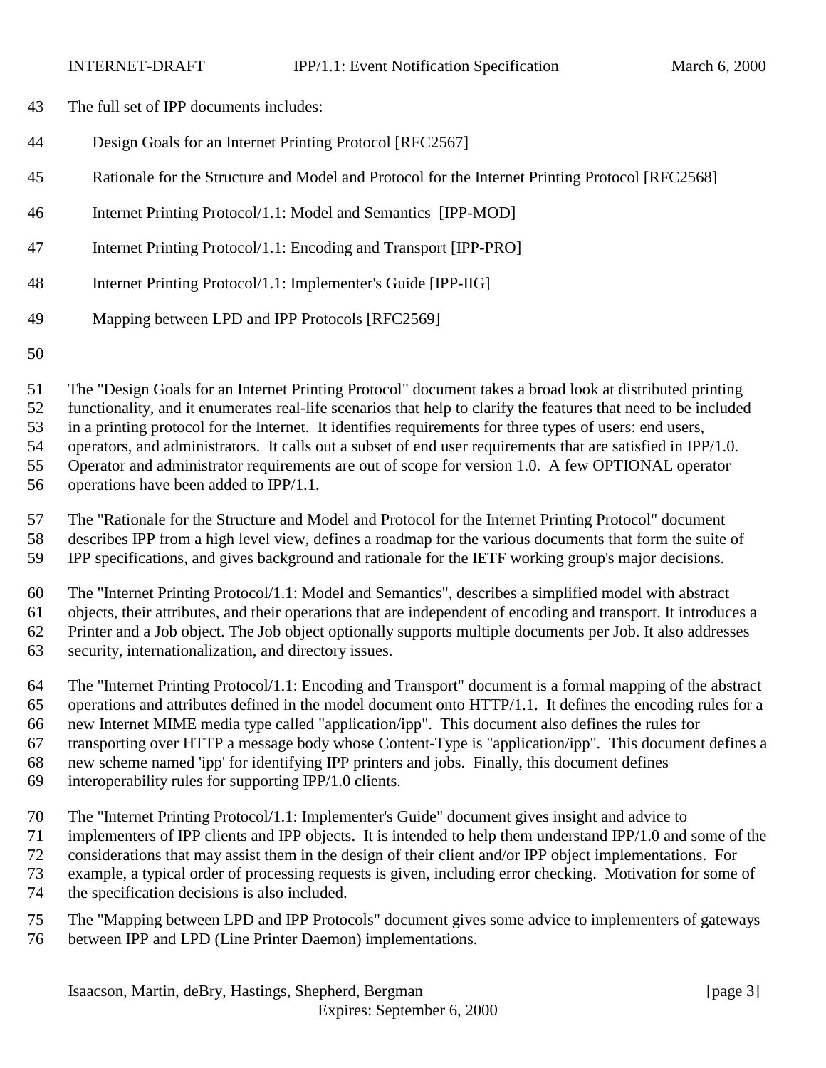The full set of IPP documents includes:

- Design Goals for an Internet Printing Protocol [RFC2567]
- Rationale for the Structure and Model and Protocol for the Internet Printing Protocol [RFC2568]
- Internet Printing Protocol/1.1: Model and Semantics [IPP-MOD]
- Internet Printing Protocol/1.1: Encoding and Transport [IPP-PRO]
- Internet Printing Protocol/1.1: Implementer's Guide [IPP-IIG]
- Mapping between LPD and IPP Protocols [RFC2569]

The "Design Goals for an Internet Printing Protocol" document takes a broad look at distributed printing functionality, and it enumerates real-life scenarios that help to clarify the features that need to be included in a printing protocol for the Internet. It identifies requirements for three types of users: end users, operators, and administrators. It calls out a subset of end user requirements that are satisfied in IPP/1.0. Operator and administrator requirements are out of scope for version 1.0. A few OPTIONAL operator operations have been added to IPP/1.1.

The "Rationale for the Structure and Model and Protocol for the Internet Printing Protocol" document describes IPP from a high level view, defines a roadmap for the various documents that form the suite of IPP specifications, and gives background and rationale for the IETF working group's major decisions.

The "Internet Printing Protocol/1.1: Model and Semantics", describes a simplified model with abstract objects, their attributes, and their operations that are independent of encoding and transport. It introduces a Printer and a Job object. The Job object optionally supports multiple documents per Job. It also addresses security, internationalization, and directory issues.

The "Internet Printing Protocol/1.1: Encoding and Transport" document is a formal mapping of the abstract operations and attributes defined in the model document onto HTTP/1.1. It defines the encoding rules for a new Internet MIME media type called "application/ipp". This document also defines the rules for transporting over HTTP a message body whose Content-Type is "application/ipp". This document defines a new scheme named 'ipp' for identifying IPP printers and jobs. Finally, this document defines interoperability rules for supporting IPP/1.0 clients.

The "Internet Printing Protocol/1.1: Implementer's Guide" document gives insight and advice to implementers of IPP clients and IPP objects. It is intended to help them understand IPP/1.0 and some of the considerations that may assist them in the design of their client and/or IPP object implementations. For example, a typical order of processing requests is given, including error checking. Motivation for some of the specification decisions is also included.

The "Mapping between LPD and IPP Protocols" document gives some advice to implementers of gateways between IPP and LPD (Line Printer Daemon) implementations.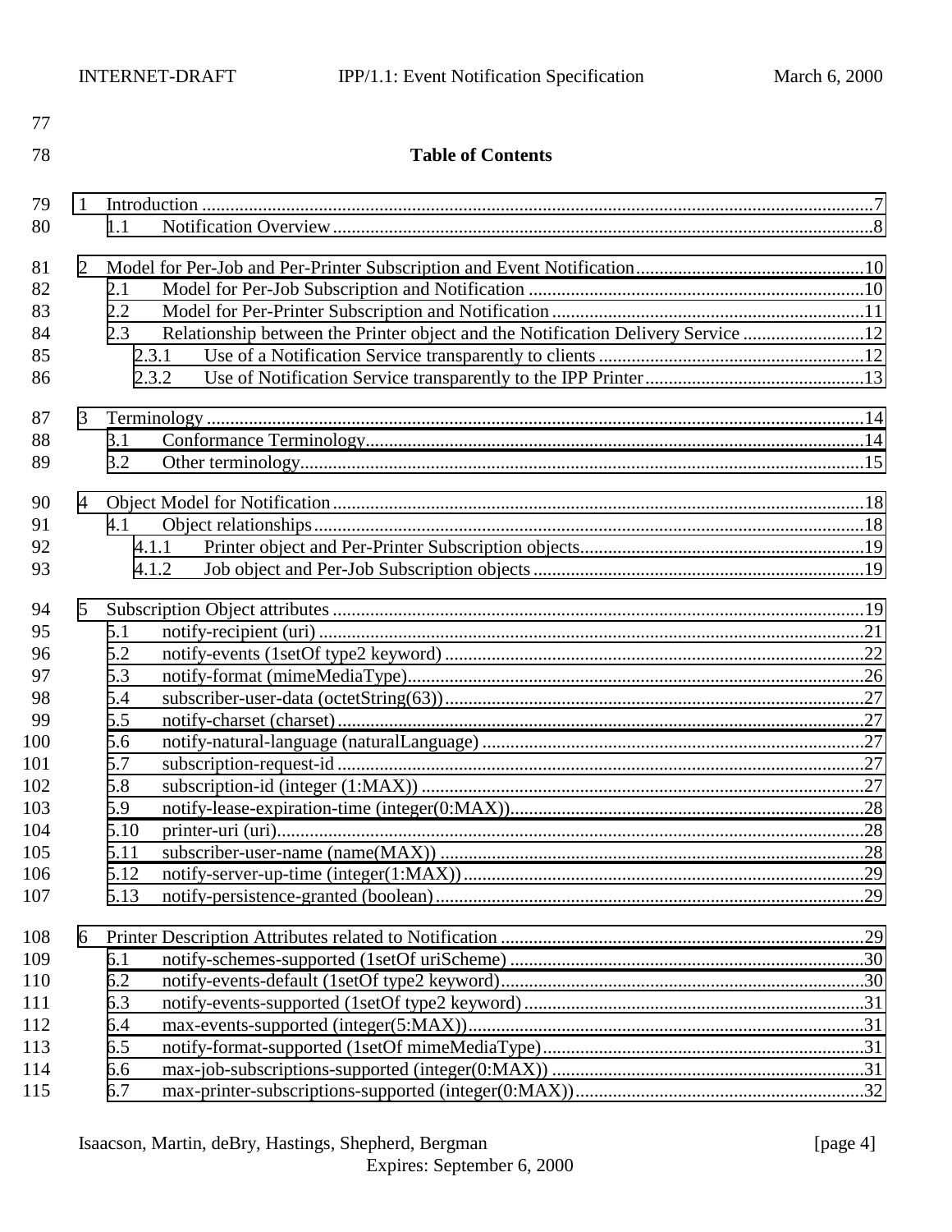## Table of Contents

1 Introduction ....................................................................................................................................7
  1.1 Notification Overview ...................................................................................................................8

2 Model for Per-Job and Per-Printer Subscription and Event Notification ................................................10
  2.1 Model for Per-Job Subscription and Notification .........................................................................10
  2.2 Model for Per-Printer Subscription and Notification .....................................................................11
  2.3 Relationship between the Printer object and the Notification Delivery Service ..........................12
    2.3.1 Use of a Notification Service transparently to clients ..........................................................12
    2.3.2 Use of Notification Service transparently to the IPP Printer ................................................13

3 Terminology ...................................................................................................................................14
  3.1 Conformance Terminology ............................................................................................................14
  3.2 Other terminology .........................................................................................................................15

4 Object Model for Notification ..........................................................................................................18
  4.1 Object relationships ......................................................................................................................18
    4.1.1 Printer object and Per-Printer Subscription objects .............................................................19
    4.1.2 Job object and Per-Job Subscription objects .......................................................................19

5 Subscription Object attributes .........................................................................................................19
  5.1 notify-recipient (uri) ......................................................................................................................21
  5.2 notify-events (1setOf type2 keyword) ...........................................................................................22
  5.3 notify-format (mimeMediaType) ....................................................................................................26
  5.4 subscriber-user-data (octetString(63)) ..........................................................................................27
  5.5 notify-charset (charset) ................................................................................................................27
  5.6 notify-natural-language (naturalLanguage) ...................................................................................27
  5.7 subscription-request-id .................................................................................................................27
  5.8 subscription-id (integer (1:MAX)) .................................................................................................27
  5.9 notify-lease-expiration-time (integer(0:MAX)) ...............................................................................28
  5.10 printer-uri (uri) ............................................................................................................................28
  5.11 subscriber-user-name (name(MAX)) ...........................................................................................28
  5.12 notify-server-up-time (integer(1:MAX)) .......................................................................................29
  5.13 notify-persistence-granted (boolean) ..........................................................................................29

6 Printer Description Attributes related to Notification ........................................................................29
  6.1 notify-schemes-supported (1setOf uriScheme) .............................................................................30
  6.2 notify-events-default (1setOf type2 keyword) ...............................................................................30
  6.3 notify-events-supported (1setOf type2 keyword) ..........................................................................31
  6.4 max-events-supported (integer(5:MAX)) .......................................................................................31
  6.5 notify-format-supported (1setOf mimeMediaType) ........................................................................31
  6.6 max-job-subscriptions-supported (integer(0:MAX)) ......................................................................31
  6.7 max-printer-subscriptions-supported (integer(0:MAX)) .................................................................32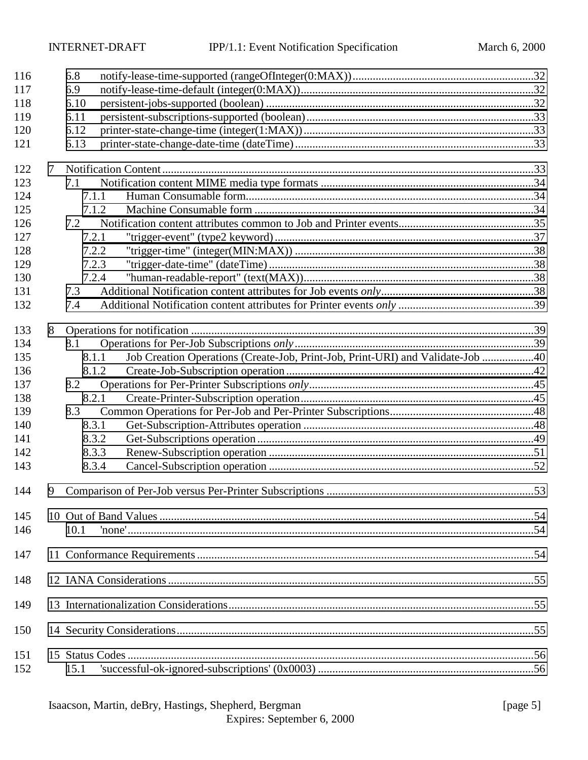116 6.8 notify-lease-time-supported (rangeOfInteger(0:MAX)) ........................................................ 32
117 6.9 notify-lease-time-default (integer(0:MAX)) .................................................................. 32
118 6.10 persistent-jobs-supported (boolean) ............................................................................ 32
119 6.11 persistent-subscriptions-supported (boolean) ............................................................... 33
120 6.12 printer-state-change-time (integer(1:MAX)) .................................................................. 33
121 6.13 printer-state-change-date-time (dateTime) .................................................................... 33

122 7 Notification Content ................................................................................................................ 33
123 7.1 Notification content MIME media type formats ............................................................ 34
124 7.1.1 Human Consumable form ......................................................................................... 34
125 7.1.2 Machine Consumable form ....................................................................................... 34
126 7.2 Notification content attributes common to Job and Printer events ................................ 35
127 7.2.1 "trigger-event" (type2 keyword) ............................................................................... 37
128 7.2.2 "trigger-time" (integer(MIN:MAX)) ......................................................................... 38
129 7.2.3 "trigger-date-time" (dateTime) ................................................................................. 38
130 7.2.4 "human-readable-report" (text(MAX)) ..................................................................... 38
131 7.3 Additional Notification content attributes for Job events *only* ...................................... 38
132 7.4 Additional Notification content attributes for Printer events *only* ................................ 39

133 8 Operations for notification ......................................................................................................... 39
134 8.1 Operations for Per-Job Subscriptions *only* ..................................................................... 39
135 8.1.1 Job Creation Operations (Create-Job, Print-Job, Print-URI) and Validate-Job .................. 40
136 8.1.2 Create-Job-Subscription operation ............................................................................ 42
137 8.2 Operations for Per-Printer Subscriptions *only* ............................................................... 45
138 8.2.1 Create-Printer-Subscription operation ....................................................................... 45
139 8.3 Common Operations for Per-Job and Per-Printer Subscriptions ..................................... 48
140 8.3.1 Get-Subscription-Attributes operation ...................................................................... 48
141 8.3.2 Get-Subscriptions operation ...................................................................................... 49
142 8.3.3 Renew-Subscription operation .................................................................................. 51
143 8.3.4 Cancel-Subscription operation .................................................................................. 52

144 9 Comparison of Per-Job versus Per-Printer Subscriptions ......................................................... 53

145 10 Out of Band Values ................................................................................................................. 54
146 10.1 'none' .............................................................................................................................. 54

147 11 Conformance Requirements ..................................................................................................... 54

148 12 IANA Considerations ............................................................................................................... 55

149 13 Internationalization Considerations .......................................................................................... 55

150 14 Security Considerations ............................................................................................................ 55

151 15 Status Codes ............................................................................................................................. 56
152 15.1 'successful-ok-ignored-subscriptions' (0x0003) ............................................................. 56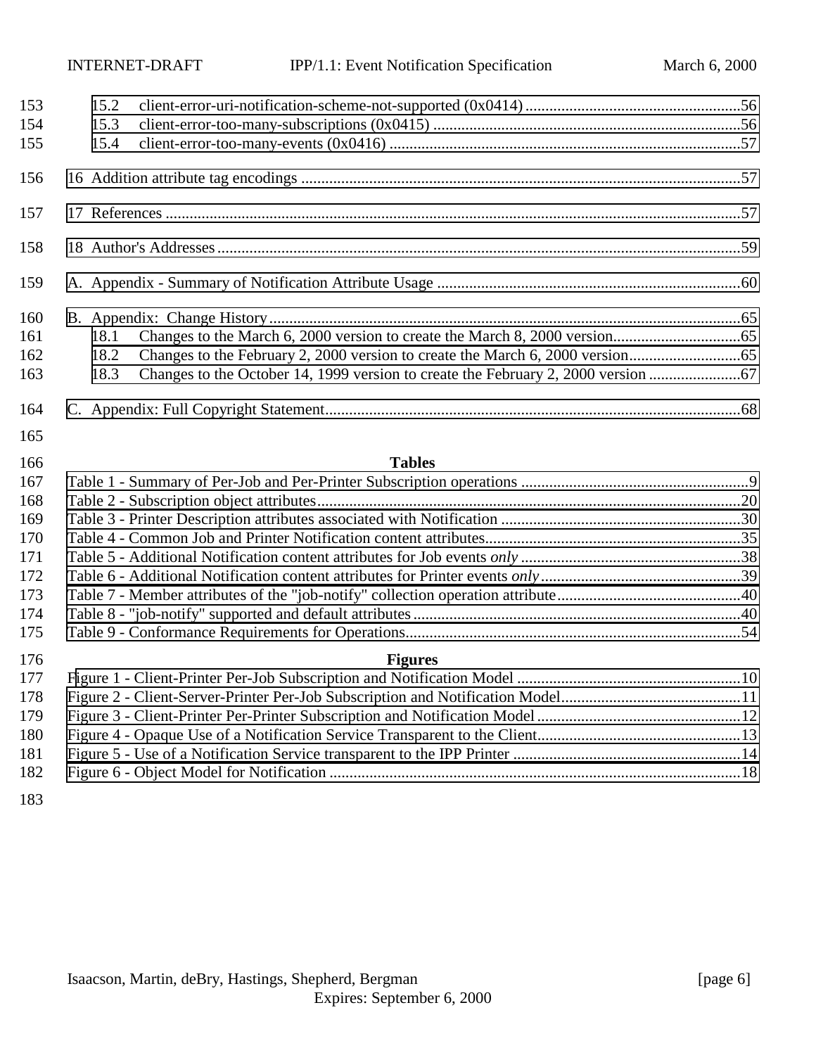15.2 client-error-uri-notification-scheme-not-supported (0x0414) ......................................................56
15.3 client-error-too-many-subscriptions (0x0415) .............................................................................56
15.4 client-error-too-many-events (0x0416) ........................................................................................57

16 Addition attribute tag encodings .............................................................................................................57

17 References ................................................................................................................................................57

18 Author's Addresses..................................................................................................................................59

A. Appendix - Summary of Notification Attribute Usage ............................................................................60

B. Appendix: Change History......................................................................................................................65
18.1 Changes to the March 6, 2000 version to create the March 8, 2000 version................................65
18.2 Changes to the February 2, 2000 version to create the March 6, 2000 version............................65
18.3 Changes to the October 14, 1999 version to create the February 2, 2000 version .......................67

C. Appendix: Full Copyright Statement.........................................................................................................68

**Tables**

Table 1 - Summary of Per-Job and Per-Printer Subscription operations ..........................................................9
Table 2 - Subscription object attributes..........................................................................................................20
Table 3 - Printer Description attributes associated with Notification ............................................................30
Table 4 - Common Job and Printer Notification content attributes................................................................35
Table 5 - Additional Notification content attributes for Job events *only* ........................................................38
Table 6 - Additional Notification content attributes for Printer events *only*..................................................39
Table 7 - Member attributes of the "job-notify" collection operation attribute..............................................40
Table 8 - "job-notify" supported and default attributes..................................................................................40
Table 9 - Conformance Requirements for Operations....................................................................................54

**Figures**

Figure 1 - Client-Printer Per-Job Subscription and Notification Model .........................................................10
Figure 2 - Client-Server-Printer Per-Job Subscription and Notification Model.............................................11
Figure 3 - Client-Printer Per-Printer Subscription and Notification Model ...................................................12
Figure 4 - Opaque Use of a Notification Service Transparent to the Client...................................................13
Figure 5 - Use of a Notification Service transparent to the IPP Printer .........................................................14
Figure 6 - Object Model for Notification .......................................................................................................18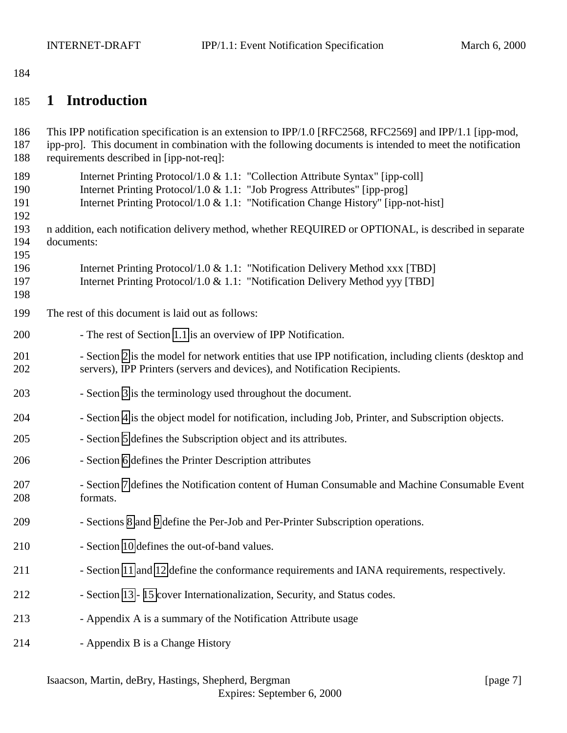# 1 Introduction

This IPP notification specification is an extension to IPP/1.0 [RFC2568, RFC2569] and IPP/1.1 [ipp-mod, ipp-pro]. This document in combination with the following documents is intended to meet the notification requirements described in [ipp-not-req]:

Internet Printing Protocol/1.0 & 1.1: "Collection Attribute Syntax" [ipp-coll]
Internet Printing Protocol/1.0 & 1.1: "Job Progress Attributes" [ipp-prog]
Internet Printing Protocol/1.0 & 1.1: "Notification Change History" [ipp-not-hist]

n addition, each notification delivery method, whether REQUIRED or OPTIONAL, is described in separate documents:

Internet Printing Protocol/1.0 & 1.1: "Notification Delivery Method xxx [TBD]
Internet Printing Protocol/1.0 & 1.1: "Notification Delivery Method yyy [TBD]

The rest of this document is laid out as follows:

- The rest of Section 1.1 is an overview of IPP Notification.
- Section 2 is the model for network entities that use IPP notification, including clients (desktop and servers), IPP Printers (servers and devices), and Notification Recipients.
- Section 3 is the terminology used throughout the document.
- Section 4 is the object model for notification, including Job, Printer, and Subscription objects.
- Section 5 defines the Subscription object and its attributes.
- Section 6 defines the Printer Description attributes
- Section 7 defines the Notification content of Human Consumable and Machine Consumable Event formats.
- Sections 8 and 9 define the Per-Job and Per-Printer Subscription operations.
- Section 10 defines the out-of-band values.
- Section 11 and 12 define the conformance requirements and IANA requirements, respectively.
- Section 13 - 15 cover Internationalization, Security, and Status codes.
- Appendix A is a summary of the Notification Attribute usage
- Appendix B is a Change History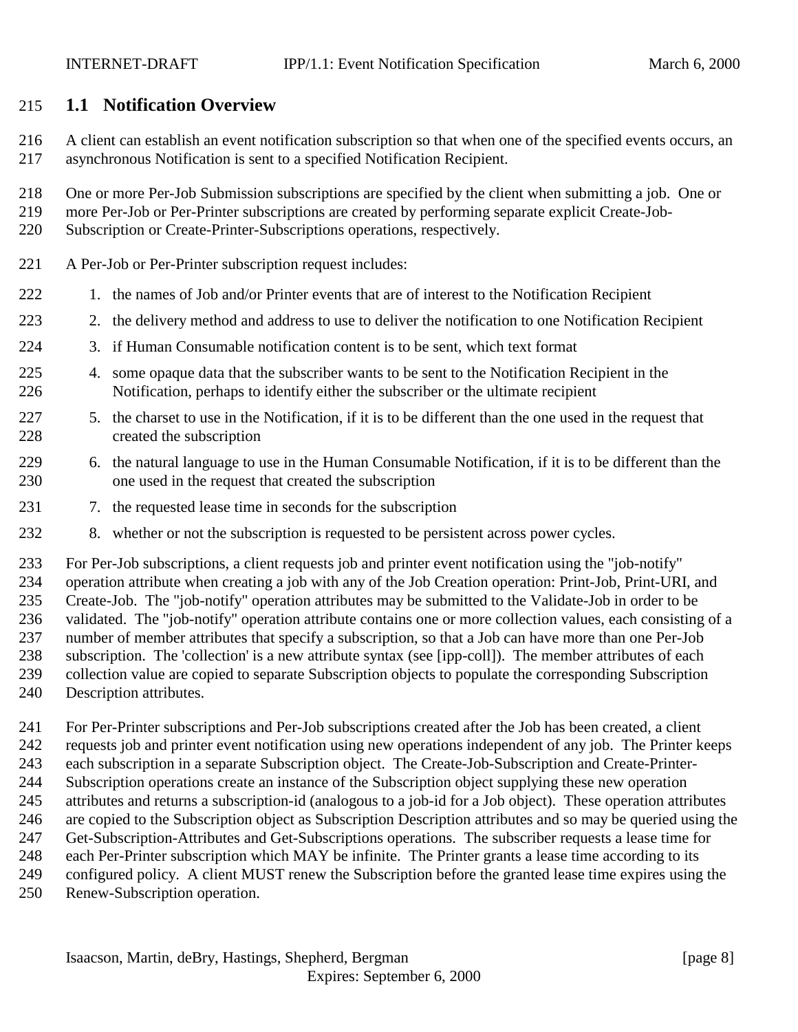## 1.1 Notification Overview

A client can establish an event notification subscription so that when one of the specified events occurs, an asynchronous Notification is sent to a specified Notification Recipient.

One or more Per-Job Submission subscriptions are specified by the client when submitting a job. One or more Per-Job or Per-Printer subscriptions are created by performing separate explicit Create-Job-Subscription or Create-Printer-Subscriptions operations, respectively.

A Per-Job or Per-Printer subscription request includes:

1. the names of Job and/or Printer events that are of interest to the Notification Recipient
2. the delivery method and address to use to deliver the notification to one Notification Recipient
3. if Human Consumable notification content is to be sent, which text format
4. some opaque data that the subscriber wants to be sent to the Notification Recipient in the Notification, perhaps to identify either the subscriber or the ultimate recipient
5. the charset to use in the Notification, if it is to be different than the one used in the request that created the subscription
6. the natural language to use in the Human Consumable Notification, if it is to be different than the one used in the request that created the subscription
7. the requested lease time in seconds for the subscription
8. whether or not the subscription is requested to be persistent across power cycles.

For Per-Job subscriptions, a client requests job and printer event notification using the "job-notify" operation attribute when creating a job with any of the Job Creation operation: Print-Job, Print-URI, and Create-Job. The "job-notify" operation attributes may be submitted to the Validate-Job in order to be validated. The "job-notify" operation attribute contains one or more collection values, each consisting of a number of member attributes that specify a subscription, so that a Job can have more than one Per-Job subscription. The 'collection' is a new attribute syntax (see [ipp-coll]). The member attributes of each collection value are copied to separate Subscription objects to populate the corresponding Subscription Description attributes.

For Per-Printer subscriptions and Per-Job subscriptions created after the Job has been created, a client requests job and printer event notification using new operations independent of any job. The Printer keeps each subscription in a separate Subscription object. The Create-Job-Subscription and Create-Printer-Subscription operations create an instance of the Subscription object supplying these new operation attributes and returns a subscription-id (analogous to a job-id for a Job object). These operation attributes are copied to the Subscription object as Subscription Description attributes and so may be queried using the Get-Subscription-Attributes and Get-Subscriptions operations. The subscriber requests a lease time for each Per-Printer subscription which MAY be infinite. The Printer grants a lease time according to its configured policy. A client MUST renew the Subscription before the granted lease time expires using the Renew-Subscription operation.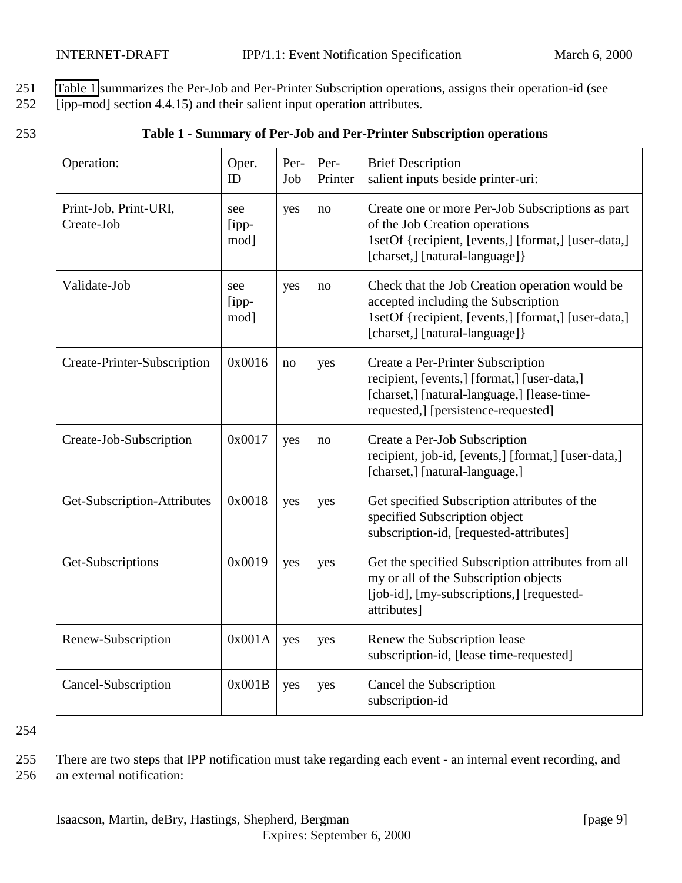Table 1 summarizes the Per-Job and Per-Printer Subscription operations, assigns their operation-id (see [ipp-mod] section 4.4.15) and their salient input operation attributes.

**Table 1 - Summary of Per-Job and Per-Printer Subscription operations**

| Operation: | Oper. ID | Per-Job | Per-Printer | Brief Description<br>salient inputs beside printer-uri: |
|---|---|---|---|---|
| Print-Job, Print-URI, Create-Job | see [ipp-mod] | yes | no | Create one or more Per-Job Subscriptions as part of the Job Creation operations<br>1setOf {recipient, [events,] [format,] [user-data,] [charset,] [natural-language]} |
| Validate-Job | see [ipp-mod] | yes | no | Check that the Job Creation operation would be accepted including the Subscription<br>1setOf {recipient, [events,] [format,] [user-data,] [charset,] [natural-language]} |
| Create-Printer-Subscription | 0x0016 | no | yes | Create a Per-Printer Subscription<br>recipient, [events,] [format,] [user-data,] [charset,] [natural-language,] [lease-time-requested,] [persistence-requested] |
| Create-Job-Subscription | 0x0017 | yes | no | Create a Per-Job Subscription<br>recipient, job-id, [events,] [format,] [user-data,] [charset,] [natural-language,] |
| Get-Subscription-Attributes | 0x0018 | yes | yes | Get specified Subscription attributes of the specified Subscription object<br>subscription-id, [requested-attributes] |
| Get-Subscriptions | 0x0019 | yes | yes | Get the specified Subscription attributes from all my or all of the Subscription objects<br>[job-id], [my-subscriptions,] [requested-attributes] |
| Renew-Subscription | 0x001A | yes | yes | Renew the Subscription lease<br>subscription-id, [lease time-requested] |
| Cancel-Subscription | 0x001B | yes | yes | Cancel the Subscription<br>subscription-id |

There are two steps that IPP notification must take regarding each event - an internal event recording, and an external notification: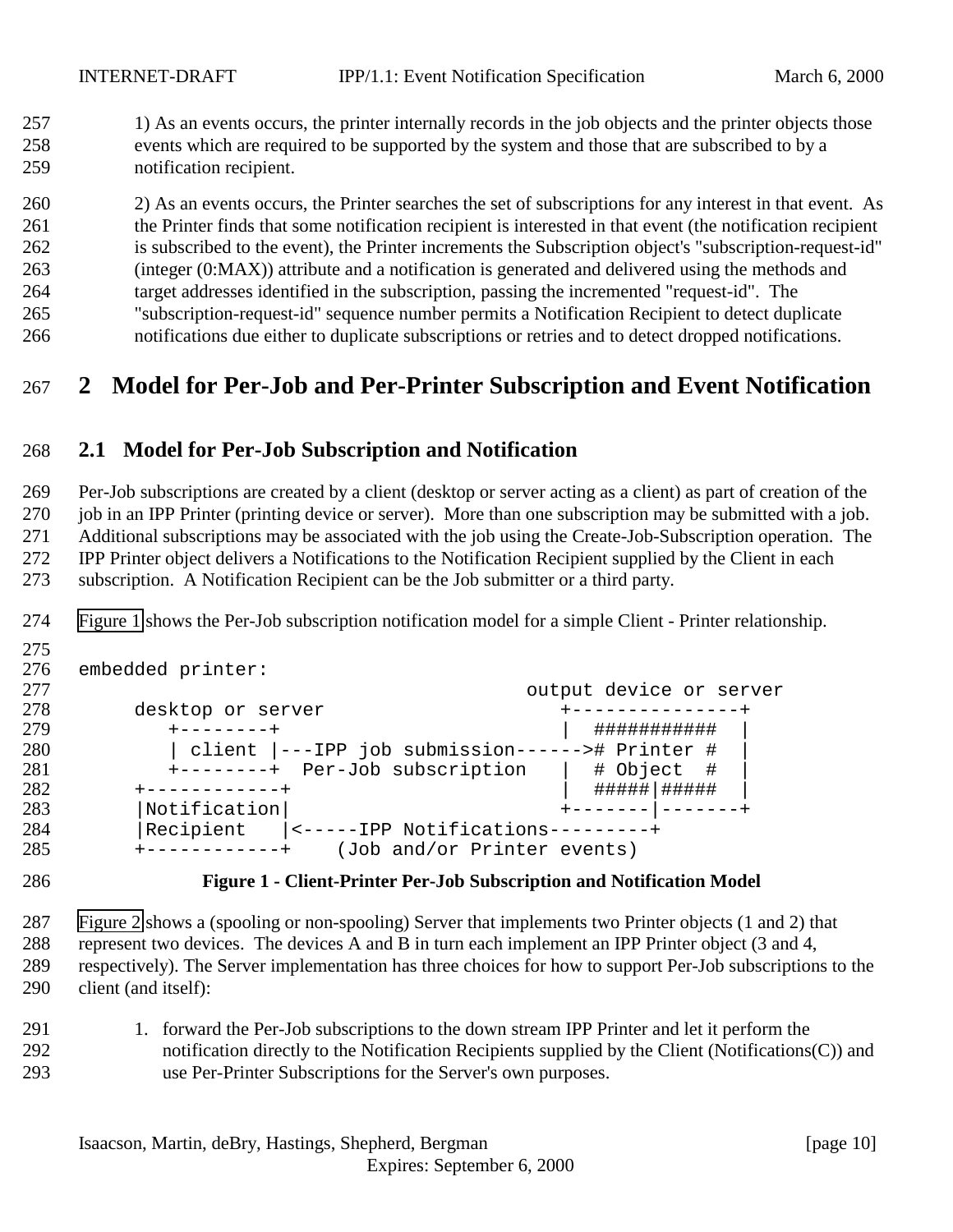1) As an events occurs, the printer internally records in the job objects and the printer objects those events which are required to be supported by the system and those that are subscribed to by a notification recipient.

2) As an events occurs, the Printer searches the set of subscriptions for any interest in that event. As the Printer finds that some notification recipient is interested in that event (the notification recipient is subscribed to the event), the Printer increments the Subscription object's "subscription-request-id" (integer (0:MAX)) attribute and a notification is generated and delivered using the methods and target addresses identified in the subscription, passing the incremented "request-id". The "subscription-request-id" sequence number permits a Notification Recipient to detect duplicate notifications due either to duplicate subscriptions or retries and to detect dropped notifications.

# 2 Model for Per-Job and Per-Printer Subscription and Event Notification

## 2.1 Model for Per-Job Subscription and Notification

Per-Job subscriptions are created by a client (desktop or server acting as a client) as part of creation of the job in an IPP Printer (printing device or server). More than one subscription may be submitted with a job. Additional subscriptions may be associated with the job using the Create-Job-Subscription operation. The IPP Printer object delivers a Notifications to the Notification Recipient supplied by the Client in each subscription. A Notification Recipient can be the Job submitter or a third party.

Figure 1 shows the Per-Job subscription notification model for a simple Client - Printer relationship.

```
embedded printer:
                                          output device or server
     desktop or server                       +---------------+
        +--------+                           |  ###########  |
        | client |---IPP job submission------># Printer #  |
        +--------+  Per-Job subscription     |  # Object  #  |
     +------------+                          |  #####|#####  |
     |Notification|                          +-------|-------+
     |Recipient   |<-----IPP Notifications---------+
     +------------+    (Job and/or Printer events)
```

**Figure 1 - Client-Printer Per-Job Subscription and Notification Model**

Figure 2 shows a (spooling or non-spooling) Server that implements two Printer objects (1 and 2) that represent two devices. The devices A and B in turn each implement an IPP Printer object (3 and 4, respectively). The Server implementation has three choices for how to support Per-Job subscriptions to the client (and itself):

1. forward the Per-Job subscriptions to the down stream IPP Printer and let it perform the notification directly to the Notification Recipients supplied by the Client (Notifications(C)) and use Per-Printer Subscriptions for the Server's own purposes.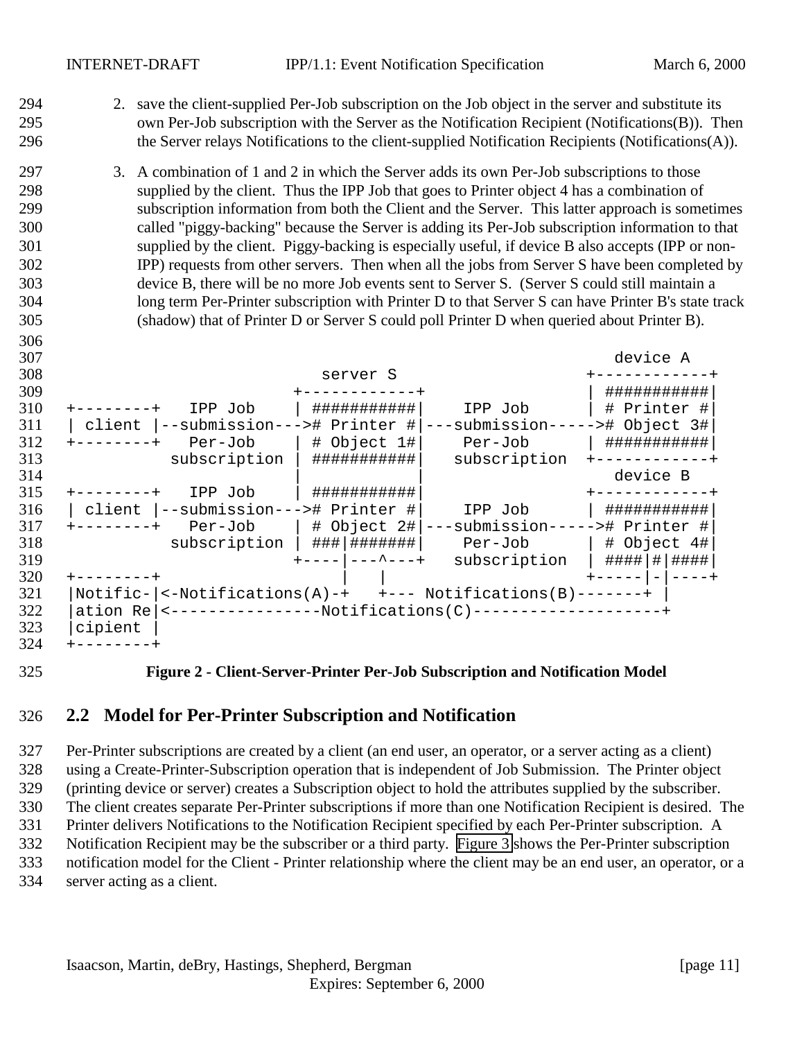2. save the client-supplied Per-Job subscription on the Job object in the server and substitute its own Per-Job subscription with the Server as the Notification Recipient (Notifications(B)). Then the Server relays Notifications to the client-supplied Notification Recipients (Notifications(A)).

3. A combination of 1 and 2 in which the Server adds its own Per-Job subscriptions to those supplied by the client. Thus the IPP Job that goes to Printer object 4 has a combination of subscription information from both the Client and the Server. This latter approach is sometimes called "piggy-backing" because the Server is adding its Per-Job subscription information to that supplied by the client. Piggy-backing is especially useful, if device B also accepts (IPP or non-IPP) requests from other servers. Then when all the jobs from Server S have been completed by device B, there will be no more Job events sent to Server S. (Server S could still maintain a long term Per-Printer subscription with Printer D to that Server S can have Printer B's state track (shadow) that of Printer D or Server S could poll Printer D when queried about Printer B).

```
                                                              device A
                               server S                    +------------+
                           +------------+                  | ###########|
+--------+   IPP Job       | ###########|    IPP Job       | # Printer #|
| client |--submission---># Printer #|---submission-----># Object 3#|
+--------+   Per-Job       | # Object 1#|    Per-Job       | ###########|
           subscription    | ###########|   subscription   +------------+
                           |            |                     device B
+--------+   IPP Job       | ###########|                  +------------+
| client |--submission---># Printer #|    IPP Job       | ###########|
+--------+   Per-Job       | # Object 2#|---submission-----># Printer #|
           subscription    | ###|#######|    Per-Job       | # Object 4#|
                           +----|---^---+   subscription   | ####|#|####|
+--------+                      |   |                      +-----|-|----+
|Notific-|<-Notifications(A)-+   +--- Notifications(B)-------+ |
|ation Re|<----------------Notifications(C)--------------------+
|cipient |
+--------+
```

**Figure 2 - Client-Server-Printer Per-Job Subscription and Notification Model**

## 2.2 Model for Per-Printer Subscription and Notification

Per-Printer subscriptions are created by a client (an end user, an operator, or a server acting as a client) using a Create-Printer-Subscription operation that is independent of Job Submission. The Printer object (printing device or server) creates a Subscription object to hold the attributes supplied by the subscriber. The client creates separate Per-Printer subscriptions if more than one Notification Recipient is desired. The Printer delivers Notifications to the Notification Recipient specified by each Per-Printer subscription. A Notification Recipient may be the subscriber or a third party. Figure 3 shows the Per-Printer subscription notification model for the Client - Printer relationship where the client may be an end user, an operator, or a server acting as a client.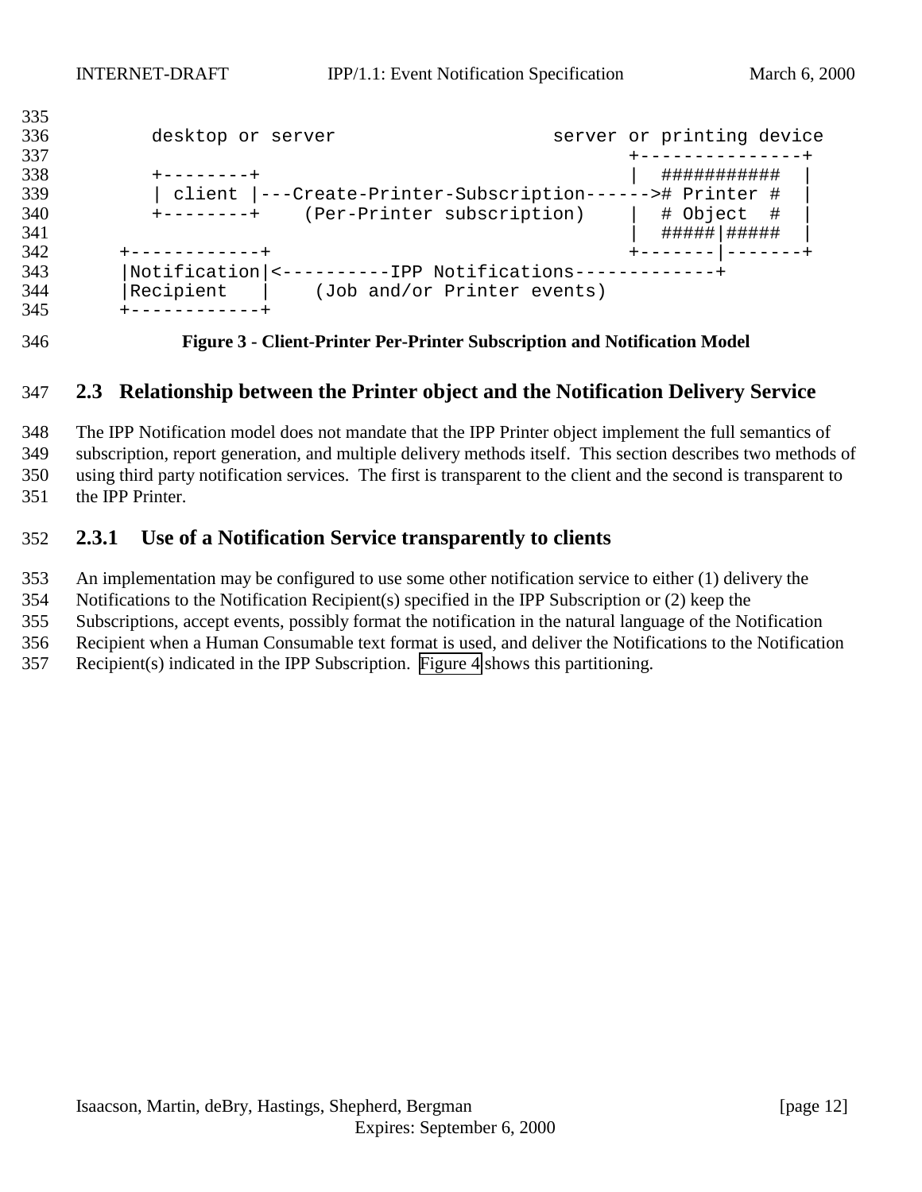```
        desktop or server                     server or printing device
                                                     +---------------+
        +--------+                                   |  ###########  |
        | client |---Create-Printer-Subscription------># Printer #  |
        +--------+    (Per-Printer subscription)     |  # Object  #  |
                                                     |  #####|#####  |
     +------------+                                  +-------|-------+
     |Notification|<----------IPP Notifications-------------+
     |Recipient   |    (Job and/or Printer events)
     +------------+
```

**Figure 3 - Client-Printer Per-Printer Subscription and Notification Model**

## 2.3 Relationship between the Printer object and the Notification Delivery Service

The IPP Notification model does not mandate that the IPP Printer object implement the full semantics of subscription, report generation, and multiple delivery methods itself. This section describes two methods of using third party notification services. The first is transparent to the client and the second is transparent to the IPP Printer.

### 2.3.1 Use of a Notification Service transparently to clients

An implementation may be configured to use some other notification service to either (1) delivery the Notifications to the Notification Recipient(s) specified in the IPP Subscription or (2) keep the Subscriptions, accept events, possibly format the notification in the natural language of the Notification Recipient when a Human Consumable text format is used, and deliver the Notifications to the Notification Recipient(s) indicated in the IPP Subscription. Figure 4 shows this partitioning.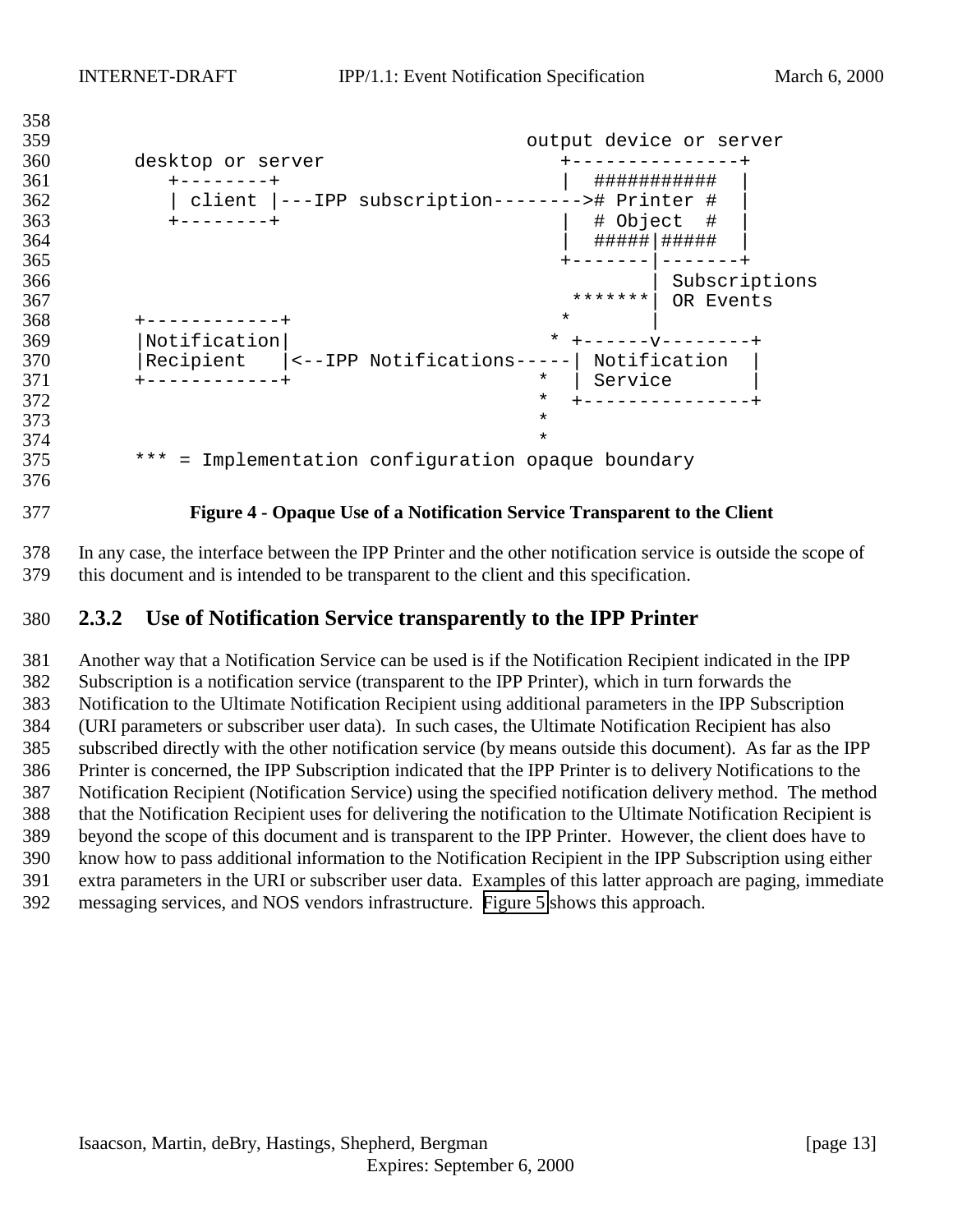```
                                           output device or server
     desktop or server                        +---------------+
        +--------+                            |  ###########  |
        | client |---IPP subscription-------># Printer #  |
        +--------+                            |  # Object  #  |
                                              |  #####|#####  |
                                              +-------|-------+
                                                      | Subscriptions
                                               *******| OR Events
     +------------+                           *       |
     |Notification|                          * +------v--------+
     |Recipient   |<--IPP Notifications-----| Notification  |
     +------------+                        *  | Service       |
                                           *  +---------------+
                                           *
                                           *
     *** = Implementation configuration opaque boundary
```

**Figure 4 - Opaque Use of a Notification Service Transparent to the Client**

In any case, the interface between the IPP Printer and the other notification service is outside the scope of this document and is intended to be transparent to the client and this specification.

### 2.3.2 Use of Notification Service transparently to the IPP Printer

Another way that a Notification Service can be used is if the Notification Recipient indicated in the IPP Subscription is a notification service (transparent to the IPP Printer), which in turn forwards the Notification to the Ultimate Notification Recipient using additional parameters in the IPP Subscription (URI parameters or subscriber user data). In such cases, the Ultimate Notification Recipient has also subscribed directly with the other notification service (by means outside this document). As far as the IPP Printer is concerned, the IPP Subscription indicated that the IPP Printer is to delivery Notifications to the Notification Recipient (Notification Service) using the specified notification delivery method. The method that the Notification Recipient uses for delivering the notification to the Ultimate Notification Recipient is beyond the scope of this document and is transparent to the IPP Printer. However, the client does have to know how to pass additional information to the Notification Recipient in the IPP Subscription using either extra parameters in the URI or subscriber user data. Examples of this latter approach are paging, immediate messaging services, and NOS vendors infrastructure. Figure 5 shows this approach.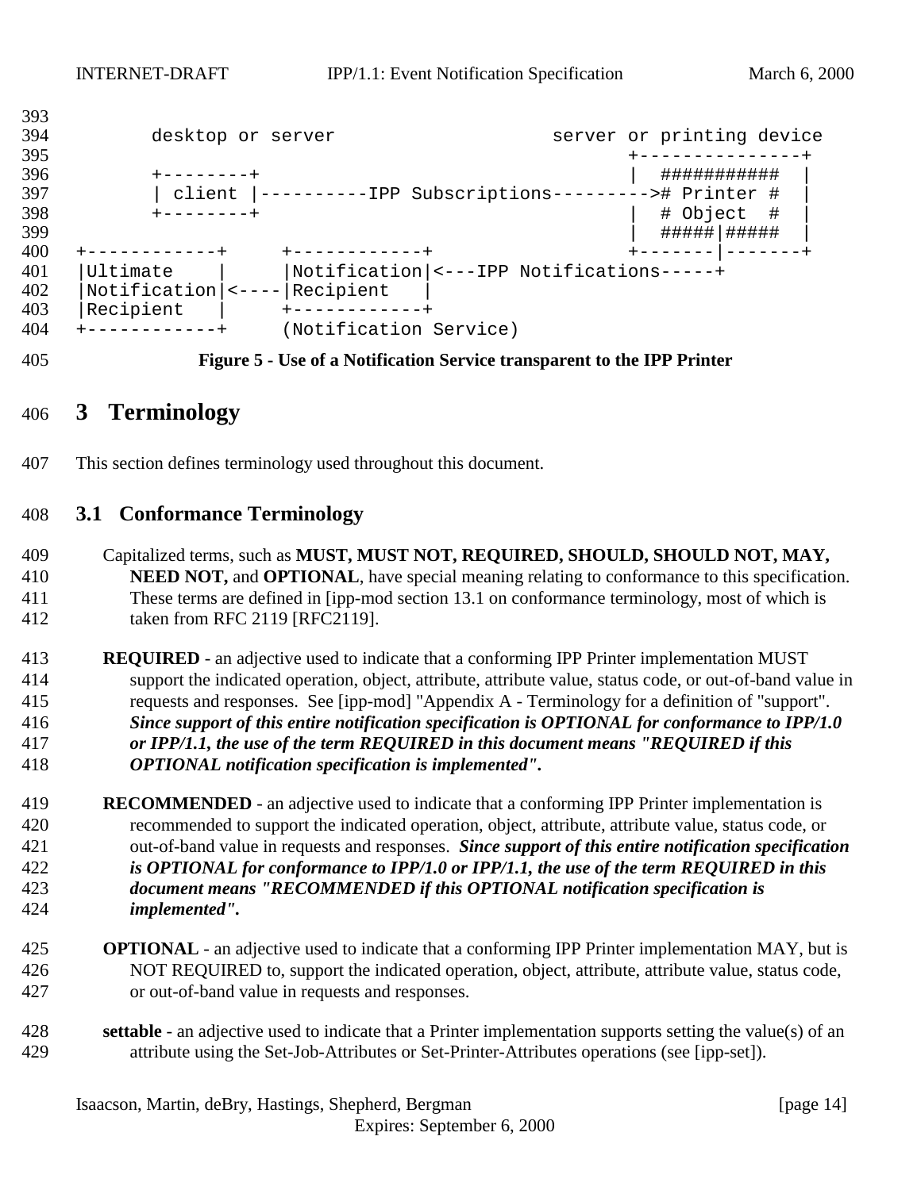```
       desktop or server                     server or printing device
                                                    +---------------+
       +--------+                                   |  ###########  |
       | client |----------IPP Subscriptions--------># Printer #    |
       +--------+                                   |  # Object  #  |
                                                    |  #####|#####  |
+------------+     +------------+                   +-------|-------+
|Ultimate    |     |Notification|<---IPP Notifications-----+
|Notification|<----|Recipient   |
|Recipient   |     +------------+
+------------+     (Notification Service)
```

**Figure 5 - Use of a Notification Service transparent to the IPP Printer**

# 3 Terminology

This section defines terminology used throughout this document.

## 3.1 Conformance Terminology

Capitalized terms, such as **MUST, MUST NOT, REQUIRED, SHOULD, SHOULD NOT, MAY, NEED NOT,** and **OPTIONAL**, have special meaning relating to conformance to this specification. These terms are defined in [ipp-mod section 13.1 on conformance terminology, most of which is taken from RFC 2119 [RFC2119].

**REQUIRED** - an adjective used to indicate that a conforming IPP Printer implementation MUST support the indicated operation, object, attribute, attribute value, status code, or out-of-band value in requests and responses. See [ipp-mod] "Appendix A - Terminology for a definition of "support". ***Since support of this entire notification specification is OPTIONAL for conformance to IPP/1.0 or IPP/1.1, the use of the term REQUIRED in this document means "REQUIRED if this OPTIONAL notification specification is implemented".***

**RECOMMENDED** - an adjective used to indicate that a conforming IPP Printer implementation is recommended to support the indicated operation, object, attribute, attribute value, status code, or out-of-band value in requests and responses. ***Since support of this entire notification specification is OPTIONAL for conformance to IPP/1.0 or IPP/1.1, the use of the term REQUIRED in this document means "RECOMMENDED if this OPTIONAL notification specification is implemented".***

**OPTIONAL** - an adjective used to indicate that a conforming IPP Printer implementation MAY, but is NOT REQUIRED to, support the indicated operation, object, attribute, attribute value, status code, or out-of-band value in requests and responses.

**settable** - an adjective used to indicate that a Printer implementation supports setting the value(s) of an attribute using the Set-Job-Attributes or Set-Printer-Attributes operations (see [ipp-set]).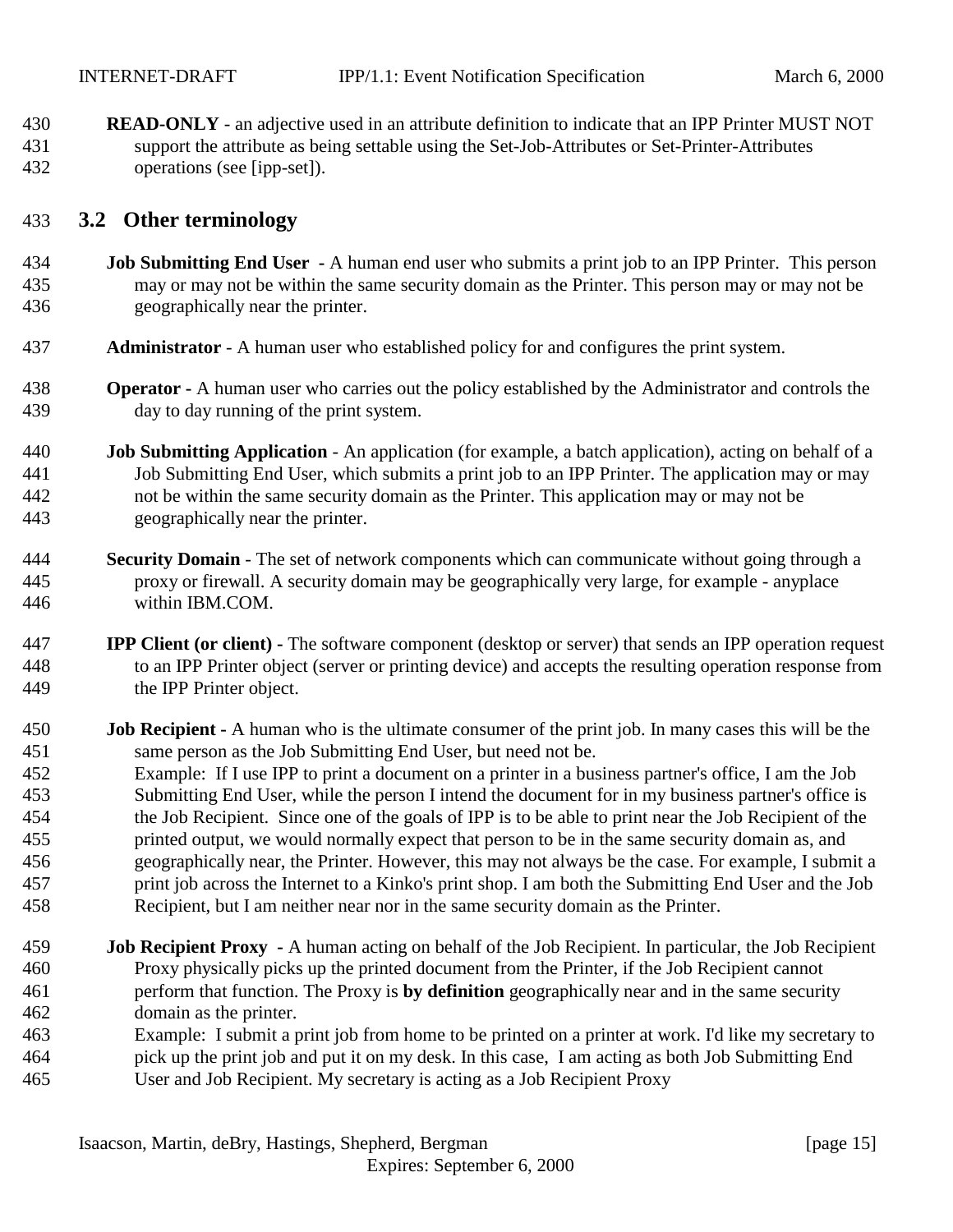**READ-ONLY** - an adjective used in an attribute definition to indicate that an IPP Printer MUST NOT support the attribute as being settable using the Set-Job-Attributes or Set-Printer-Attributes operations (see [ipp-set]).

## 3.2 Other terminology

**Job Submitting End User** - A human end user who submits a print job to an IPP Printer. This person may or may not be within the same security domain as the Printer. This person may or may not be geographically near the printer.

**Administrator** - A human user who established policy for and configures the print system.

**Operator** - A human user who carries out the policy established by the Administrator and controls the day to day running of the print system.

**Job Submitting Application** - An application (for example, a batch application), acting on behalf of a Job Submitting End User, which submits a print job to an IPP Printer. The application may or may not be within the same security domain as the Printer. This application may or may not be geographically near the printer.

**Security Domain** - The set of network components which can communicate without going through a proxy or firewall. A security domain may be geographically very large, for example - anyplace within IBM.COM.

**IPP Client (or client)** - The software component (desktop or server) that sends an IPP operation request to an IPP Printer object (server or printing device) and accepts the resulting operation response from the IPP Printer object.

**Job Recipient** - A human who is the ultimate consumer of the print job. In many cases this will be the same person as the Job Submitting End User, but need not be.
Example: If I use IPP to print a document on a printer in a business partner's office, I am the Job Submitting End User, while the person I intend the document for in my business partner's office is the Job Recipient. Since one of the goals of IPP is to be able to print near the Job Recipient of the printed output, we would normally expect that person to be in the same security domain as, and geographically near, the Printer. However, this may not always be the case. For example, I submit a print job across the Internet to a Kinko's print shop. I am both the Submitting End User and the Job Recipient, but I am neither near nor in the same security domain as the Printer.

**Job Recipient Proxy** - A human acting on behalf of the Job Recipient. In particular, the Job Recipient Proxy physically picks up the printed document from the Printer, if the Job Recipient cannot perform that function. The Proxy is **by definition** geographically near and in the same security domain as the printer.
Example: I submit a print job from home to be printed on a printer at work. I'd like my secretary to pick up the print job and put it on my desk. In this case, I am acting as both Job Submitting End User and Job Recipient. My secretary is acting as a Job Recipient Proxy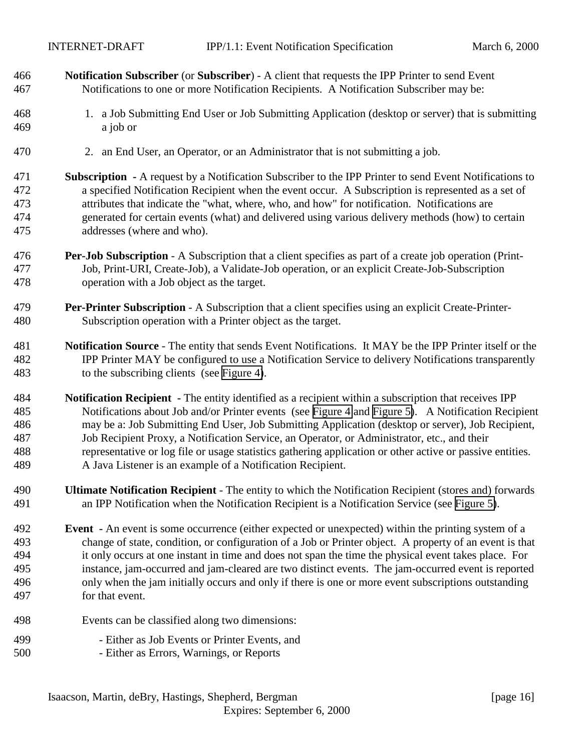**Notification Subscriber** (or **Subscriber**) - A client that requests the IPP Printer to send Event Notifications to one or more Notification Recipients. A Notification Subscriber may be:

1. a Job Submitting End User or Job Submitting Application (desktop or server) that is submitting a job or
2. an End User, an Operator, or an Administrator that is not submitting a job.

**Subscription -** A request by a Notification Subscriber to the IPP Printer to send Event Notifications to a specified Notification Recipient when the event occur. A Subscription is represented as a set of attributes that indicate the "what, where, who, and how" for notification. Notifications are generated for certain events (what) and delivered using various delivery methods (how) to certain addresses (where and who).

**Per-Job Subscription** - A Subscription that a client specifies as part of a create job operation (Print-Job, Print-URI, Create-Job), a Validate-Job operation, or an explicit Create-Job-Subscription operation with a Job object as the target.

**Per-Printer Subscription** - A Subscription that a client specifies using an explicit Create-Printer-Subscription operation with a Printer object as the target.

**Notification Source** - The entity that sends Event Notifications. It MAY be the IPP Printer itself or the IPP Printer MAY be configured to use a Notification Service to delivery Notifications transparently to the subscribing clients (see Figure 4).

**Notification Recipient -** The entity identified as a recipient within a subscription that receives IPP Notifications about Job and/or Printer events (see Figure 4 and Figure 5). A Notification Recipient may be a: Job Submitting End User, Job Submitting Application (desktop or server), Job Recipient, Job Recipient Proxy, a Notification Service, an Operator, or Administrator, etc., and their representative or log file or usage statistics gathering application or other active or passive entities. A Java Listener is an example of a Notification Recipient.

**Ultimate Notification Recipient** - The entity to which the Notification Recipient (stores and) forwards an IPP Notification when the Notification Recipient is a Notification Service (see Figure 5).

**Event -** An event is some occurrence (either expected or unexpected) within the printing system of a change of state, condition, or configuration of a Job or Printer object. A property of an event is that it only occurs at one instant in time and does not span the time the physical event takes place. For instance, jam-occurred and jam-cleared are two distinct events. The jam-occurred event is reported only when the jam initially occurs and only if there is one or more event subscriptions outstanding for that event.

Events can be classified along two dimensions:

- Either as Job Events or Printer Events, and
- Either as Errors, Warnings, or Reports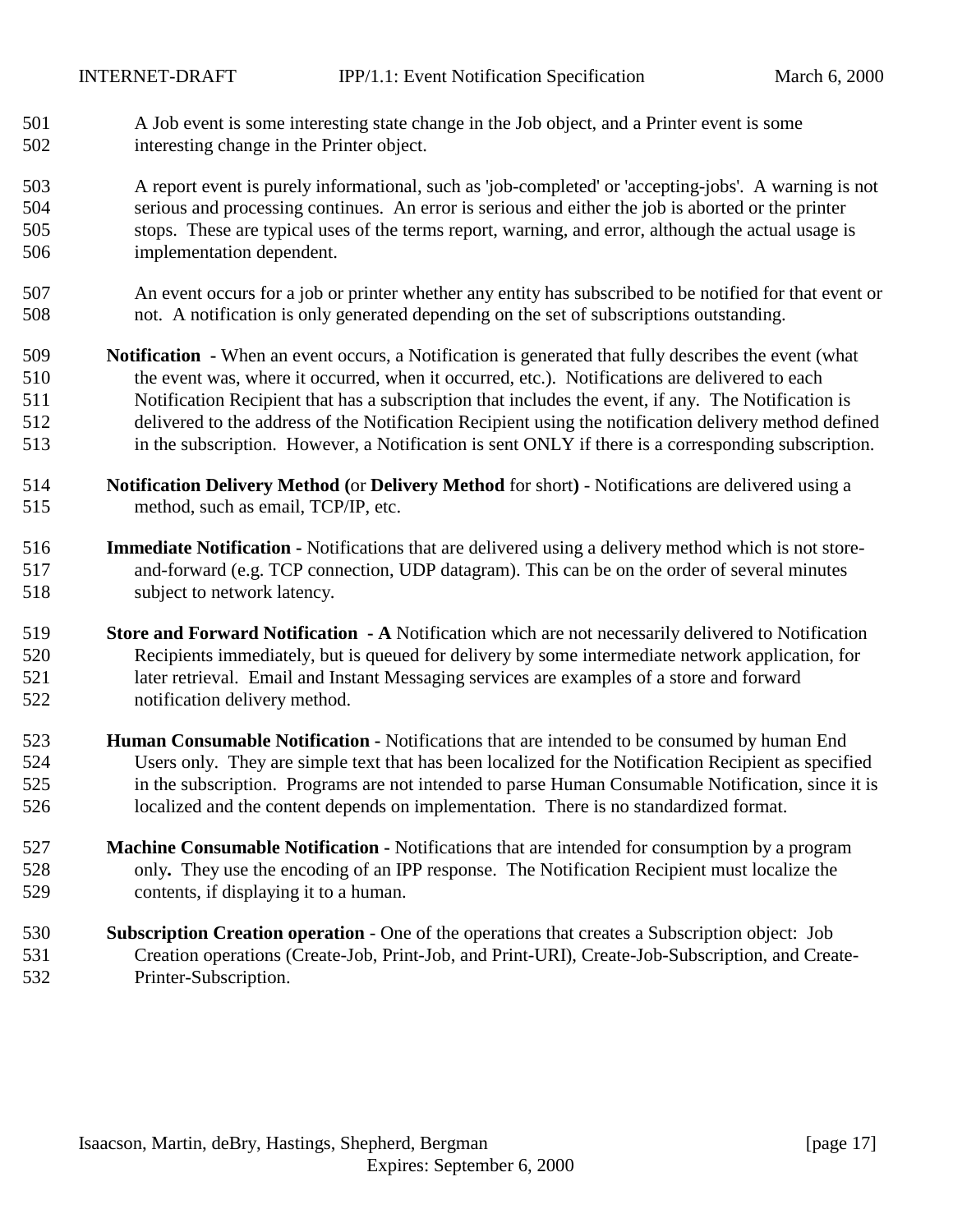A Job event is some interesting state change in the Job object, and a Printer event is some interesting change in the Printer object.

A report event is purely informational, such as 'job-completed' or 'accepting-jobs'. A warning is not serious and processing continues. An error is serious and either the job is aborted or the printer stops. These are typical uses of the terms report, warning, and error, although the actual usage is implementation dependent.

An event occurs for a job or printer whether any entity has subscribed to be notified for that event or not. A notification is only generated depending on the set of subscriptions outstanding.

**Notification** - When an event occurs, a Notification is generated that fully describes the event (what the event was, where it occurred, when it occurred, etc.). Notifications are delivered to each Notification Recipient that has a subscription that includes the event, if any. The Notification is delivered to the address of the Notification Recipient using the notification delivery method defined in the subscription. However, a Notification is sent ONLY if there is a corresponding subscription.

**Notification Delivery Method (**or **Delivery Method** for short**)** - Notifications are delivered using a method, such as email, TCP/IP, etc.

**Immediate Notification -** Notifications that are delivered using a delivery method which is not store-and-forward (e.g. TCP connection, UDP datagram). This can be on the order of several minutes subject to network latency.

**Store and Forward Notification - A** Notification which are not necessarily delivered to Notification Recipients immediately, but is queued for delivery by some intermediate network application, for later retrieval. Email and Instant Messaging services are examples of a store and forward notification delivery method.

**Human Consumable Notification -** Notifications that are intended to be consumed by human End Users only. They are simple text that has been localized for the Notification Recipient as specified in the subscription. Programs are not intended to parse Human Consumable Notification, since it is localized and the content depends on implementation. There is no standardized format.

**Machine Consumable Notification -** Notifications that are intended for consumption by a program only**.** They use the encoding of an IPP response. The Notification Recipient must localize the contents, if displaying it to a human.

**Subscription Creation operation** - One of the operations that creates a Subscription object: Job Creation operations (Create-Job, Print-Job, and Print-URI), Create-Job-Subscription, and Create-Printer-Subscription.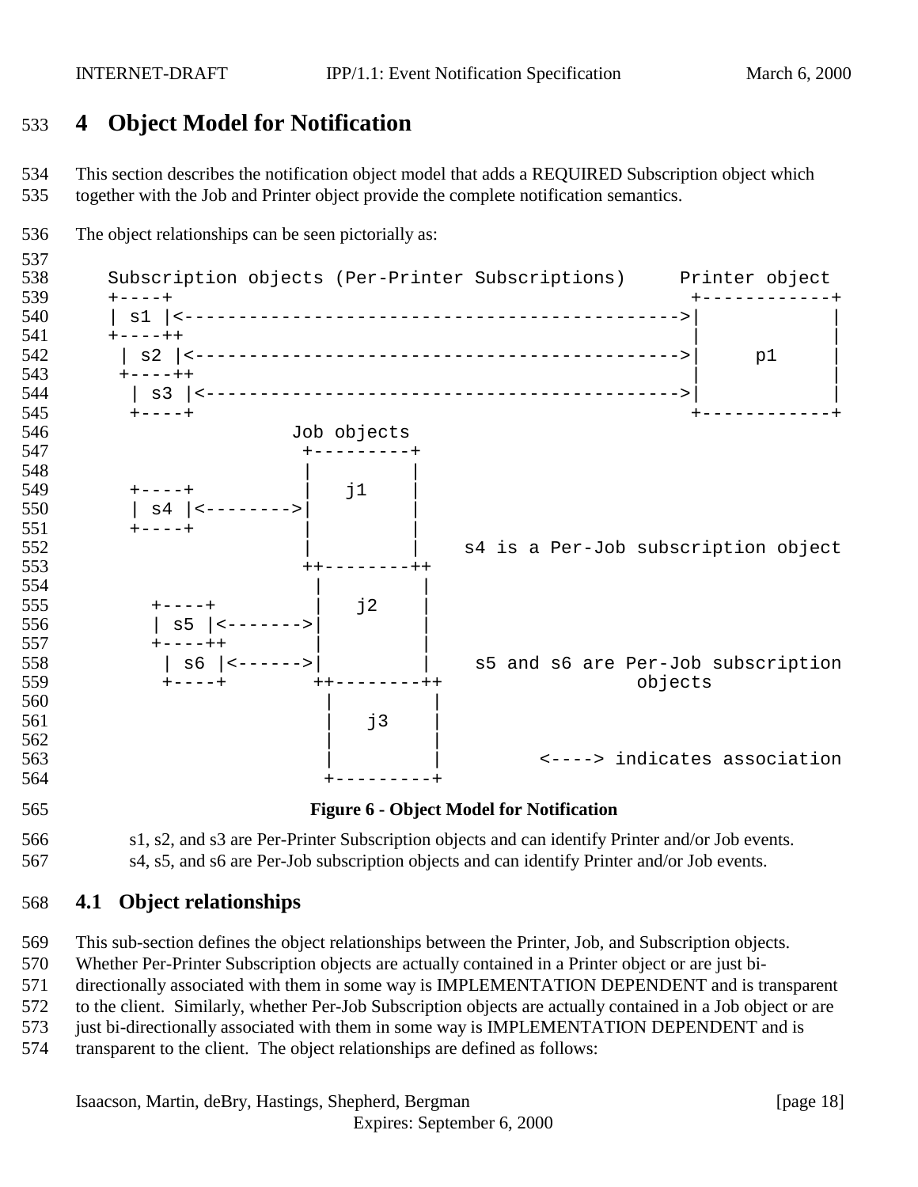# 4 Object Model for Notification

This section describes the notification object model that adds a REQUIRED Subscription object which together with the Job and Printer object provide the complete notification semantics.

The object relationships can be seen pictorially as:

```
Subscription objects (Per-Printer Subscriptions)     Printer object
+----+                                                 +------------+
| s1 |<----------------------------------------------->|            |
+----++                                                |            |
 | s2 |<---------------------------------------------->|     p1     |
 +----++                                               |            |
  | s3 |<--------------------------------------------->|            |
  +----+                                               +------------+
                  Job objects
                   +---------+
                   |         |
  +----+           |   j1    |
  | s4 |<--------->|         |
  +----+           |         |
                   |         |    s4 is a Per-Job subscription object
                   ++--------++
                    |         |
    +----+          |   j2    |
    | s5 |<-------->|         |
    +----++         |         |
     | s6 |<------->|         |    s5 and s6 are Per-Job subscription
     +----+        ++--------++                   objects
                    |         |
                    |   j3    |
                    |         |
                    |         |          <----> indicates association
                    +---------+
```

**Figure 6 - Object Model for Notification**

s1, s2, and s3 are Per-Printer Subscription objects and can identify Printer and/or Job events.
s4, s5, and s6 are Per-Job subscription objects and can identify Printer and/or Job events.

## 4.1 Object relationships

This sub-section defines the object relationships between the Printer, Job, and Subscription objects. Whether Per-Printer Subscription objects are actually contained in a Printer object or are just bi-directionally associated with them in some way is IMPLEMENTATION DEPENDENT and is transparent to the client. Similarly, whether Per-Job Subscription objects are actually contained in a Job object or are just bi-directionally associated with them in some way is IMPLEMENTATION DEPENDENT and is transparent to the client. The object relationships are defined as follows: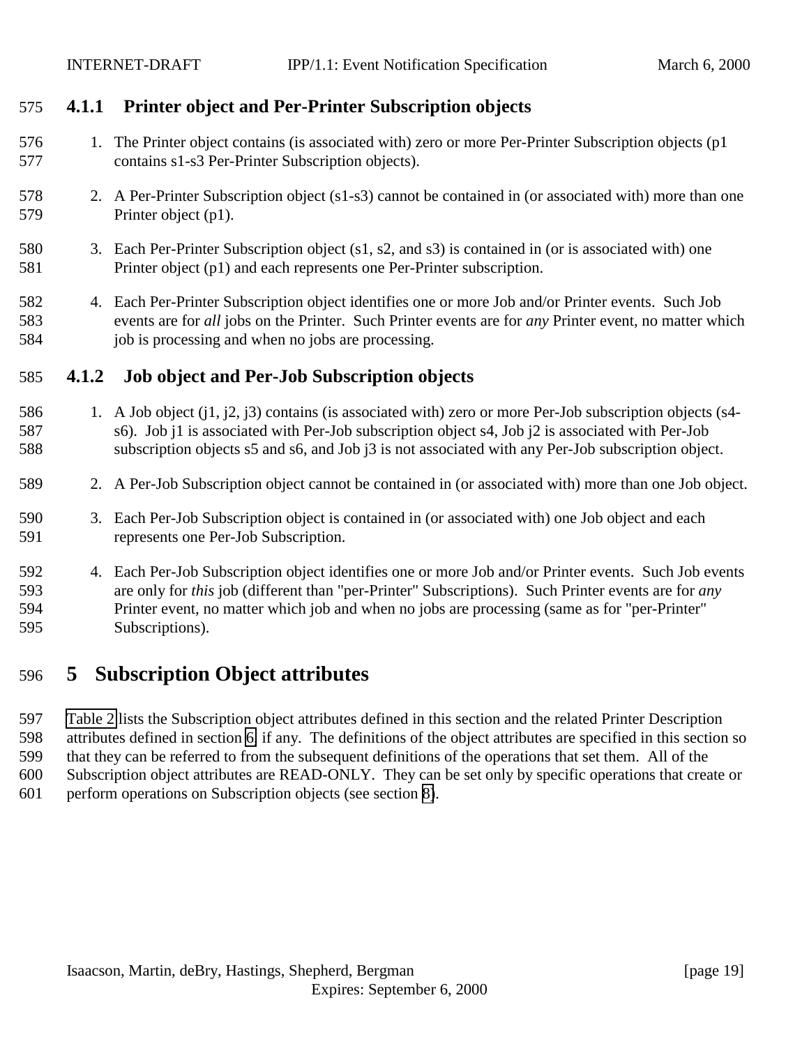### 4.1.1 Printer object and Per-Printer Subscription objects

1. The Printer object contains (is associated with) zero or more Per-Printer Subscription objects (p1 contains s1-s3 Per-Printer Subscription objects).

2. A Per-Printer Subscription object (s1-s3) cannot be contained in (or associated with) more than one Printer object (p1).

3. Each Per-Printer Subscription object (s1, s2, and s3) is contained in (or is associated with) one Printer object (p1) and each represents one Per-Printer subscription.

4. Each Per-Printer Subscription object identifies one or more Job and/or Printer events. Such Job events are for *all* jobs on the Printer. Such Printer events are for *any* Printer event, no matter which job is processing and when no jobs are processing.

### 4.1.2 Job object and Per-Job Subscription objects

1. A Job object (j1, j2, j3) contains (is associated with) zero or more Per-Job subscription objects (s4-s6). Job j1 is associated with Per-Job subscription object s4, Job j2 is associated with Per-Job subscription objects s5 and s6, and Job j3 is not associated with any Per-Job subscription object.

2. A Per-Job Subscription object cannot be contained in (or associated with) more than one Job object.

3. Each Per-Job Subscription object is contained in (or associated with) one Job object and each represents one Per-Job Subscription.

4. Each Per-Job Subscription object identifies one or more Job and/or Printer events. Such Job events are only for *this* job (different than "per-Printer" Subscriptions). Such Printer events are for *any* Printer event, no matter which job and when no jobs are processing (same as for "per-Printer" Subscriptions).

# 5 Subscription Object attributes

Table 2 lists the Subscription object attributes defined in this section and the related Printer Description attributes defined in section 6, if any. The definitions of the object attributes are specified in this section so that they can be referred to from the subsequent definitions of the operations that set them. All of the Subscription object attributes are READ-ONLY. They can be set only by specific operations that create or perform operations on Subscription objects (see section 8).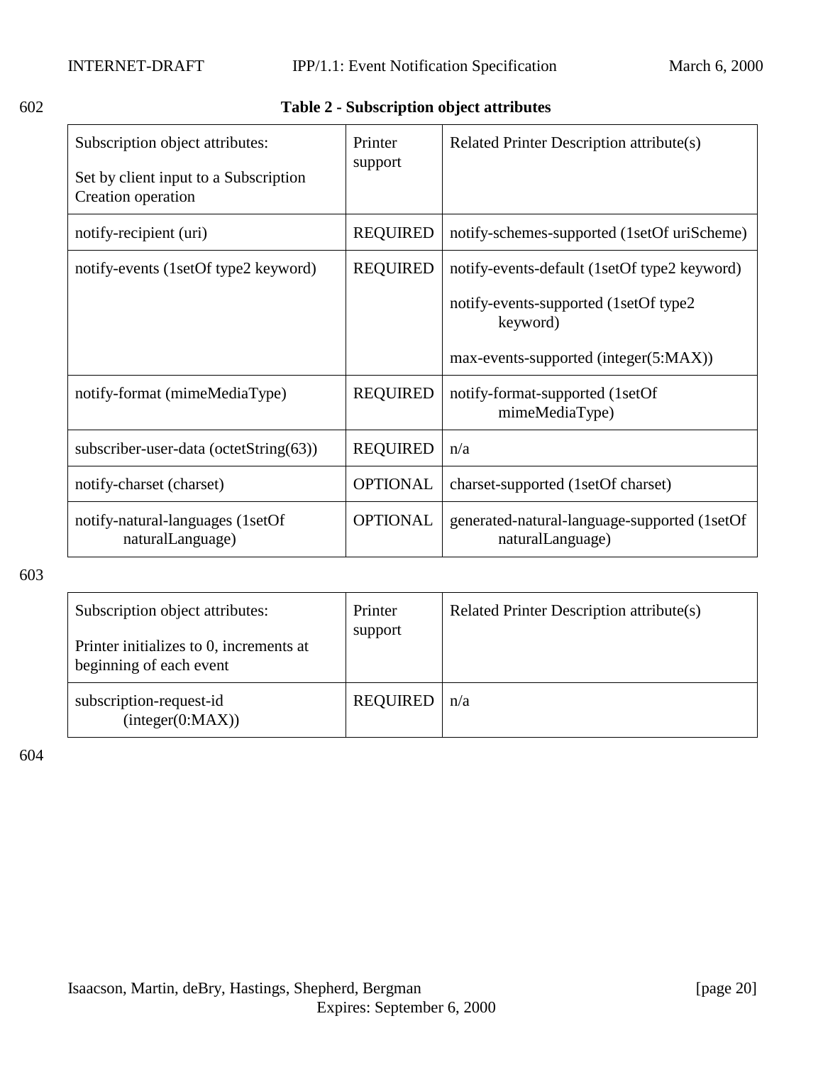**Table 2 - Subscription object attributes**

| Subscription object attributes: Set by client input to a Subscription Creation operation | Printer support | Related Printer Description attribute(s) |
|---|---|---|
| notify-recipient (uri) | REQUIRED | notify-schemes-supported (1setOf uriScheme) |
| notify-events (1setOf type2 keyword) | REQUIRED | notify-events-default (1setOf type2 keyword) <br> notify-events-supported (1setOf type2 keyword) <br> max-events-supported (integer(5:MAX)) |
| notify-format (mimeMediaType) | REQUIRED | notify-format-supported (1setOf mimeMediaType) |
| subscriber-user-data (octetString(63)) | REQUIRED | n/a |
| notify-charset (charset) | OPTIONAL | charset-supported (1setOf charset) |
| notify-natural-languages (1setOf naturalLanguage) | OPTIONAL | generated-natural-language-supported (1setOf naturalLanguage) |

| Subscription object attributes: Printer initializes to 0, increments at beginning of each event | Printer support | Related Printer Description attribute(s) |
|---|---|---|
| subscription-request-id (integer(0:MAX)) | REQUIRED | n/a |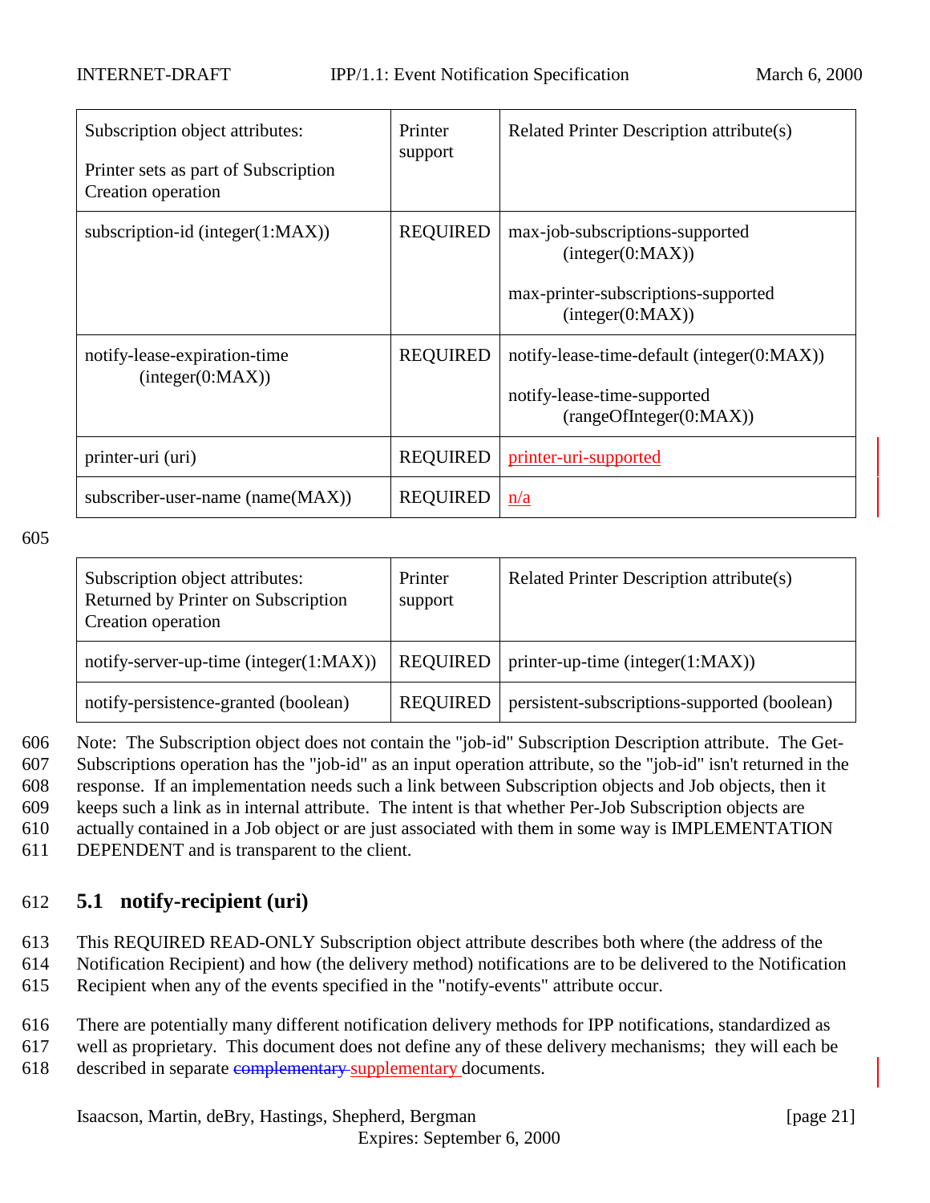| Subscription object attributes: Printer sets as part of Subscription Creation operation | Printer support | Related Printer Description attribute(s) |
|---|---|---|
| subscription-id (integer(1:MAX)) | REQUIRED | max-job-subscriptions-supported (integer(0:MAX)) max-printer-subscriptions-supported (integer(0:MAX)) |
| notify-lease-expiration-time (integer(0:MAX)) | REQUIRED | notify-lease-time-default (integer(0:MAX)) notify-lease-time-supported (rangeOfInteger(0:MAX)) |
| printer-uri (uri) | REQUIRED | printer-uri-supported |
| subscriber-user-name (name(MAX)) | REQUIRED | n/a |

| Subscription object attributes: Returned by Printer on Subscription Creation operation | Printer support | Related Printer Description attribute(s) |
|---|---|---|
| notify-server-up-time (integer(1:MAX)) | REQUIRED | printer-up-time (integer(1:MAX)) |
| notify-persistence-granted (boolean) | REQUIRED | persistent-subscriptions-supported (boolean) |

Note: The Subscription object does not contain the "job-id" Subscription Description attribute. The Get-Subscriptions operation has the "job-id" as an input operation attribute, so the "job-id" isn't returned in the response. If an implementation needs such a link between Subscription objects and Job objects, then it keeps such a link as in internal attribute. The intent is that whether Per-Job Subscription objects are actually contained in a Job object or are just associated with them in some way is IMPLEMENTATION DEPENDENT and is transparent to the client.

## 5.1 notify-recipient (uri)

This REQUIRED READ-ONLY Subscription object attribute describes both where (the address of the Notification Recipient) and how (the delivery method) notifications are to be delivered to the Notification Recipient when any of the events specified in the "notify-events" attribute occur.

There are potentially many different notification delivery methods for IPP notifications, standardized as well as proprietary. This document does not define any of these delivery mechanisms; they will each be described in separate ~~complementary~~ supplementary documents.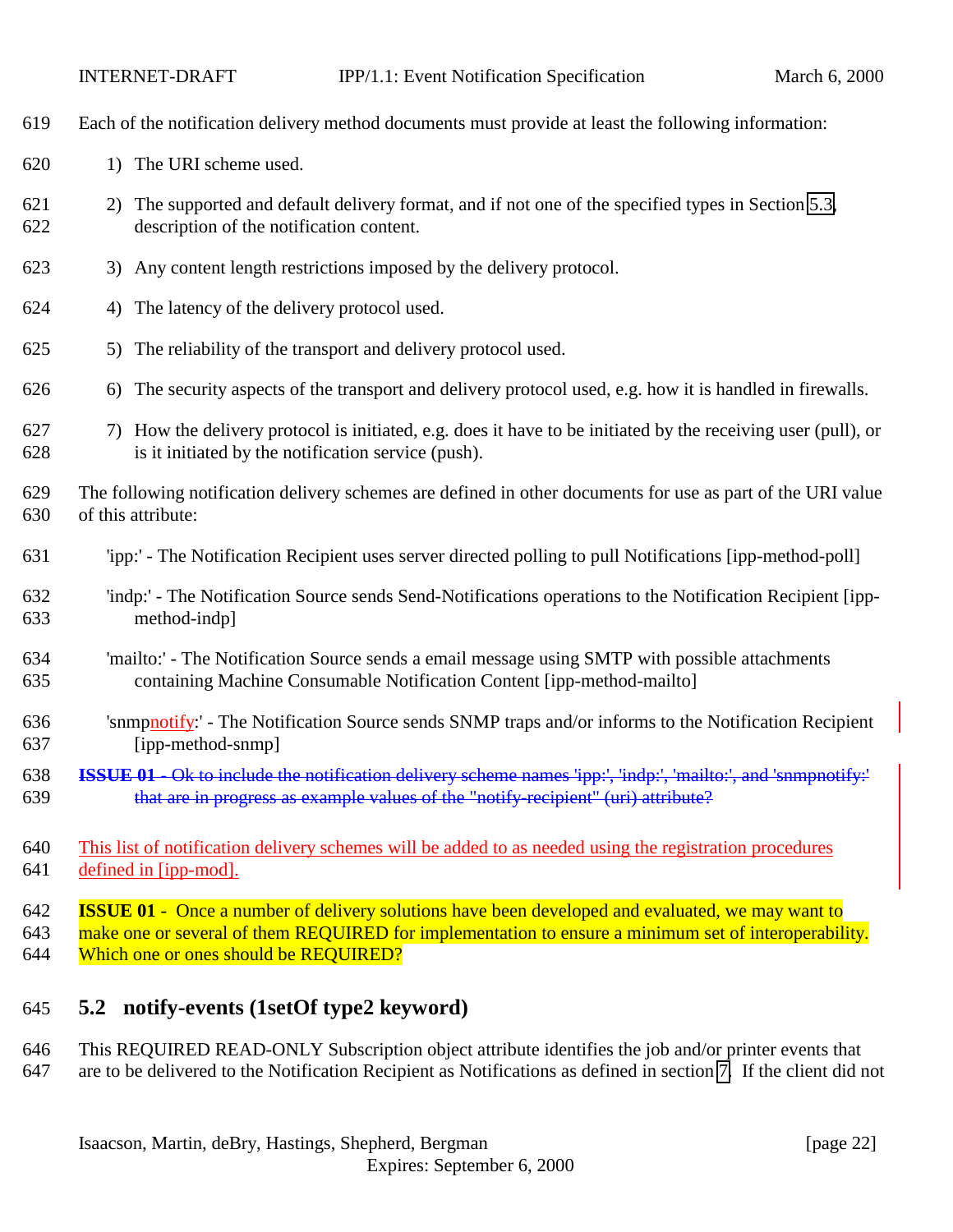Each of the notification delivery method documents must provide at least the following information:

1) The URI scheme used.
2) The supported and default delivery format, and if not one of the specified types in Section 5.3, description of the notification content.
3) Any content length restrictions imposed by the delivery protocol.
4) The latency of the delivery protocol used.
5) The reliability of the transport and delivery protocol used.
6) The security aspects of the transport and delivery protocol used, e.g. how it is handled in firewalls.
7) How the delivery protocol is initiated, e.g. does it have to be initiated by the receiving user (pull), or is it initiated by the notification service (push).

The following notification delivery schemes are defined in other documents for use as part of the URI value of this attribute:

'ipp:' - The Notification Recipient uses server directed polling to pull Notifications [ipp-method-poll]

'indp:' - The Notification Source sends Send-Notifications operations to the Notification Recipient [ipp-method-indp]

'mailto:' - The Notification Source sends a email message using SMTP with possible attachments containing Machine Consumable Notification Content [ipp-method-mailto]

'snmpnotify:' - The Notification Source sends SNMP traps and/or informs to the Notification Recipient [ipp-method-snmp]

~~**ISSUE 01** - Ok to include the notification delivery scheme names 'ipp:', 'indp:', 'mailto:', and 'snmpnotify:' that are in progress as example values of the "notify-recipient" (uri) attribute?~~

This list of notification delivery schemes will be added to as needed using the registration procedures defined in [ipp-mod].

**ISSUE 01** - Once a number of delivery solutions have been developed and evaluated, we may want to make one or several of them REQUIRED for implementation to ensure a minimum set of interoperability. Which one or ones should be REQUIRED?

## 5.2 notify-events (1setOf type2 keyword)

This REQUIRED READ-ONLY Subscription object attribute identifies the job and/or printer events that are to be delivered to the Notification Recipient as Notifications as defined in section 7. If the client did not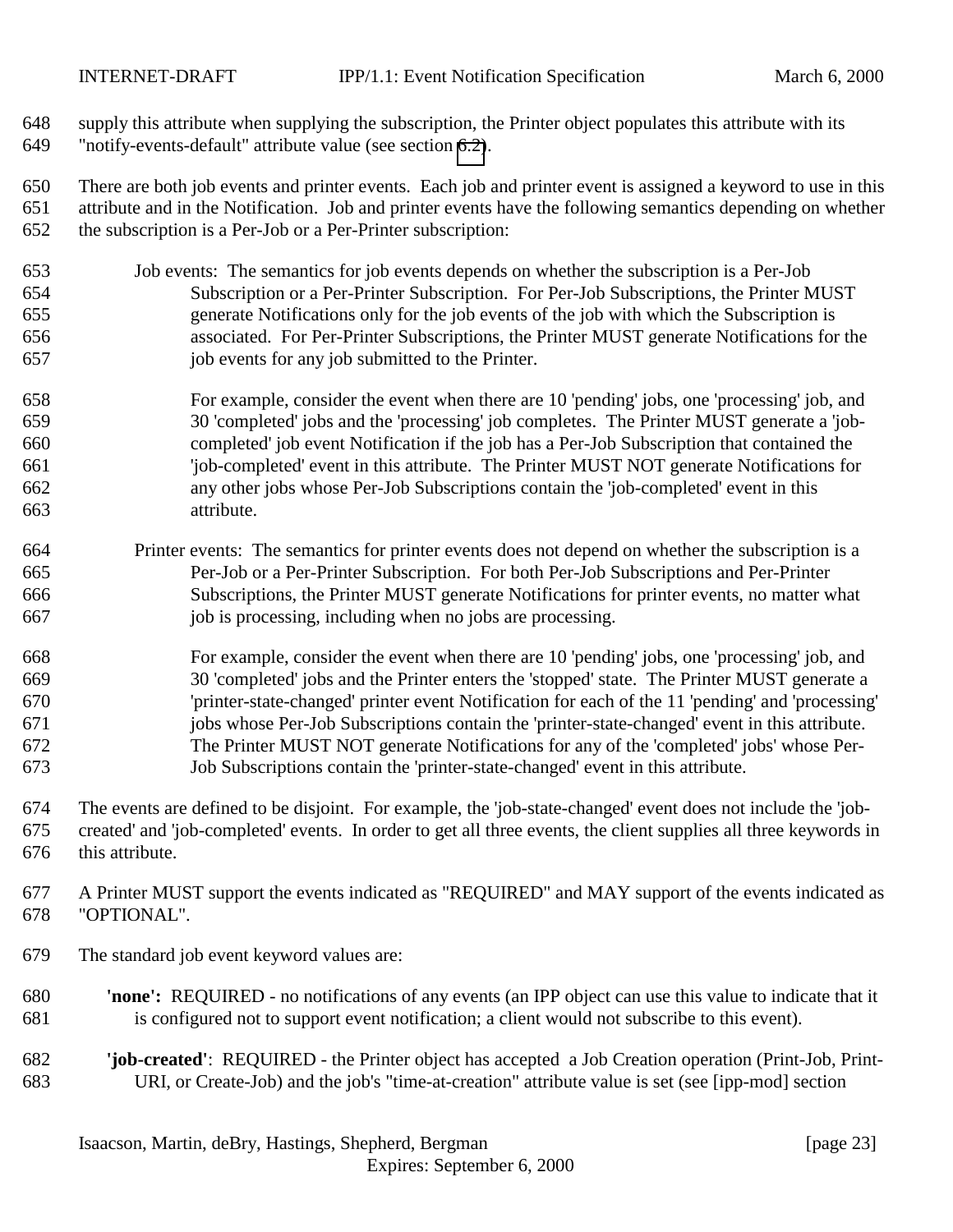supply this attribute when supplying the subscription, the Printer object populates this attribute with its "notify-events-default" attribute value (see section 6.2).

There are both job events and printer events. Each job and printer event is assigned a keyword to use in this attribute and in the Notification. Job and printer events have the following semantics depending on whether the subscription is a Per-Job or a Per-Printer subscription:

Job events: The semantics for job events depends on whether the subscription is a Per-Job Subscription or a Per-Printer Subscription. For Per-Job Subscriptions, the Printer MUST generate Notifications only for the job events of the job with which the Subscription is associated. For Per-Printer Subscriptions, the Printer MUST generate Notifications for the job events for any job submitted to the Printer.

> For example, consider the event when there are 10 'pending' jobs, one 'processing' job, and 30 'completed' jobs and the 'processing' job completes. The Printer MUST generate a 'job-completed' job event Notification if the job has a Per-Job Subscription that contained the 'job-completed' event in this attribute. The Printer MUST NOT generate Notifications for any other jobs whose Per-Job Subscriptions contain the 'job-completed' event in this attribute.

Printer events: The semantics for printer events does not depend on whether the subscription is a Per-Job or a Per-Printer Subscription. For both Per-Job Subscriptions and Per-Printer Subscriptions, the Printer MUST generate Notifications for printer events, no matter what job is processing, including when no jobs are processing.

> For example, consider the event when there are 10 'pending' jobs, one 'processing' job, and 30 'completed' jobs and the Printer enters the 'stopped' state. The Printer MUST generate a 'printer-state-changed' printer event Notification for each of the 11 'pending' and 'processing' jobs whose Per-Job Subscriptions contain the 'printer-state-changed' event in this attribute. The Printer MUST NOT generate Notifications for any of the 'completed' jobs' whose Per-Job Subscriptions contain the 'printer-state-changed' event in this attribute.

The events are defined to be disjoint. For example, the 'job-state-changed' event does not include the 'job-created' and 'job-completed' events. In order to get all three events, the client supplies all three keywords in this attribute.

A Printer MUST support the events indicated as "REQUIRED" and MAY support of the events indicated as "OPTIONAL".

The standard job event keyword values are:

**'none':** REQUIRED - no notifications of any events (an IPP object can use this value to indicate that it is configured not to support event notification; a client would not subscribe to this event).

**'job-created'**: REQUIRED - the Printer object has accepted a Job Creation operation (Print-Job, Print-URI, or Create-Job) and the job's "time-at-creation" attribute value is set (see [ipp-mod] section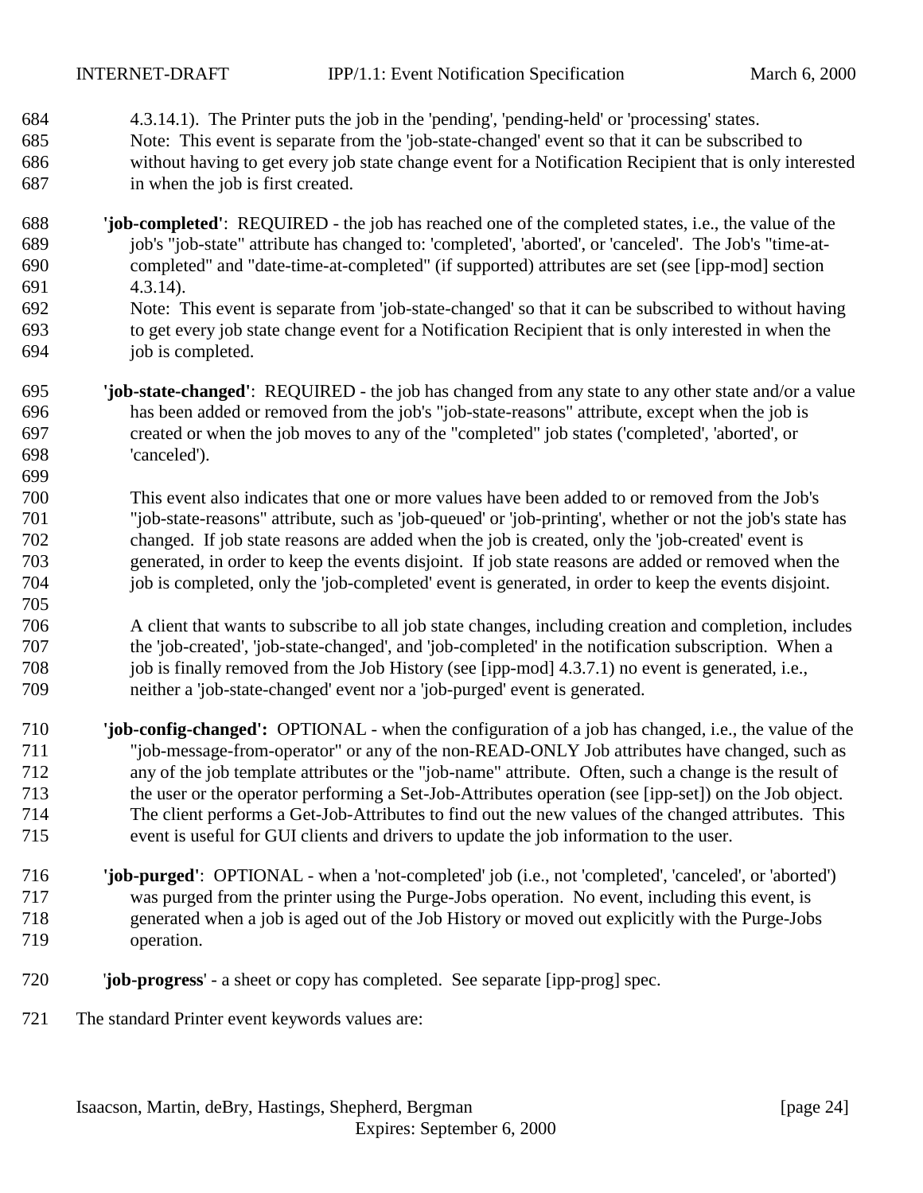4.3.14.1). The Printer puts the job in the 'pending', 'pending-held' or 'processing' states.
Note: This event is separate from the 'job-state-changed' event so that it can be subscribed to without having to get every job state change event for a Notification Recipient that is only interested in when the job is first created.

**'job-completed'**: REQUIRED - the job has reached one of the completed states, i.e., the value of the job's "job-state" attribute has changed to: 'completed', 'aborted', or 'canceled'. The Job's "time-at-completed" and "date-time-at-completed" (if supported) attributes are set (see [ipp-mod] section 4.3.14).
Note: This event is separate from 'job-state-changed' so that it can be subscribed to without having to get every job state change event for a Notification Recipient that is only interested in when the job is completed.

**'job-state-changed'**: REQUIRED - the job has changed from any state to any other state and/or a value has been added or removed from the job's "job-state-reasons" attribute, except when the job is created or when the job moves to any of the "completed" job states ('completed', 'aborted', or 'canceled').

This event also indicates that one or more values have been added to or removed from the Job's "job-state-reasons" attribute, such as 'job-queued' or 'job-printing', whether or not the job's state has changed. If job state reasons are added when the job is created, only the 'job-created' event is generated, in order to keep the events disjoint. If job state reasons are added or removed when the job is completed, only the 'job-completed' event is generated, in order to keep the events disjoint.

A client that wants to subscribe to all job state changes, including creation and completion, includes the 'job-created', 'job-state-changed', and 'job-completed' in the notification subscription. When a job is finally removed from the Job History (see [ipp-mod] 4.3.7.1) no event is generated, i.e., neither a 'job-state-changed' event nor a 'job-purged' event is generated.

**'job-config-changed':** OPTIONAL - when the configuration of a job has changed, i.e., the value of the "job-message-from-operator" or any of the non-READ-ONLY Job attributes have changed, such as any of the job template attributes or the "job-name" attribute. Often, such a change is the result of the user or the operator performing a Set-Job-Attributes operation (see [ipp-set]) on the Job object. The client performs a Get-Job-Attributes to find out the new values of the changed attributes. This event is useful for GUI clients and drivers to update the job information to the user.

**'job-purged'**: OPTIONAL - when a 'not-completed' job (i.e., not 'completed', 'canceled', or 'aborted') was purged from the printer using the Purge-Jobs operation. No event, including this event, is generated when a job is aged out of the Job History or moved out explicitly with the Purge-Jobs operation.

'**job-progress**' - a sheet or copy has completed. See separate [ipp-prog] spec.

The standard Printer event keywords values are: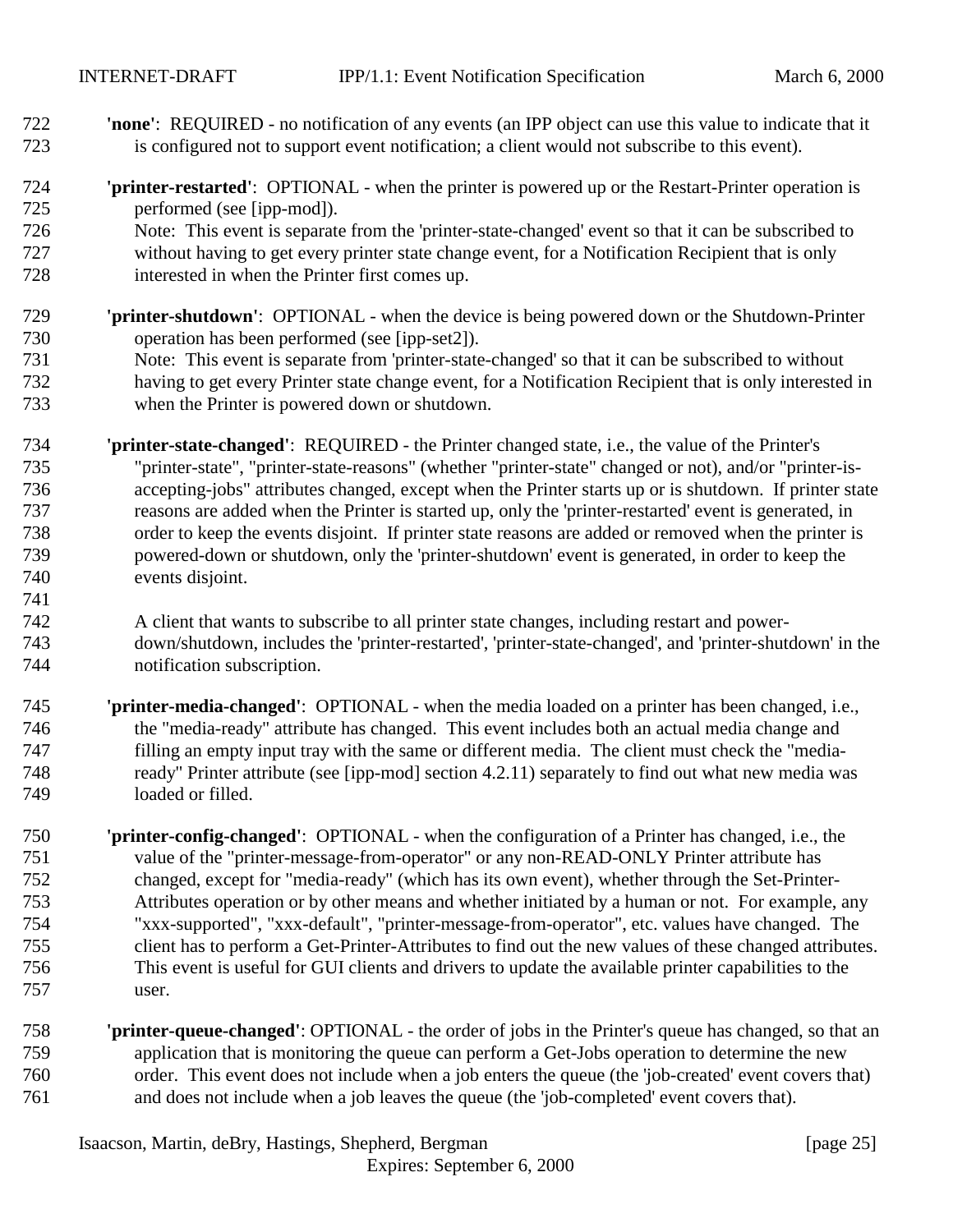**'none'**: REQUIRED - no notification of any events (an IPP object can use this value to indicate that it is configured not to support event notification; a client would not subscribe to this event).

**'printer-restarted'**: OPTIONAL - when the printer is powered up or the Restart-Printer operation is performed (see [ipp-mod]).
Note: This event is separate from the 'printer-state-changed' event so that it can be subscribed to without having to get every printer state change event, for a Notification Recipient that is only interested in when the Printer first comes up.

**'printer-shutdown'**: OPTIONAL - when the device is being powered down or the Shutdown-Printer operation has been performed (see [ipp-set2]).
Note: This event is separate from 'printer-state-changed' so that it can be subscribed to without having to get every Printer state change event, for a Notification Recipient that is only interested in when the Printer is powered down or shutdown.

**'printer-state-changed'**: REQUIRED - the Printer changed state, i.e., the value of the Printer's "printer-state", "printer-state-reasons" (whether "printer-state" changed or not), and/or "printer-is-accepting-jobs" attributes changed, except when the Printer starts up or is shutdown. If printer state reasons are added when the Printer is started up, only the 'printer-restarted' event is generated, in order to keep the events disjoint. If printer state reasons are added or removed when the printer is powered-down or shutdown, only the 'printer-shutdown' event is generated, in order to keep the events disjoint.

A client that wants to subscribe to all printer state changes, including restart and power-down/shutdown, includes the 'printer-restarted', 'printer-state-changed', and 'printer-shutdown' in the notification subscription.

**'printer-media-changed'**: OPTIONAL - when the media loaded on a printer has been changed, i.e., the "media-ready" attribute has changed. This event includes both an actual media change and filling an empty input tray with the same or different media. The client must check the "media-ready" Printer attribute (see [ipp-mod] section 4.2.11) separately to find out what new media was loaded or filled.

**'printer-config-changed'**: OPTIONAL - when the configuration of a Printer has changed, i.e., the value of the "printer-message-from-operator" or any non-READ-ONLY Printer attribute has changed, except for "media-ready" (which has its own event), whether through the Set-Printer-Attributes operation or by other means and whether initiated by a human or not. For example, any "xxx-supported", "xxx-default", "printer-message-from-operator", etc. values have changed. The client has to perform a Get-Printer-Attributes to find out the new values of these changed attributes. This event is useful for GUI clients and drivers to update the available printer capabilities to the user.

**'printer-queue-changed'**: OPTIONAL - the order of jobs in the Printer's queue has changed, so that an application that is monitoring the queue can perform a Get-Jobs operation to determine the new order. This event does not include when a job enters the queue (the 'job-created' event covers that) and does not include when a job leaves the queue (the 'job-completed' event covers that).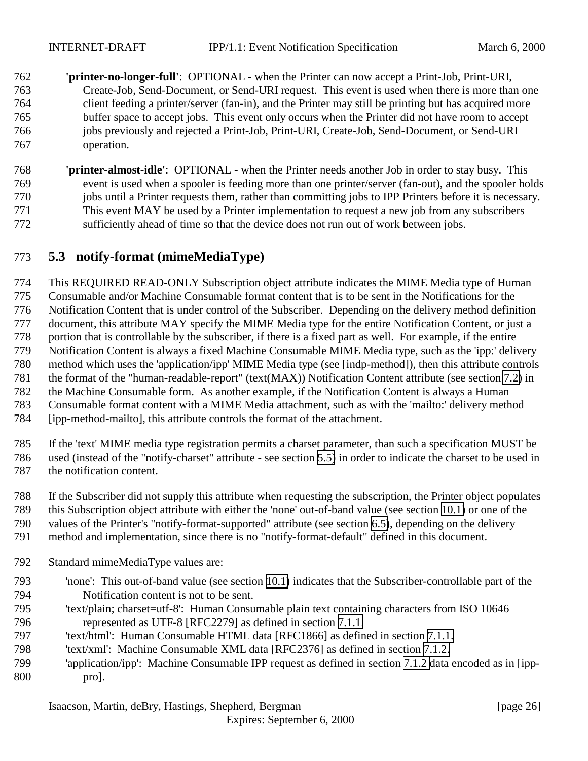**'printer-no-longer-full'**: OPTIONAL - when the Printer can now accept a Print-Job, Print-URI, Create-Job, Send-Document, or Send-URI request. This event is used when there is more than one client feeding a printer/server (fan-in), and the Printer may still be printing but has acquired more buffer space to accept jobs. This event only occurs when the Printer did not have room to accept jobs previously and rejected a Print-Job, Print-URI, Create-Job, Send-Document, or Send-URI operation.

**'printer-almost-idle'**: OPTIONAL - when the Printer needs another Job in order to stay busy. This event is used when a spooler is feeding more than one printer/server (fan-out), and the spooler holds jobs until a Printer requests them, rather than committing jobs to IPP Printers before it is necessary. This event MAY be used by a Printer implementation to request a new job from any subscribers sufficiently ahead of time so that the device does not run out of work between jobs.

## 5.3 notify-format (mimeMediaType)

This REQUIRED READ-ONLY Subscription object attribute indicates the MIME Media type of Human Consumable and/or Machine Consumable format content that is to be sent in the Notifications for the Notification Content that is under control of the Subscriber. Depending on the delivery method definition document, this attribute MAY specify the MIME Media type for the entire Notification Content, or just a portion that is controllable by the subscriber, if there is a fixed part as well. For example, if the entire Notification Content is always a fixed Machine Consumable MIME Media type, such as the 'ipp:' delivery method which uses the 'application/ipp' MIME Media type (see [indp-method]), then this attribute controls the format of the "human-readable-report" (text(MAX)) Notification Content attribute (see section 7.2) in the Machine Consumable form. As another example, if the Notification Content is always a Human Consumable format content with a MIME Media attachment, such as with the 'mailto:' delivery method [ipp-method-mailto], this attribute controls the format of the attachment.

If the 'text' MIME media type registration permits a charset parameter, than such a specification MUST be used (instead of the "notify-charset" attribute - see section 5.5) in order to indicate the charset to be used in the notification content.

If the Subscriber did not supply this attribute when requesting the subscription, the Printer object populates this Subscription object attribute with either the 'none' out-of-band value (see section 10.1) or one of the values of the Printer's "notify-format-supported" attribute (see section 6.5), depending on the delivery method and implementation, since there is no "notify-format-default" defined in this document.

Standard mimeMediaType values are:

- 'none': This out-of-band value (see section 10.1) indicates that the Subscriber-controllable part of the Notification content is not to be sent.
- 'text/plain; charset=utf-8': Human Consumable plain text containing characters from ISO 10646 represented as UTF-8 [RFC2279] as defined in section 7.1.1.
- 'text/html': Human Consumable HTML data [RFC1866] as defined in section 7.1.1.
- 'text/xml': Machine Consumable XML data [RFC2376] as defined in section 7.1.2.
- 'application/ipp': Machine Consumable IPP request as defined in section 7.1.2 data encoded as in [ipp-pro].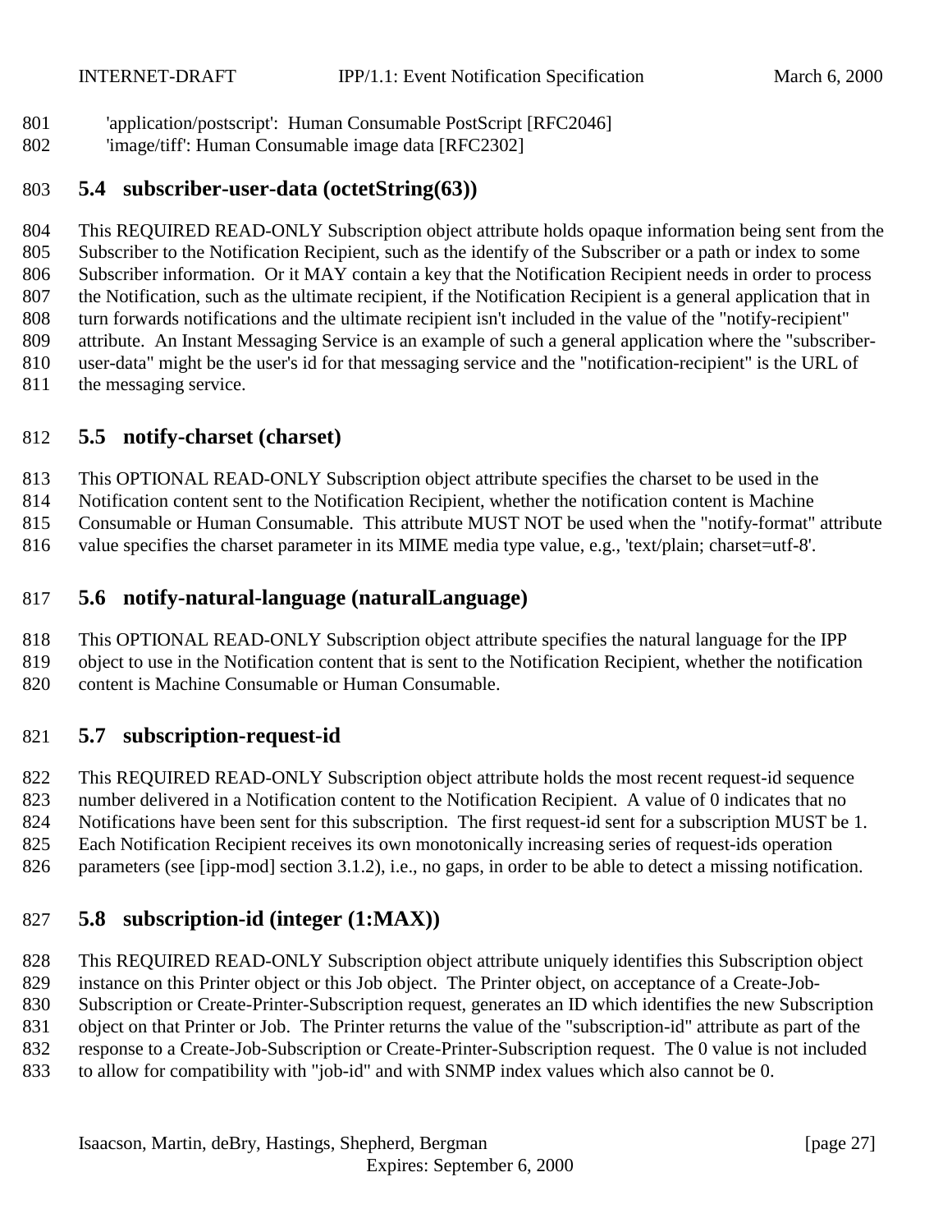'application/postscript': Human Consumable PostScript [RFC2046]
'image/tiff': Human Consumable image data [RFC2302]

## 5.4 subscriber-user-data (octetString(63))

This REQUIRED READ-ONLY Subscription object attribute holds opaque information being sent from the Subscriber to the Notification Recipient, such as the identify of the Subscriber or a path or index to some Subscriber information. Or it MAY contain a key that the Notification Recipient needs in order to process the Notification, such as the ultimate recipient, if the Notification Recipient is a general application that in turn forwards notifications and the ultimate recipient isn't included in the value of the "notify-recipient" attribute. An Instant Messaging Service is an example of such a general application where the "subscriber-user-data" might be the user's id for that messaging service and the "notification-recipient" is the URL of the messaging service.

## 5.5 notify-charset (charset)

This OPTIONAL READ-ONLY Subscription object attribute specifies the charset to be used in the Notification content sent to the Notification Recipient, whether the notification content is Machine Consumable or Human Consumable. This attribute MUST NOT be used when the "notify-format" attribute value specifies the charset parameter in its MIME media type value, e.g., 'text/plain; charset=utf-8'.

## 5.6 notify-natural-language (naturalLanguage)

This OPTIONAL READ-ONLY Subscription object attribute specifies the natural language for the IPP object to use in the Notification content that is sent to the Notification Recipient, whether the notification content is Machine Consumable or Human Consumable.

## 5.7 subscription-request-id

This REQUIRED READ-ONLY Subscription object attribute holds the most recent request-id sequence number delivered in a Notification content to the Notification Recipient. A value of 0 indicates that no Notifications have been sent for this subscription. The first request-id sent for a subscription MUST be 1. Each Notification Recipient receives its own monotonically increasing series of request-ids operation parameters (see [ipp-mod] section 3.1.2), i.e., no gaps, in order to be able to detect a missing notification.

## 5.8 subscription-id (integer (1:MAX))

This REQUIRED READ-ONLY Subscription object attribute uniquely identifies this Subscription object instance on this Printer object or this Job object. The Printer object, on acceptance of a Create-Job-Subscription or Create-Printer-Subscription request, generates an ID which identifies the new Subscription object on that Printer or Job. The Printer returns the value of the "subscription-id" attribute as part of the response to a Create-Job-Subscription or Create-Printer-Subscription request. The 0 value is not included to allow for compatibility with "job-id" and with SNMP index values which also cannot be 0.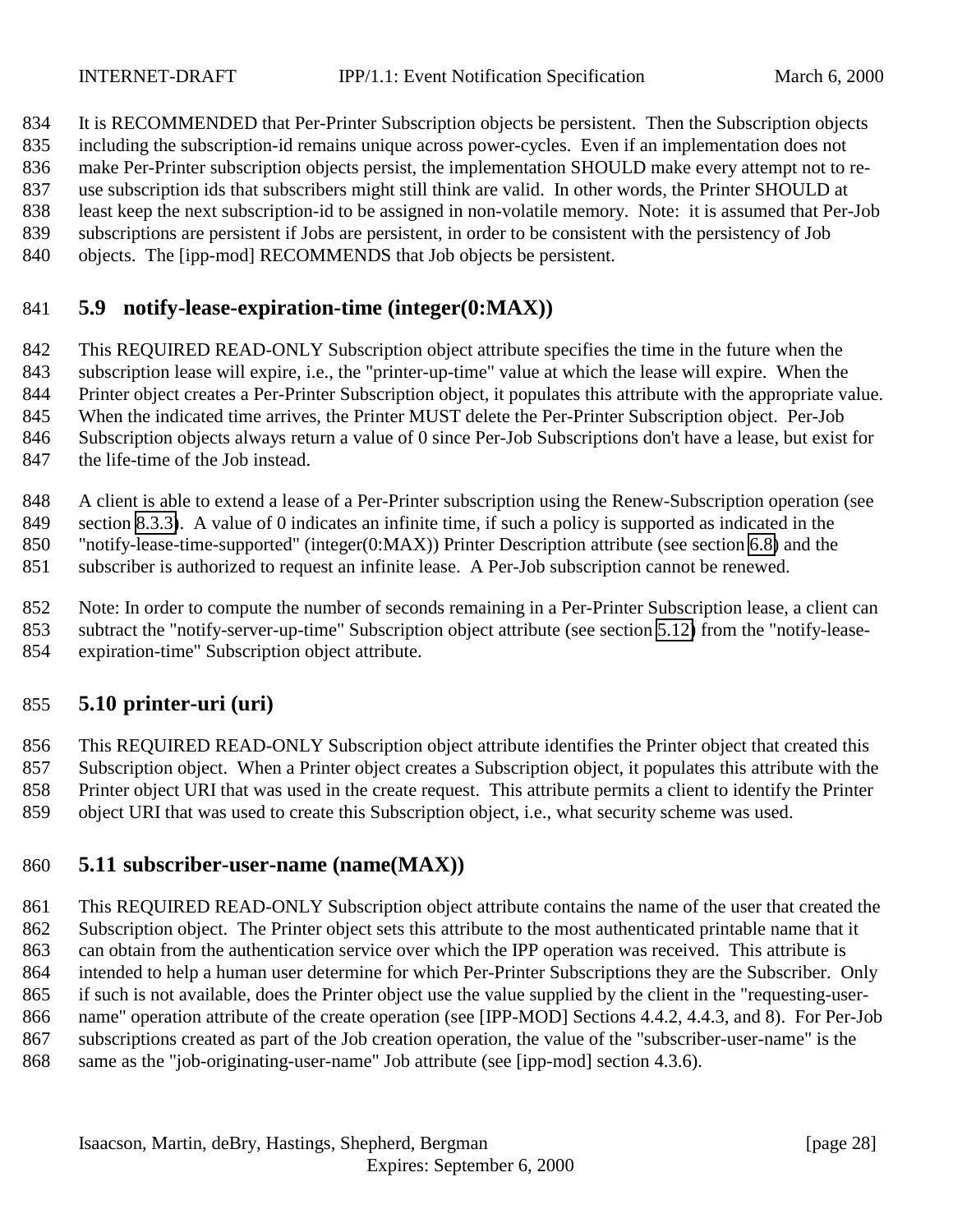It is RECOMMENDED that Per-Printer Subscription objects be persistent. Then the Subscription objects including the subscription-id remains unique across power-cycles. Even if an implementation does not make Per-Printer subscription objects persist, the implementation SHOULD make every attempt not to re-use subscription ids that subscribers might still think are valid. In other words, the Printer SHOULD at least keep the next subscription-id to be assigned in non-volatile memory. Note: it is assumed that Per-Job subscriptions are persistent if Jobs are persistent, in order to be consistent with the persistency of Job objects. The [ipp-mod] RECOMMENDS that Job objects be persistent.

## 5.9 notify-lease-expiration-time (integer(0:MAX))

This REQUIRED READ-ONLY Subscription object attribute specifies the time in the future when the subscription lease will expire, i.e., the "printer-up-time" value at which the lease will expire. When the Printer object creates a Per-Printer Subscription object, it populates this attribute with the appropriate value. When the indicated time arrives, the Printer MUST delete the Per-Printer Subscription object. Per-Job Subscription objects always return a value of 0 since Per-Job Subscriptions don't have a lease, but exist for the life-time of the Job instead.

A client is able to extend a lease of a Per-Printer subscription using the Renew-Subscription operation (see section 8.3.3). A value of 0 indicates an infinite time, if such a policy is supported as indicated in the "notify-lease-time-supported" (integer(0:MAX)) Printer Description attribute (see section 6.8) and the subscriber is authorized to request an infinite lease. A Per-Job subscription cannot be renewed.

Note: In order to compute the number of seconds remaining in a Per-Printer Subscription lease, a client can subtract the "notify-server-up-time" Subscription object attribute (see section 5.12) from the "notify-lease-expiration-time" Subscription object attribute.

## 5.10 printer-uri (uri)

This REQUIRED READ-ONLY Subscription object attribute identifies the Printer object that created this Subscription object. When a Printer object creates a Subscription object, it populates this attribute with the Printer object URI that was used in the create request. This attribute permits a client to identify the Printer object URI that was used to create this Subscription object, i.e., what security scheme was used.

## 5.11 subscriber-user-name (name(MAX))

This REQUIRED READ-ONLY Subscription object attribute contains the name of the user that created the Subscription object. The Printer object sets this attribute to the most authenticated printable name that it can obtain from the authentication service over which the IPP operation was received. This attribute is intended to help a human user determine for which Per-Printer Subscriptions they are the Subscriber. Only if such is not available, does the Printer object use the value supplied by the client in the "requesting-user-name" operation attribute of the create operation (see [IPP-MOD] Sections 4.4.2, 4.4.3, and 8). For Per-Job subscriptions created as part of the Job creation operation, the value of the "subscriber-user-name" is the same as the "job-originating-user-name" Job attribute (see [ipp-mod] section 4.3.6).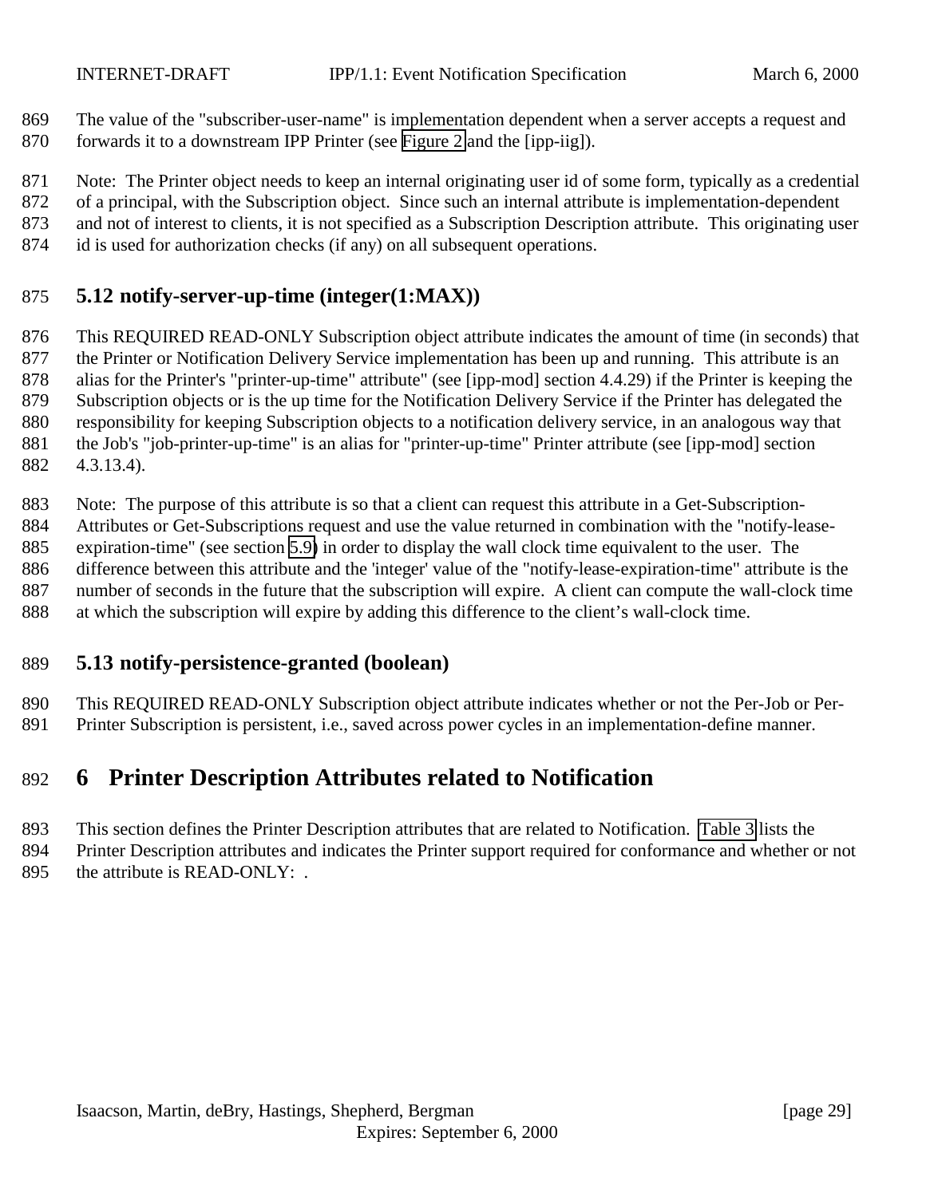The value of the "subscriber-user-name" is implementation dependent when a server accepts a request and forwards it to a downstream IPP Printer (see Figure 2 and the [ipp-iig]).

Note: The Printer object needs to keep an internal originating user id of some form, typically as a credential of a principal, with the Subscription object. Since such an internal attribute is implementation-dependent and not of interest to clients, it is not specified as a Subscription Description attribute. This originating user id is used for authorization checks (if any) on all subsequent operations.

### 5.12 notify-server-up-time (integer(1:MAX))

This REQUIRED READ-ONLY Subscription object attribute indicates the amount of time (in seconds) that the Printer or Notification Delivery Service implementation has been up and running. This attribute is an alias for the Printer's "printer-up-time" attribute" (see [ipp-mod] section 4.4.29) if the Printer is keeping the Subscription objects or is the up time for the Notification Delivery Service if the Printer has delegated the responsibility for keeping Subscription objects to a notification delivery service, in an analogous way that the Job's "job-printer-up-time" is an alias for "printer-up-time" Printer attribute (see [ipp-mod] section 4.3.13.4).

Note: The purpose of this attribute is so that a client can request this attribute in a Get-Subscription-Attributes or Get-Subscriptions request and use the value returned in combination with the "notify-lease-expiration-time" (see section 5.9) in order to display the wall clock time equivalent to the user. The difference between this attribute and the 'integer' value of the "notify-lease-expiration-time" attribute is the number of seconds in the future that the subscription will expire. A client can compute the wall-clock time at which the subscription will expire by adding this difference to the client's wall-clock time.

### 5.13 notify-persistence-granted (boolean)

This REQUIRED READ-ONLY Subscription object attribute indicates whether or not the Per-Job or Per-Printer Subscription is persistent, i.e., saved across power cycles in an implementation-define manner.

# 6 Printer Description Attributes related to Notification

This section defines the Printer Description attributes that are related to Notification. Table 3 lists the Printer Description attributes and indicates the Printer support required for conformance and whether or not the attribute is READ-ONLY: .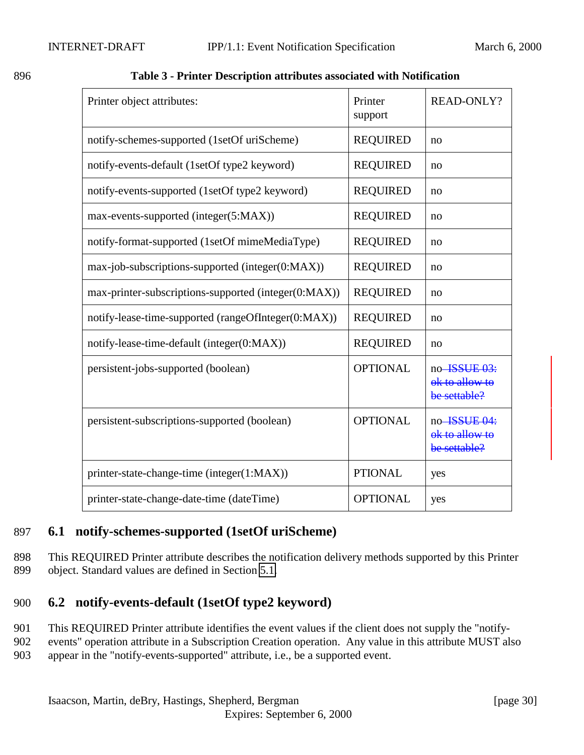**Table 3 - Printer Description attributes associated with Notification**

| Printer object attributes: | Printer support | READ-ONLY? |
|---|---|---|
| notify-schemes-supported (1setOf uriScheme) | REQUIRED | no |
| notify-events-default (1setOf type2 keyword) | REQUIRED | no |
| notify-events-supported (1setOf type2 keyword) | REQUIRED | no |
| max-events-supported (integer(5:MAX)) | REQUIRED | no |
| notify-format-supported (1setOf mimeMediaType) | REQUIRED | no |
| max-job-subscriptions-supported (integer(0:MAX)) | REQUIRED | no |
| max-printer-subscriptions-supported (integer(0:MAX)) | REQUIRED | no |
| notify-lease-time-supported (rangeOfInteger(0:MAX)) | REQUIRED | no |
| notify-lease-time-default (integer(0:MAX)) | REQUIRED | no |
| persistent-jobs-supported (boolean) | OPTIONAL | no ~~ISSUE 03: ok to allow to be settable?~~ |
| persistent-subscriptions-supported (boolean) | OPTIONAL | no ~~ISSUE 04: ok to allow to be settable?~~ |
| printer-state-change-time (integer(1:MAX)) | PTIONAL | yes |
| printer-state-change-date-time (dateTime) | OPTIONAL | yes |

## 6.1 notify-schemes-supported (1setOf uriScheme)

This REQUIRED Printer attribute describes the notification delivery methods supported by this Printer object. Standard values are defined in Section 5.1.

## 6.2 notify-events-default (1setOf type2 keyword)

This REQUIRED Printer attribute identifies the event values if the client does not supply the "notify-events" operation attribute in a Subscription Creation operation. Any value in this attribute MUST also appear in the "notify-events-supported" attribute, i.e., be a supported event.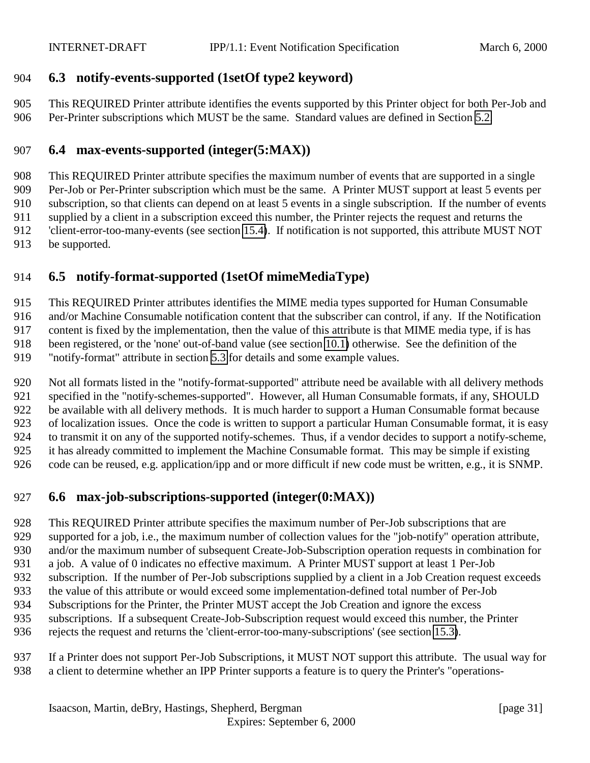## 6.3 notify-events-supported (1setOf type2 keyword)

This REQUIRED Printer attribute identifies the events supported by this Printer object for both Per-Job and Per-Printer subscriptions which MUST be the same. Standard values are defined in Section 5.2.

## 6.4 max-events-supported (integer(5:MAX))

This REQUIRED Printer attribute specifies the maximum number of events that are supported in a single Per-Job or Per-Printer subscription which must be the same. A Printer MUST support at least 5 events per subscription, so that clients can depend on at least 5 events in a single subscription. If the number of events supplied by a client in a subscription exceed this number, the Printer rejects the request and returns the 'client-error-too-many-events (see section 15.4). If notification is not supported, this attribute MUST NOT be supported.

## 6.5 notify-format-supported (1setOf mimeMediaType)

This REQUIRED Printer attributes identifies the MIME media types supported for Human Consumable and/or Machine Consumable notification content that the subscriber can control, if any. If the Notification content is fixed by the implementation, then the value of this attribute is that MIME media type, if is has been registered, or the 'none' out-of-band value (see section 10.1) otherwise. See the definition of the "notify-format" attribute in section 5.3 for details and some example values.

Not all formats listed in the "notify-format-supported" attribute need be available with all delivery methods specified in the "notify-schemes-supported". However, all Human Consumable formats, if any, SHOULD be available with all delivery methods. It is much harder to support a Human Consumable format because of localization issues. Once the code is written to support a particular Human Consumable format, it is easy to transmit it on any of the supported notify-schemes. Thus, if a vendor decides to support a notify-scheme, it has already committed to implement the Machine Consumable format. This may be simple if existing code can be reused, e.g. application/ipp and or more difficult if new code must be written, e.g., it is SNMP.

## 6.6 max-job-subscriptions-supported (integer(0:MAX))

This REQUIRED Printer attribute specifies the maximum number of Per-Job subscriptions that are supported for a job, i.e., the maximum number of collection values for the "job-notify" operation attribute, and/or the maximum number of subsequent Create-Job-Subscription operation requests in combination for a job. A value of 0 indicates no effective maximum. A Printer MUST support at least 1 Per-Job subscription. If the number of Per-Job subscriptions supplied by a client in a Job Creation request exceeds the value of this attribute or would exceed some implementation-defined total number of Per-Job Subscriptions for the Printer, the Printer MUST accept the Job Creation and ignore the excess subscriptions. If a subsequent Create-Job-Subscription request would exceed this number, the Printer rejects the request and returns the 'client-error-too-many-subscriptions' (see section 15.3).

If a Printer does not support Per-Job Subscriptions, it MUST NOT support this attribute. The usual way for a client to determine whether an IPP Printer supports a feature is to query the Printer's "operations-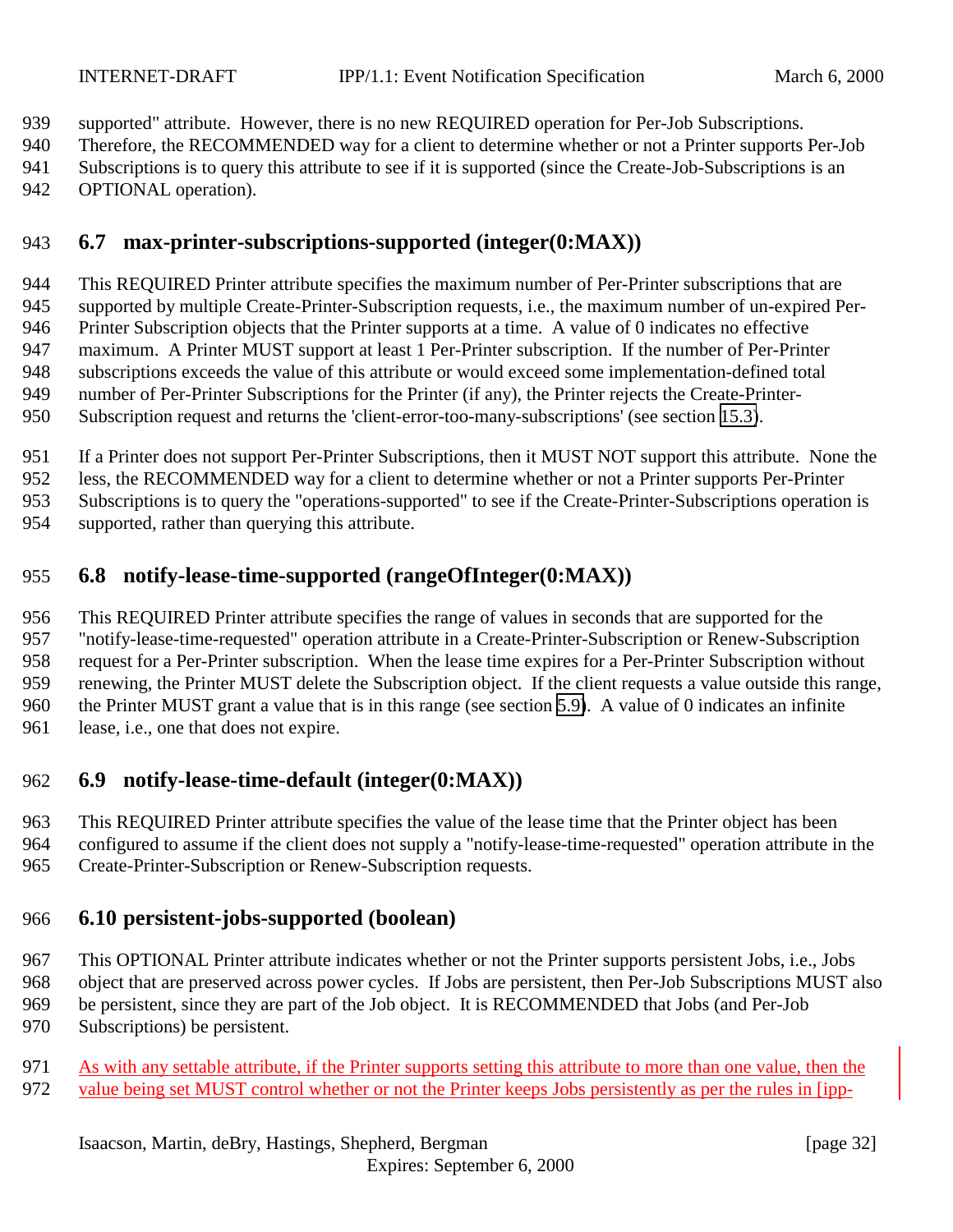supported" attribute. However, there is no new REQUIRED operation for Per-Job Subscriptions. Therefore, the RECOMMENDED way for a client to determine whether or not a Printer supports Per-Job Subscriptions is to query this attribute to see if it is supported (since the Create-Job-Subscriptions is an OPTIONAL operation).

## 6.7 max-printer-subscriptions-supported (integer(0:MAX))

This REQUIRED Printer attribute specifies the maximum number of Per-Printer subscriptions that are supported by multiple Create-Printer-Subscription requests, i.e., the maximum number of un-expired Per-Printer Subscription objects that the Printer supports at a time. A value of 0 indicates no effective maximum. A Printer MUST support at least 1 Per-Printer subscription. If the number of Per-Printer subscriptions exceeds the value of this attribute or would exceed some implementation-defined total number of Per-Printer Subscriptions for the Printer (if any), the Printer rejects the Create-Printer-Subscription request and returns the 'client-error-too-many-subscriptions' (see section 15.3).

If a Printer does not support Per-Printer Subscriptions, then it MUST NOT support this attribute. None the less, the RECOMMENDED way for a client to determine whether or not a Printer supports Per-Printer Subscriptions is to query the "operations-supported" to see if the Create-Printer-Subscriptions operation is supported, rather than querying this attribute.

## 6.8 notify-lease-time-supported (rangeOfInteger(0:MAX))

This REQUIRED Printer attribute specifies the range of values in seconds that are supported for the "notify-lease-time-requested" operation attribute in a Create-Printer-Subscription or Renew-Subscription request for a Per-Printer subscription. When the lease time expires for a Per-Printer Subscription without renewing, the Printer MUST delete the Subscription object. If the client requests a value outside this range, the Printer MUST grant a value that is in this range (see section 5.9). A value of 0 indicates an infinite lease, i.e., one that does not expire.

## 6.9 notify-lease-time-default (integer(0:MAX))

This REQUIRED Printer attribute specifies the value of the lease time that the Printer object has been configured to assume if the client does not supply a "notify-lease-time-requested" operation attribute in the Create-Printer-Subscription or Renew-Subscription requests.

## 6.10 persistent-jobs-supported (boolean)

This OPTIONAL Printer attribute indicates whether or not the Printer supports persistent Jobs, i.e., Jobs object that are preserved across power cycles. If Jobs are persistent, then Per-Job Subscriptions MUST also be persistent, since they are part of the Job object. It is RECOMMENDED that Jobs (and Per-Job Subscriptions) be persistent.

As with any settable attribute, if the Printer supports setting this attribute to more than one value, then the value being set MUST control whether or not the Printer keeps Jobs persistently as per the rules in [ipp-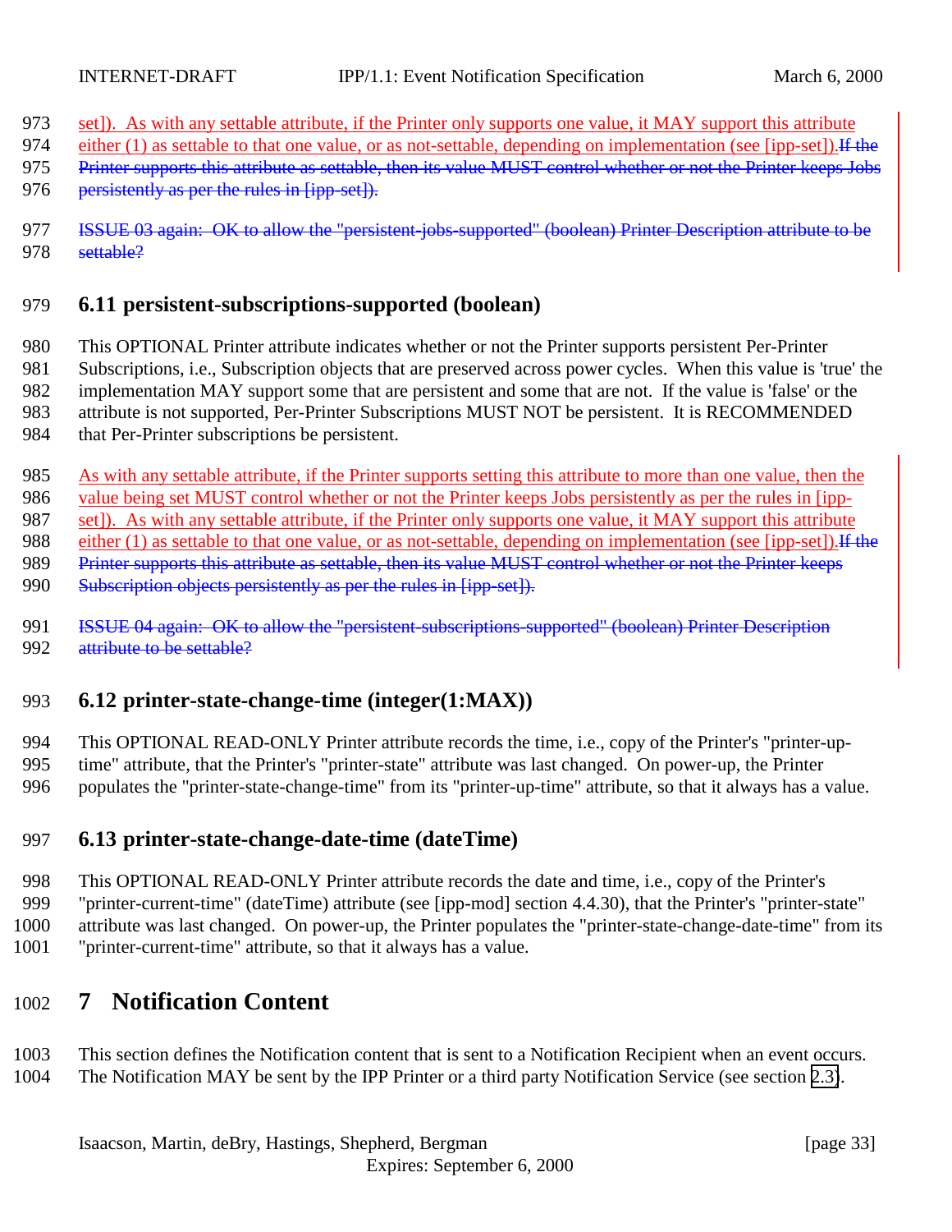set]). As with any settable attribute, if the Printer only supports one value, it MAY support this attribute either (1) as settable to that one value, or as not-settable, depending on implementation (see [ipp-set]).~~If the Printer supports this attribute as settable, then its value MUST control whether or not the Printer keeps Jobs persistently as per the rules in [ipp-set]).~~

~~ISSUE 03 again: OK to allow the "persistent-jobs-supported" (boolean) Printer Description attribute to be settable?~~

### 6.11 persistent-subscriptions-supported (boolean)

This OPTIONAL Printer attribute indicates whether or not the Printer supports persistent Per-Printer Subscriptions, i.e., Subscription objects that are preserved across power cycles. When this value is 'true' the implementation MAY support some that are persistent and some that are not. If the value is 'false' or the attribute is not supported, Per-Printer Subscriptions MUST NOT be persistent. It is RECOMMENDED that Per-Printer subscriptions be persistent.

As with any settable attribute, if the Printer supports setting this attribute to more than one value, then the value being set MUST control whether or not the Printer keeps Jobs persistently as per the rules in [ipp-set]). As with any settable attribute, if the Printer only supports one value, it MAY support this attribute either (1) as settable to that one value, or as not-settable, depending on implementation (see [ipp-set]).~~If the Printer supports this attribute as settable, then its value MUST control whether or not the Printer keeps Subscription objects persistently as per the rules in [ipp-set]).~~

~~ISSUE 04 again: OK to allow the "persistent-subscriptions-supported" (boolean) Printer Description attribute to be settable?~~

### 6.12 printer-state-change-time (integer(1:MAX))

This OPTIONAL READ-ONLY Printer attribute records the time, i.e., copy of the Printer's "printer-up-time" attribute, that the Printer's "printer-state" attribute was last changed. On power-up, the Printer populates the "printer-state-change-time" from its "printer-up-time" attribute, so that it always has a value.

### 6.13 printer-state-change-date-time (dateTime)

This OPTIONAL READ-ONLY Printer attribute records the date and time, i.e., copy of the Printer's "printer-current-time" (dateTime) attribute (see [ipp-mod] section 4.4.30), that the Printer's "printer-state" attribute was last changed. On power-up, the Printer populates the "printer-state-change-date-time" from its "printer-current-time" attribute, so that it always has a value.

## 7 Notification Content

This section defines the Notification content that is sent to a Notification Recipient when an event occurs. The Notification MAY be sent by the IPP Printer or a third party Notification Service (see section 2.3).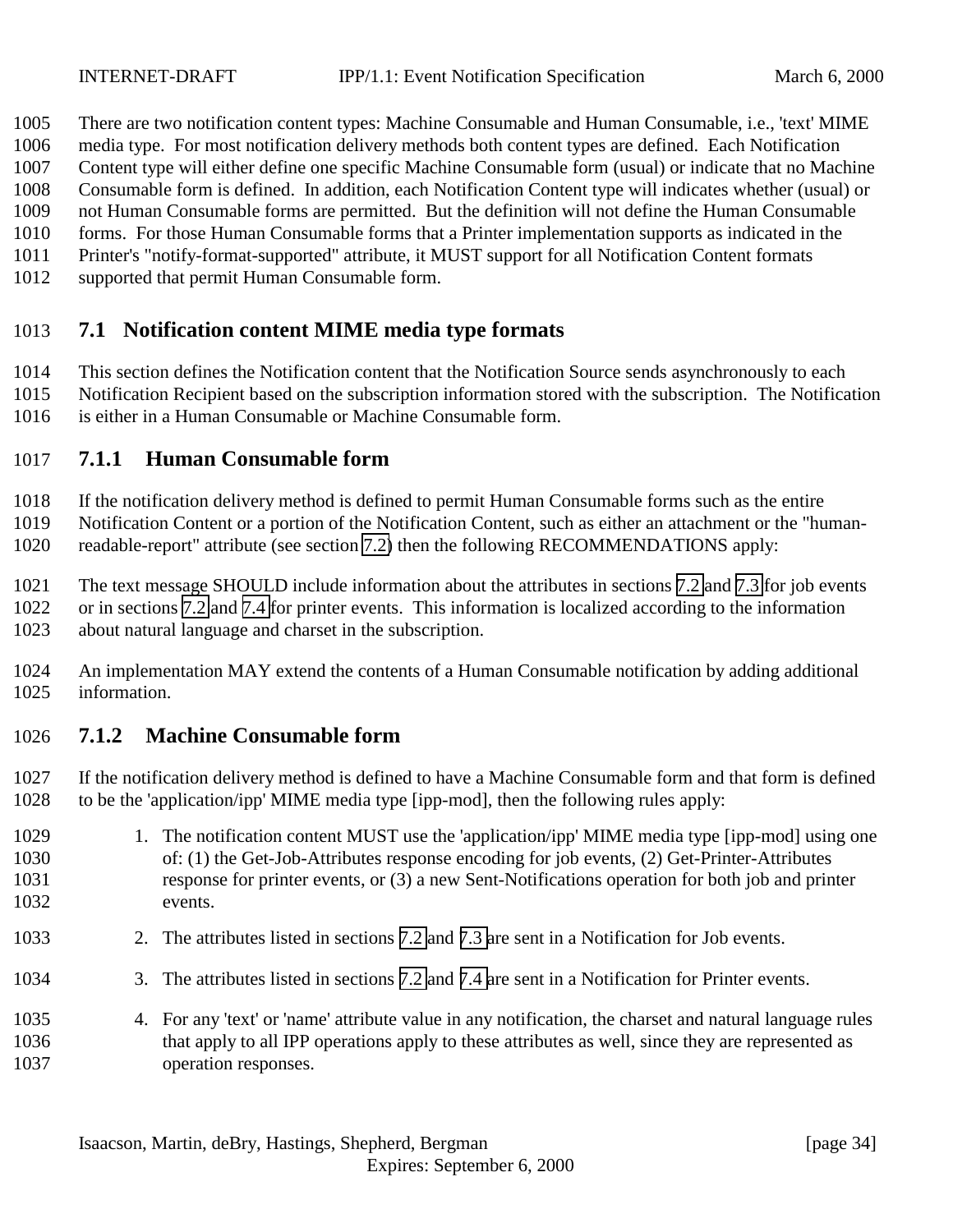There are two notification content types: Machine Consumable and Human Consumable, i.e., 'text' MIME media type. For most notification delivery methods both content types are defined. Each Notification Content type will either define one specific Machine Consumable form (usual) or indicate that no Machine Consumable form is defined. In addition, each Notification Content type will indicates whether (usual) or not Human Consumable forms are permitted. But the definition will not define the Human Consumable forms. For those Human Consumable forms that a Printer implementation supports as indicated in the Printer's "notify-format-supported" attribute, it MUST support for all Notification Content formats supported that permit Human Consumable form.

## 7.1 Notification content MIME media type formats

This section defines the Notification content that the Notification Source sends asynchronously to each Notification Recipient based on the subscription information stored with the subscription. The Notification is either in a Human Consumable or Machine Consumable form.

### 7.1.1 Human Consumable form

If the notification delivery method is defined to permit Human Consumable forms such as the entire Notification Content or a portion of the Notification Content, such as either an attachment or the "human-readable-report" attribute (see section 7.2) then the following RECOMMENDATIONS apply:

The text message SHOULD include information about the attributes in sections 7.2 and 7.3 for job events or in sections 7.2 and 7.4 for printer events. This information is localized according to the information about natural language and charset in the subscription.

An implementation MAY extend the contents of a Human Consumable notification by adding additional information.

### 7.1.2 Machine Consumable form

If the notification delivery method is defined to have a Machine Consumable form and that form is defined to be the 'application/ipp' MIME media type [ipp-mod], then the following rules apply:

1. The notification content MUST use the 'application/ipp' MIME media type [ipp-mod] using one of: (1) the Get-Job-Attributes response encoding for job events, (2) Get-Printer-Attributes response for printer events, or (3) a new Sent-Notifications operation for both job and printer events.
2. The attributes listed in sections 7.2 and 7.3 are sent in a Notification for Job events.
3. The attributes listed in sections 7.2 and 7.4 are sent in a Notification for Printer events.
4. For any 'text' or 'name' attribute value in any notification, the charset and natural language rules that apply to all IPP operations apply to these attributes as well, since they are represented as operation responses.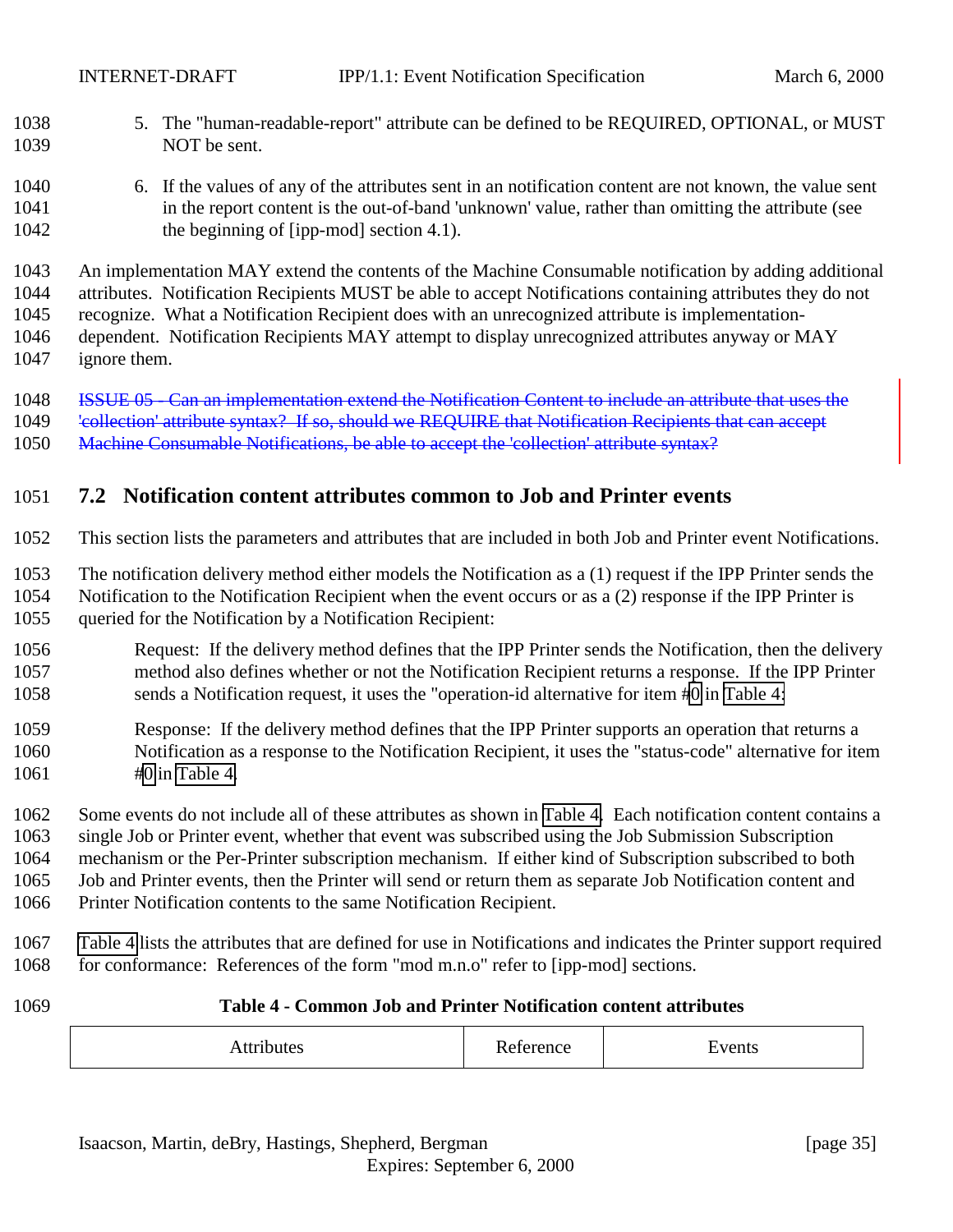5. The "human-readable-report" attribute can be defined to be REQUIRED, OPTIONAL, or MUST NOT be sent.

6. If the values of any of the attributes sent in an notification content are not known, the value sent in the report content is the out-of-band 'unknown' value, rather than omitting the attribute (see the beginning of [ipp-mod] section 4.1).

An implementation MAY extend the contents of the Machine Consumable notification by adding additional attributes. Notification Recipients MUST be able to accept Notifications containing attributes they do not recognize. What a Notification Recipient does with an unrecognized attribute is implementation-dependent. Notification Recipients MAY attempt to display unrecognized attributes anyway or MAY ignore them.

~~ISSUE 05 - Can an implementation extend the Notification Content to include an attribute that uses the 'collection' attribute syntax? If so, should we REQUIRE that Notification Recipients that can accept Machine Consumable Notifications, be able to accept the 'collection' attribute syntax?~~

## 7.2 Notification content attributes common to Job and Printer events

This section lists the parameters and attributes that are included in both Job and Printer event Notifications.

The notification delivery method either models the Notification as a (1) request if the IPP Printer sends the Notification to the Notification Recipient when the event occurs or as a (2) response if the IPP Printer is queried for the Notification by a Notification Recipient:

Request: If the delivery method defines that the IPP Printer sends the Notification, then the delivery method also defines whether or not the Notification Recipient returns a response. If the IPP Printer sends a Notification request, it uses the "operation-id alternative for item #0 in Table 4:

Response: If the delivery method defines that the IPP Printer supports an operation that returns a Notification as a response to the Notification Recipient, it uses the "status-code" alternative for item #0 in Table 4.

Some events do not include all of these attributes as shown in Table 4. Each notification content contains a single Job or Printer event, whether that event was subscribed using the Job Submission Subscription mechanism or the Per-Printer subscription mechanism. If either kind of Subscription subscribed to both Job and Printer events, then the Printer will send or return them as separate Job Notification content and Printer Notification contents to the same Notification Recipient.

Table 4 lists the attributes that are defined for use in Notifications and indicates the Printer support required for conformance: References of the form "mod m.n.o" refer to [ipp-mod] sections.

**Table 4 - Common Job and Printer Notification content attributes**

| Attributes | Reference | Events |
|---|---|---|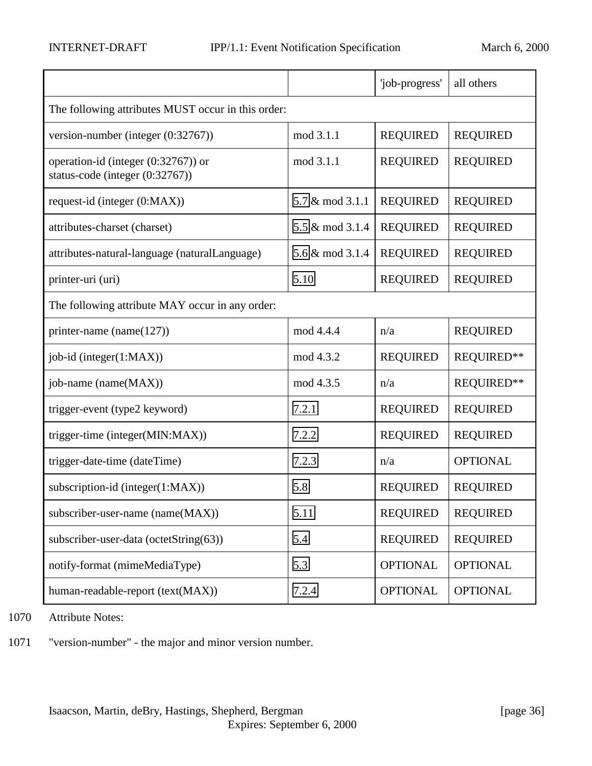| | | 'job-progress' | all others |
|---|---|---|---|
| The following attributes MUST occur in this order: | | | |
| version-number (integer (0:32767)) | mod 3.1.1 | REQUIRED | REQUIRED |
| operation-id (integer (0:32767)) or status-code (integer (0:32767)) | mod 3.1.1 | REQUIRED | REQUIRED |
| request-id (integer (0:MAX)) | 5.7 & mod 3.1.1 | REQUIRED | REQUIRED |
| attributes-charset (charset) | 5.5 & mod 3.1.4 | REQUIRED | REQUIRED |
| attributes-natural-language (naturalLanguage) | 5.6 & mod 3.1.4 | REQUIRED | REQUIRED |
| printer-uri (uri) | 5.10 | REQUIRED | REQUIRED |
| The following attribute MAY occur in any order: | | | |
| printer-name (name(127)) | mod 4.4.4 | n/a | REQUIRED |
| job-id (integer(1:MAX)) | mod 4.3.2 | REQUIRED | REQUIRED** |
| job-name (name(MAX)) | mod 4.3.5 | n/a | REQUIRED** |
| trigger-event (type2 keyword) | 7.2.1 | REQUIRED | REQUIRED |
| trigger-time (integer(MIN:MAX)) | 7.2.2 | REQUIRED | REQUIRED |
| trigger-date-time (dateTime) | 7.2.3 | n/a | OPTIONAL |
| subscription-id (integer(1:MAX)) | 5.8 | REQUIRED | REQUIRED |
| subscriber-user-name (name(MAX)) | 5.11 | REQUIRED | REQUIRED |
| subscriber-user-data (octetString(63)) | 5.4 | REQUIRED | REQUIRED |
| notify-format (mimeMediaType) | 5.3 | OPTIONAL | OPTIONAL |
| human-readable-report (text(MAX)) | 7.2.4 | OPTIONAL | OPTIONAL |

1070 Attribute Notes:

1071 "version-number" - the major and minor version number.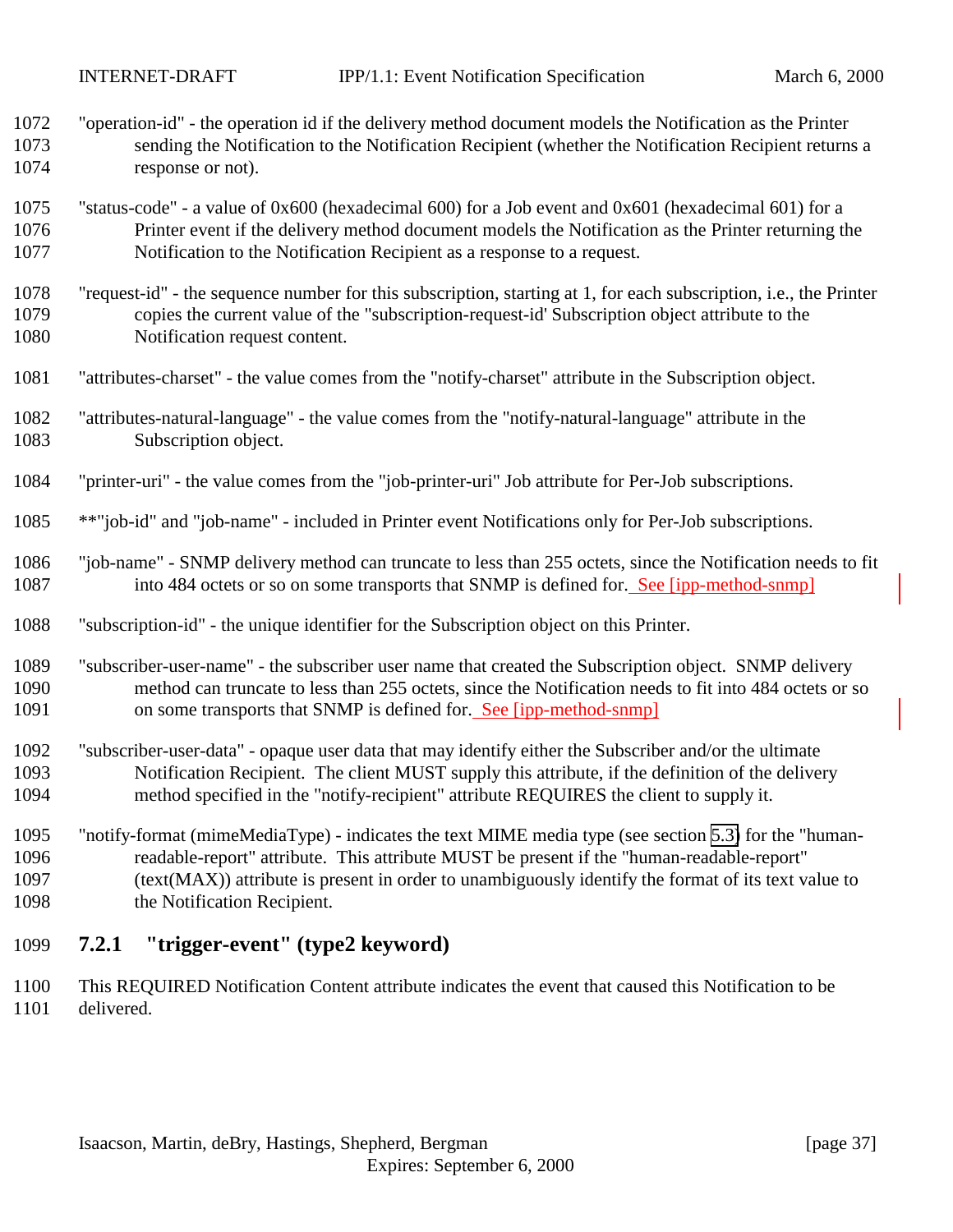"operation-id" - the operation id if the delivery method document models the Notification as the Printer sending the Notification to the Notification Recipient (whether the Notification Recipient returns a response or not).

"status-code" - a value of 0x600 (hexadecimal 600) for a Job event and 0x601 (hexadecimal 601) for a Printer event if the delivery method document models the Notification as the Printer returning the Notification to the Notification Recipient as a response to a request.

"request-id" - the sequence number for this subscription, starting at 1, for each subscription, i.e., the Printer copies the current value of the "subscription-request-id' Subscription object attribute to the Notification request content.

"attributes-charset" - the value comes from the "notify-charset" attribute in the Subscription object.

"attributes-natural-language" - the value comes from the "notify-natural-language" attribute in the Subscription object.

"printer-uri" - the value comes from the "job-printer-uri" Job attribute for Per-Job subscriptions.

**"job-id" and "job-name" - included in Printer event Notifications only for Per-Job subscriptions.

"job-name" - SNMP delivery method can truncate to less than 255 octets, since the Notification needs to fit into 484 octets or so on some transports that SNMP is defined for. See [ipp-method-snmp]

"subscription-id" - the unique identifier for the Subscription object on this Printer.

"subscriber-user-name" - the subscriber user name that created the Subscription object. SNMP delivery method can truncate to less than 255 octets, since the Notification needs to fit into 484 octets or so on some transports that SNMP is defined for. See [ipp-method-snmp]

"subscriber-user-data" - opaque user data that may identify either the Subscriber and/or the ultimate Notification Recipient. The client MUST supply this attribute, if the definition of the delivery method specified in the "notify-recipient" attribute REQUIRES the client to supply it.

"notify-format (mimeMediaType) - indicates the text MIME media type (see section 5.3) for the "human-readable-report" attribute. This attribute MUST be present if the "human-readable-report" (text(MAX)) attribute is present in order to unambiguously identify the format of its text value to the Notification Recipient.

### 7.2.1 "trigger-event" (type2 keyword)

This REQUIRED Notification Content attribute indicates the event that caused this Notification to be delivered.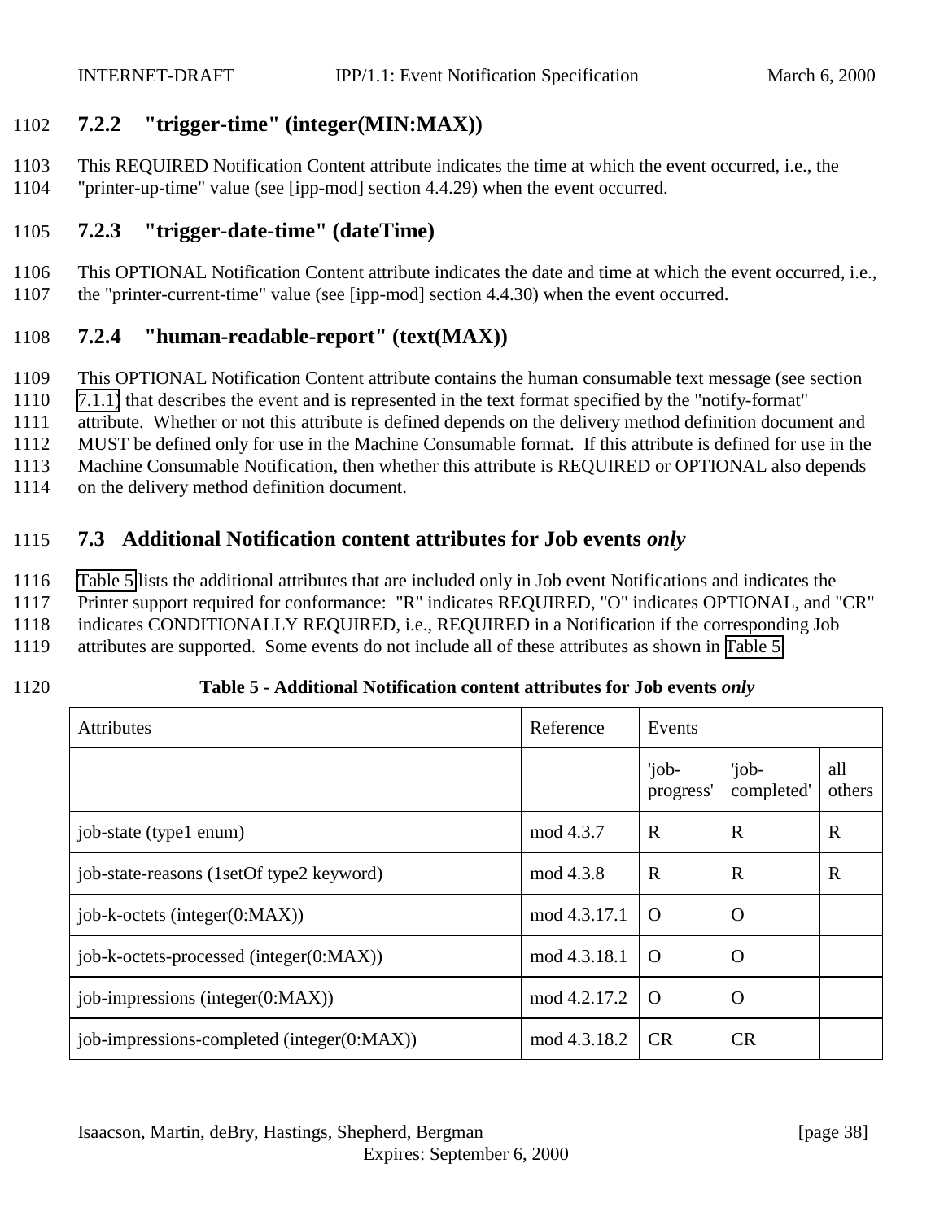#### 7.2.2 "trigger-time" (integer(MIN:MAX))

This REQUIRED Notification Content attribute indicates the time at which the event occurred, i.e., the "printer-up-time" value (see [ipp-mod] section 4.4.29) when the event occurred.

#### 7.2.3 "trigger-date-time" (dateTime)

This OPTIONAL Notification Content attribute indicates the date and time at which the event occurred, i.e., the "printer-current-time" value (see [ipp-mod] section 4.4.30) when the event occurred.

#### 7.2.4 "human-readable-report" (text(MAX))

This OPTIONAL Notification Content attribute contains the human consumable text message (see section 7.1.1) that describes the event and is represented in the text format specified by the "notify-format" attribute. Whether or not this attribute is defined depends on the delivery method definition document and MUST be defined only for use in the Machine Consumable format. If this attribute is defined for use in the Machine Consumable Notification, then whether this attribute is REQUIRED or OPTIONAL also depends on the delivery method definition document.

### 7.3 Additional Notification content attributes for Job events *only*

Table 5 lists the additional attributes that are included only in Job event Notifications and indicates the Printer support required for conformance: "R" indicates REQUIRED, "O" indicates OPTIONAL, and "CR" indicates CONDITIONALLY REQUIRED, i.e., REQUIRED in a Notification if the corresponding Job attributes are supported. Some events do not include all of these attributes as shown in Table 5.

**Table 5 - Additional Notification content attributes for Job events *only***

| Attributes | Reference | Events | | |
|---|---|---|---|---|
| | | 'job-progress' | 'job-completed' | all others |
| job-state (type1 enum) | mod 4.3.7 | R | R | R |
| job-state-reasons (1setOf type2 keyword) | mod 4.3.8 | R | R | R |
| job-k-octets (integer(0:MAX)) | mod 4.3.17.1 | O | O | |
| job-k-octets-processed (integer(0:MAX)) | mod 4.3.18.1 | O | O | |
| job-impressions (integer(0:MAX)) | mod 4.2.17.2 | O | O | |
| job-impressions-completed (integer(0:MAX)) | mod 4.3.18.2 | CR | CR | |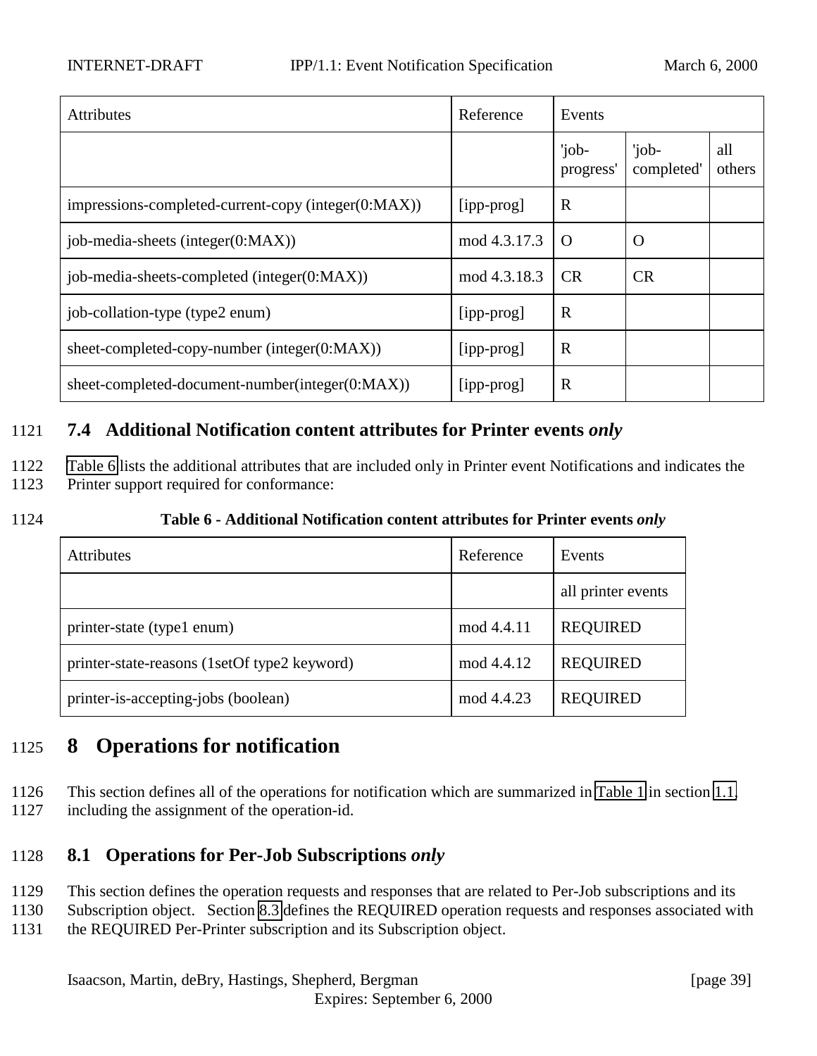| Attributes | Reference | Events | | |
|---|---|---|---|---|
| | | 'job-progress' | 'job-completed' | all others |
| impressions-completed-current-copy (integer(0:MAX)) | [ipp-prog] | R | | |
| job-media-sheets (integer(0:MAX)) | mod 4.3.17.3 | O | O | |
| job-media-sheets-completed (integer(0:MAX)) | mod 4.3.18.3 | CR | CR | |
| job-collation-type (type2 enum) | [ipp-prog] | R | | |
| sheet-completed-copy-number (integer(0:MAX)) | [ipp-prog] | R | | |
| sheet-completed-document-number(integer(0:MAX)) | [ipp-prog] | R | | |

### 7.4 Additional Notification content attributes for Printer events *only*

Table 6 lists the additional attributes that are included only in Printer event Notifications and indicates the Printer support required for conformance:

**Table 6 - Additional Notification content attributes for Printer events *only***

| Attributes | Reference | Events |
|---|---|---|
| | | all printer events |
| printer-state (type1 enum) | mod 4.4.11 | REQUIRED |
| printer-state-reasons (1setOf type2 keyword) | mod 4.4.12 | REQUIRED |
| printer-is-accepting-jobs (boolean) | mod 4.4.23 | REQUIRED |

## 8 Operations for notification

This section defines all of the operations for notification which are summarized in Table 1 in section 1.1, including the assignment of the operation-id.

### 8.1 Operations for Per-Job Subscriptions *only*

This section defines the operation requests and responses that are related to Per-Job subscriptions and its Subscription object. Section 8.3 defines the REQUIRED operation requests and responses associated with the REQUIRED Per-Printer subscription and its Subscription object.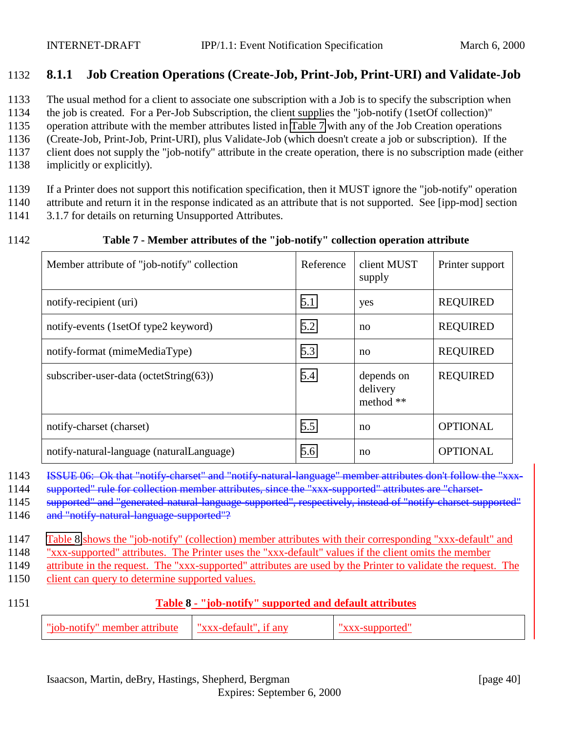### 8.1.1 Job Creation Operations (Create-Job, Print-Job, Print-URI) and Validate-Job

The usual method for a client to associate one subscription with a Job is to specify the subscription when the job is created. For a Per-Job Subscription, the client supplies the "job-notify (1setOf collection)" operation attribute with the member attributes listed in Table 7 with any of the Job Creation operations (Create-Job, Print-Job, Print-URI), plus Validate-Job (which doesn't create a job or subscription). If the client does not supply the "job-notify" attribute in the create operation, there is no subscription made (either implicitly or explicitly).

If a Printer does not support this notification specification, then it MUST ignore the "job-notify" operation attribute and return it in the response indicated as an attribute that is not supported. See [ipp-mod] section 3.1.7 for details on returning Unsupported Attributes.

**Table 7 - Member attributes of the "job-notify" collection operation attribute**

| Member attribute of "job-notify" collection | Reference | client MUST supply | Printer support |
|---|---|---|---|
| notify-recipient (uri) | 5.1 | yes | REQUIRED |
| notify-events (1setOf type2 keyword) | 5.2 | no | REQUIRED |
| notify-format (mimeMediaType) | 5.3 | no | REQUIRED |
| subscriber-user-data (octetString(63)) | 5.4 | depends on delivery method ** | REQUIRED |
| notify-charset (charset) | 5.5 | no | OPTIONAL |
| notify-natural-language (naturalLanguage) | 5.6 | no | OPTIONAL |

~~ISSUE 06: Ok that "notify-charset" and "notify-natural-language" member attributes don't follow the "xxx-supported" rule for collection member attributes, since the "xxx-supported" attributes are "charset-supported" and "generated-natural-language-supported", respectively, instead of "notify-charset-supported" and "notify-natural-language-supported"?~~

Table 8 shows the "job-notify" (collection) member attributes with their corresponding "xxx-default" and "xxx-supported" attributes. The Printer uses the "xxx-default" values if the client omits the member attribute in the request. The "xxx-supported" attributes are used by the Printer to validate the request. The client can query to determine supported values.

**Table 8 - "job-notify" supported and default attributes**

| "job-notify" member attribute | "xxx-default", if any | "xxx-supported" |
|---|---|---|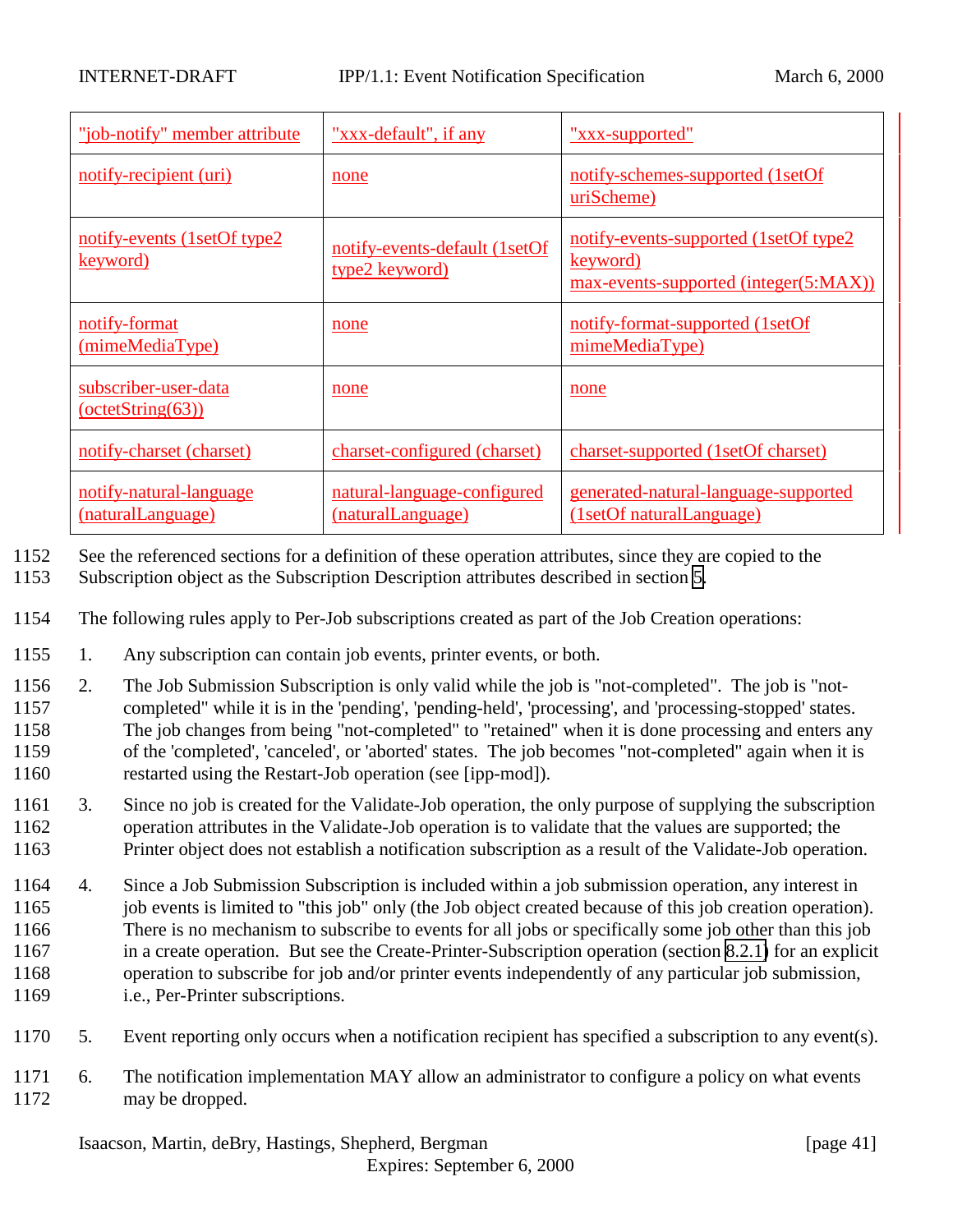| "job-notify" member attribute | "xxx-default", if any | "xxx-supported" |
|---|---|---|
| notify-recipient (uri) | none | notify-schemes-supported (1setOf uriScheme) |
| notify-events (1setOf type2 keyword) | notify-events-default (1setOf type2 keyword) | notify-events-supported (1setOf type2 keyword) max-events-supported (integer(5:MAX)) |
| notify-format (mimeMediaType) | none | notify-format-supported (1setOf mimeMediaType) |
| subscriber-user-data (octetString(63)) | none | none |
| notify-charset (charset) | charset-configured (charset) | charset-supported (1setOf charset) |
| notify-natural-language (naturalLanguage) | natural-language-configured (naturalLanguage) | generated-natural-language-supported (1setOf naturalLanguage) |

See the referenced sections for a definition of these operation attributes, since they are copied to the Subscription object as the Subscription Description attributes described in section 5.

The following rules apply to Per-Job subscriptions created as part of the Job Creation operations:

1. Any subscription can contain job events, printer events, or both.
2. The Job Submission Subscription is only valid while the job is "not-completed". The job is "not-completed" while it is in the 'pending', 'pending-held', 'processing', and 'processing-stopped' states. The job changes from being "not-completed" to "retained" when it is done processing and enters any of the 'completed', 'canceled', or 'aborted' states. The job becomes "not-completed" again when it is restarted using the Restart-Job operation (see [ipp-mod]).
3. Since no job is created for the Validate-Job operation, the only purpose of supplying the subscription operation attributes in the Validate-Job operation is to validate that the values are supported; the Printer object does not establish a notification subscription as a result of the Validate-Job operation.
4. Since a Job Submission Subscription is included within a job submission operation, any interest in job events is limited to "this job" only (the Job object created because of this job creation operation). There is no mechanism to subscribe to events for all jobs or specifically some job other than this job in a create operation. But see the Create-Printer-Subscription operation (section 8.2.1) for an explicit operation to subscribe for job and/or printer events independently of any particular job submission, i.e., Per-Printer subscriptions.
5. Event reporting only occurs when a notification recipient has specified a subscription to any event(s).
6. The notification implementation MAY allow an administrator to configure a policy on what events may be dropped.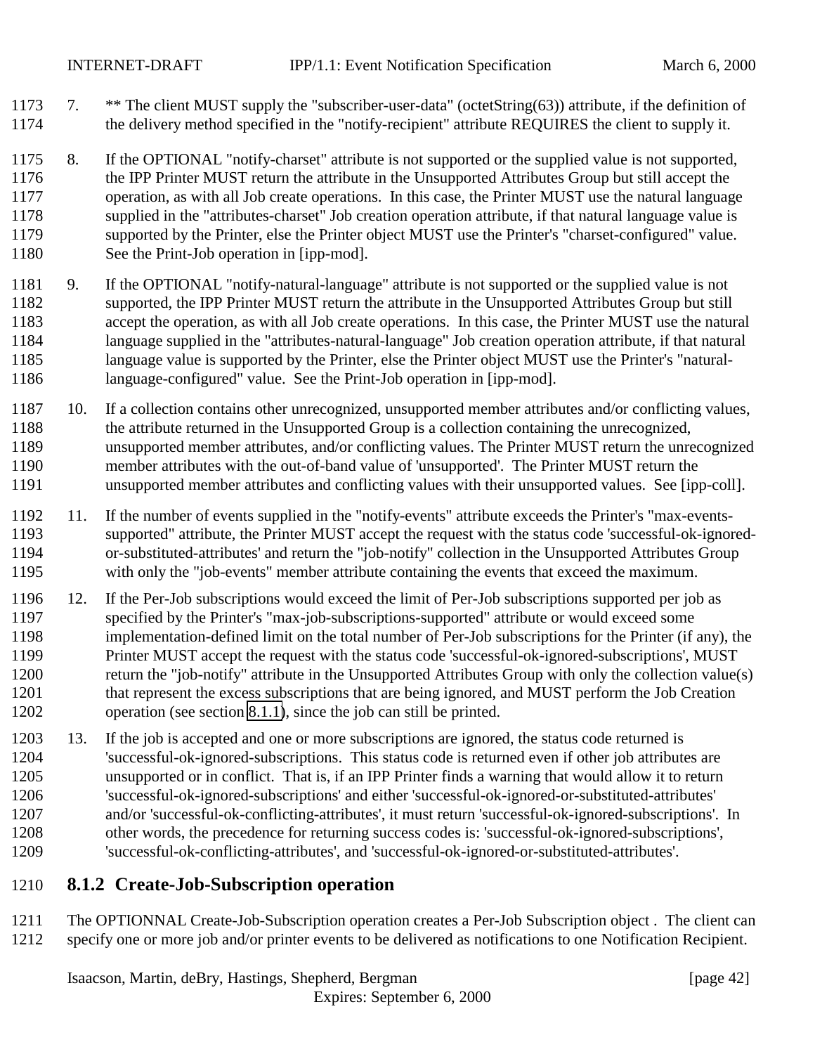7. ** The client MUST supply the "subscriber-user-data" (octetString(63)) attribute, if the definition of the delivery method specified in the "notify-recipient" attribute REQUIRES the client to supply it.

8. If the OPTIONAL "notify-charset" attribute is not supported or the supplied value is not supported, the IPP Printer MUST return the attribute in the Unsupported Attributes Group but still accept the operation, as with all Job create operations. In this case, the Printer MUST use the natural language supplied in the "attributes-charset" Job creation operation attribute, if that natural language value is supported by the Printer, else the Printer object MUST use the Printer's "charset-configured" value. See the Print-Job operation in [ipp-mod].

9. If the OPTIONAL "notify-natural-language" attribute is not supported or the supplied value is not supported, the IPP Printer MUST return the attribute in the Unsupported Attributes Group but still accept the operation, as with all Job create operations. In this case, the Printer MUST use the natural language supplied in the "attributes-natural-language" Job creation operation attribute, if that natural language value is supported by the Printer, else the Printer object MUST use the Printer's "natural-language-configured" value. See the Print-Job operation in [ipp-mod].

10. If a collection contains other unrecognized, unsupported member attributes and/or conflicting values, the attribute returned in the Unsupported Group is a collection containing the unrecognized, unsupported member attributes, and/or conflicting values. The Printer MUST return the unrecognized member attributes with the out-of-band value of 'unsupported'. The Printer MUST return the unsupported member attributes and conflicting values with their unsupported values. See [ipp-coll].

11. If the number of events supplied in the "notify-events" attribute exceeds the Printer's "max-events-supported" attribute, the Printer MUST accept the request with the status code 'successful-ok-ignored-or-substituted-attributes' and return the "job-notify" collection in the Unsupported Attributes Group with only the "job-events" member attribute containing the events that exceed the maximum.

12. If the Per-Job subscriptions would exceed the limit of Per-Job subscriptions supported per job as specified by the Printer's "max-job-subscriptions-supported" attribute or would exceed some implementation-defined limit on the total number of Per-Job subscriptions for the Printer (if any), the Printer MUST accept the request with the status code 'successful-ok-ignored-subscriptions', MUST return the "job-notify" attribute in the Unsupported Attributes Group with only the collection value(s) that represent the excess subscriptions that are being ignored, and MUST perform the Job Creation operation (see section 8.1.1), since the job can still be printed.

13. If the job is accepted and one or more subscriptions are ignored, the status code returned is 'successful-ok-ignored-subscriptions. This status code is returned even if other job attributes are unsupported or in conflict. That is, if an IPP Printer finds a warning that would allow it to return 'successful-ok-ignored-subscriptions' and either 'successful-ok-ignored-or-substituted-attributes' and/or 'successful-ok-conflicting-attributes', it must return 'successful-ok-ignored-subscriptions'. In other words, the precedence for returning success codes is: 'successful-ok-ignored-subscriptions', 'successful-ok-conflicting-attributes', and 'successful-ok-ignored-or-substituted-attributes'.

### 8.1.2 Create-Job-Subscription operation

The OPTIONNAL Create-Job-Subscription operation creates a Per-Job Subscription object . The client can specify one or more job and/or printer events to be delivered as notifications to one Notification Recipient.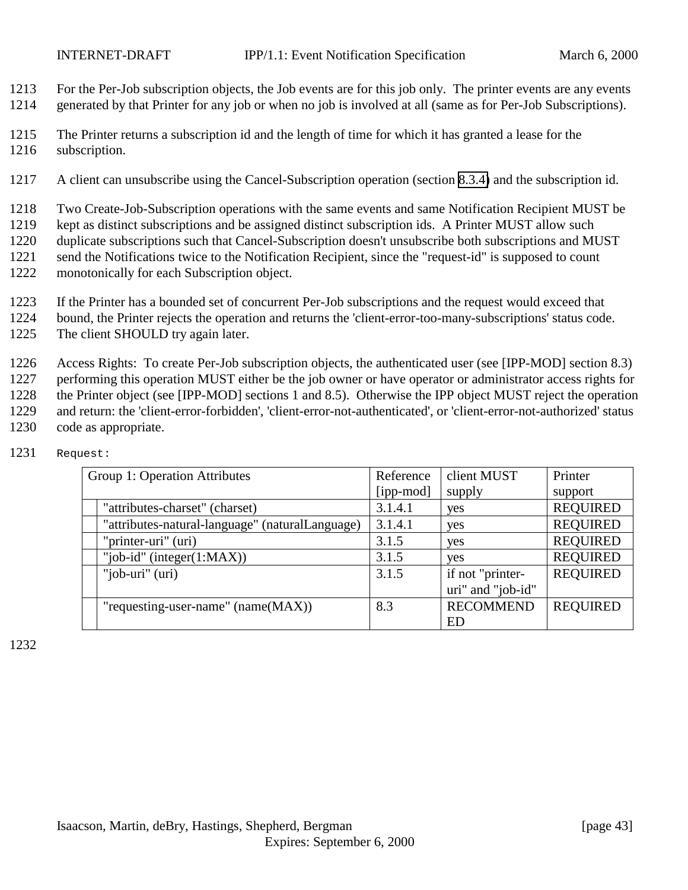For the Per-Job subscription objects, the Job events are for this job only. The printer events are any events generated by that Printer for any job or when no job is involved at all (same as for Per-Job Subscriptions).

The Printer returns a subscription id and the length of time for which it has granted a lease for the subscription.

A client can unsubscribe using the Cancel-Subscription operation (section 8.3.4) and the subscription id.

Two Create-Job-Subscription operations with the same events and same Notification Recipient MUST be kept as distinct subscriptions and be assigned distinct subscription ids. A Printer MUST allow such duplicate subscriptions such that Cancel-Subscription doesn't unsubscribe both subscriptions and MUST send the Notifications twice to the Notification Recipient, since the "request-id" is supposed to count monotonically for each Subscription object.

If the Printer has a bounded set of concurrent Per-Job subscriptions and the request would exceed that bound, the Printer rejects the operation and returns the 'client-error-too-many-subscriptions' status code. The client SHOULD try again later.

Access Rights: To create Per-Job subscription objects, the authenticated user (see [IPP-MOD] section 8.3) performing this operation MUST either be the job owner or have operator or administrator access rights for the Printer object (see [IPP-MOD] sections 1 and 8.5). Otherwise the IPP object MUST reject the operation and return: the 'client-error-forbidden', 'client-error-not-authenticated', or 'client-error-not-authorized' status code as appropriate.

```
Request:
```

| Group 1: Operation Attributes | Reference [ipp-mod] | client MUST supply | Printer support |
|---|---|---|---|
| "attributes-charset" (charset) | 3.1.4.1 | yes | REQUIRED |
| "attributes-natural-language" (naturalLanguage) | 3.1.4.1 | yes | REQUIRED |
| "printer-uri" (uri) | 3.1.5 | yes | REQUIRED |
| "job-id" (integer(1:MAX)) | 3.1.5 | yes | REQUIRED |
| "job-uri" (uri) | 3.1.5 | if not "printer-uri" and "job-id" | REQUIRED |
| "requesting-user-name" (name(MAX)) | 8.3 | RECOMMENDED | REQUIRED |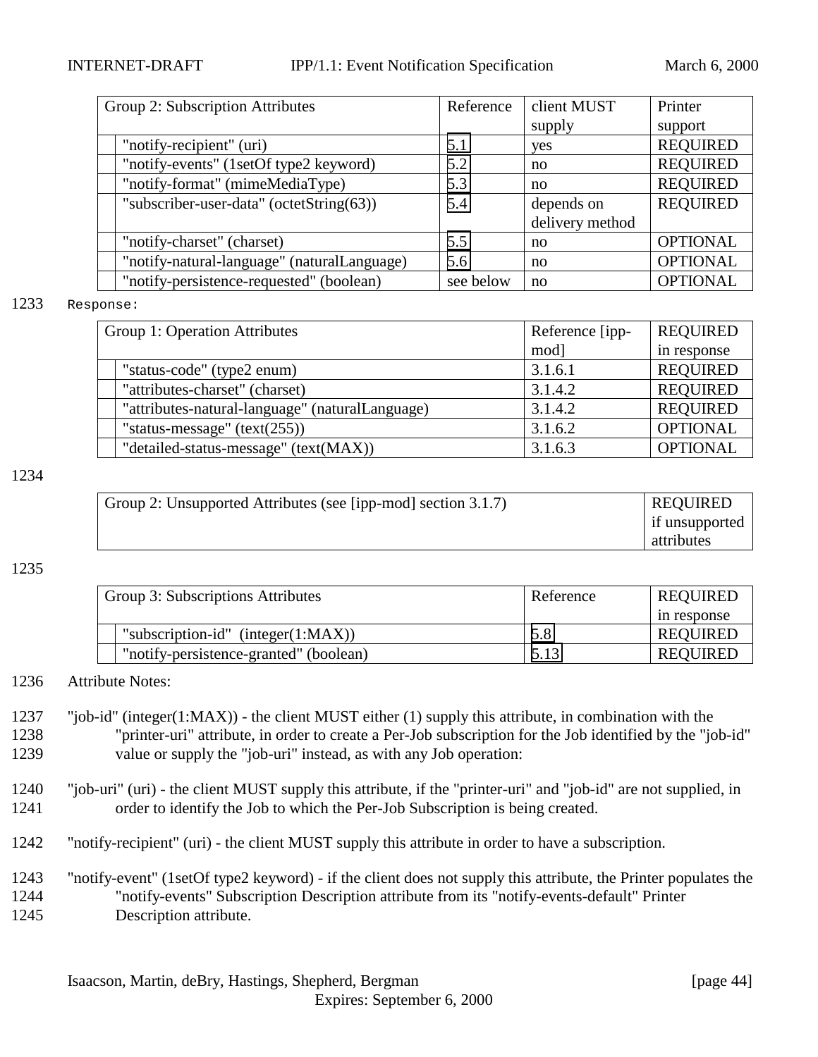| Group 2: Subscription Attributes | Reference | client MUST supply | Printer support |
|---|---|---|---|
| "notify-recipient" (uri) | 5.1 | yes | REQUIRED |
| "notify-events" (1setOf type2 keyword) | 5.2 | no | REQUIRED |
| "notify-format" (mimeMediaType) | 5.3 | no | REQUIRED |
| "subscriber-user-data" (octetString(63)) | 5.4 | depends on delivery method | REQUIRED |
| "notify-charset" (charset) | 5.5 | no | OPTIONAL |
| "notify-natural-language" (naturalLanguage) | 5.6 | no | OPTIONAL |
| "notify-persistence-requested" (boolean) | see below | no | OPTIONAL |

1233 Response:

| Group 1: Operation Attributes | Reference [ipp-mod] | REQUIRED in response |
|---|---|---|
| "status-code" (type2 enum) | 3.1.6.1 | REQUIRED |
| "attributes-charset" (charset) | 3.1.4.2 | REQUIRED |
| "attributes-natural-language" (naturalLanguage) | 3.1.4.2 | REQUIRED |
| "status-message" (text(255)) | 3.1.6.2 | OPTIONAL |
| "detailed-status-message" (text(MAX)) | 3.1.6.3 | OPTIONAL |

1234

| Group 2: Unsupported Attributes (see [ipp-mod] section 3.1.7) | REQUIRED if unsupported attributes |
|---|---|

1235

| Group 3: Subscriptions Attributes | Reference | REQUIRED in response |
|---|---|---|
| "subscription-id" (integer(1:MAX)) | 5.8 | REQUIRED |
| "notify-persistence-granted" (boolean) | 5.13 | REQUIRED |

1236 Attribute Notes:

1237 "job-id" (integer(1:MAX)) - the client MUST either (1) supply this attribute, in combination with the
1238 "printer-uri" attribute, in order to create a Per-Job subscription for the Job identified by the "job-id"
1239 value or supply the "job-uri" instead, as with any Job operation:

1240 "job-uri" (uri) - the client MUST supply this attribute, if the "printer-uri" and "job-id" are not supplied, in
1241 order to identify the Job to which the Per-Job Subscription is being created.

1242 "notify-recipient" (uri) - the client MUST supply this attribute in order to have a subscription.

1243 "notify-event" (1setOf type2 keyword) - if the client does not supply this attribute, the Printer populates the
1244 "notify-events" Subscription Description attribute from its "notify-events-default" Printer
1245 Description attribute.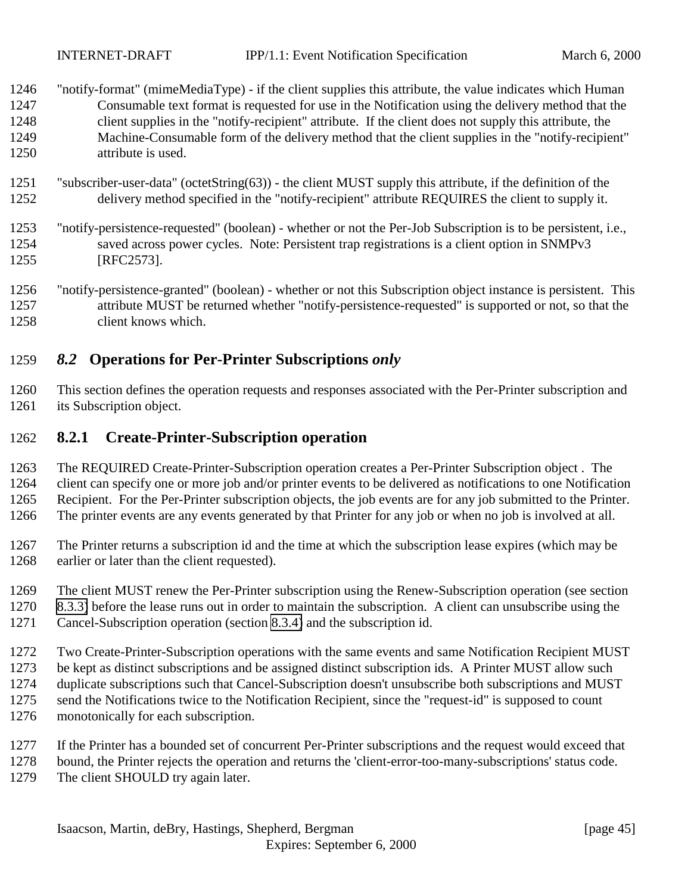"notify-format" (mimeMediaType) - if the client supplies this attribute, the value indicates which Human Consumable text format is requested for use in the Notification using the delivery method that the client supplies in the "notify-recipient" attribute. If the client does not supply this attribute, the Machine-Consumable form of the delivery method that the client supplies in the "notify-recipient" attribute is used.

"subscriber-user-data" (octetString(63)) - the client MUST supply this attribute, if the definition of the delivery method specified in the "notify-recipient" attribute REQUIRES the client to supply it.

"notify-persistence-requested" (boolean) - whether or not the Per-Job Subscription is to be persistent, i.e., saved across power cycles. Note: Persistent trap registrations is a client option in SNMPv3 [RFC2573].

"notify-persistence-granted" (boolean) - whether or not this Subscription object instance is persistent. This attribute MUST be returned whether "notify-persistence-requested" is supported or not, so that the client knows which.

## *8.2* Operations for Per-Printer Subscriptions *only*

This section defines the operation requests and responses associated with the Per-Printer subscription and its Subscription object.

### 8.2.1 Create-Printer-Subscription operation

The REQUIRED Create-Printer-Subscription operation creates a Per-Printer Subscription object . The client can specify one or more job and/or printer events to be delivered as notifications to one Notification Recipient. For the Per-Printer subscription objects, the job events are for any job submitted to the Printer. The printer events are any events generated by that Printer for any job or when no job is involved at all.

The Printer returns a subscription id and the time at which the subscription lease expires (which may be earlier or later than the client requested).

The client MUST renew the Per-Printer subscription using the Renew-Subscription operation (see section 8.3.3) before the lease runs out in order to maintain the subscription. A client can unsubscribe using the Cancel-Subscription operation (section 8.3.4) and the subscription id.

Two Create-Printer-Subscription operations with the same events and same Notification Recipient MUST be kept as distinct subscriptions and be assigned distinct subscription ids. A Printer MUST allow such duplicate subscriptions such that Cancel-Subscription doesn't unsubscribe both subscriptions and MUST send the Notifications twice to the Notification Recipient, since the "request-id" is supposed to count monotonically for each subscription.

If the Printer has a bounded set of concurrent Per-Printer subscriptions and the request would exceed that bound, the Printer rejects the operation and returns the 'client-error-too-many-subscriptions' status code. The client SHOULD try again later.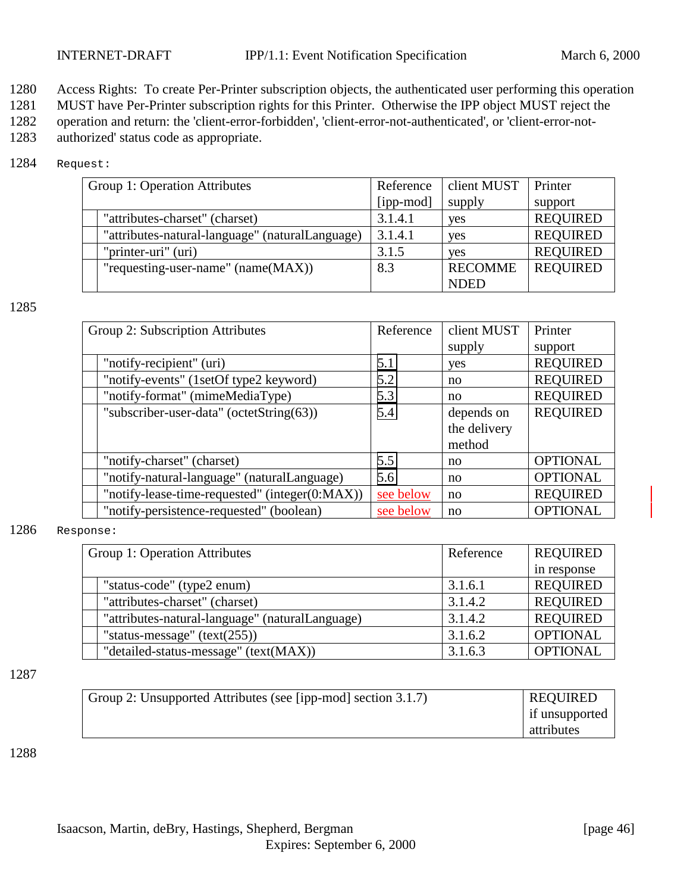Access Rights: To create Per-Printer subscription objects, the authenticated user performing this operation MUST have Per-Printer subscription rights for this Printer. Otherwise the IPP object MUST reject the operation and return: the 'client-error-forbidden', 'client-error-not-authenticated', or 'client-error-not-authorized' status code as appropriate.

Request:

| Group 1: Operation Attributes | Reference [ipp-mod] | client MUST supply | Printer support |
|---|---|---|---|
| "attributes-charset" (charset) | 3.1.4.1 | yes | REQUIRED |
| "attributes-natural-language" (naturalLanguage) | 3.1.4.1 | yes | REQUIRED |
| "printer-uri" (uri) | 3.1.5 | yes | REQUIRED |
| "requesting-user-name" (name(MAX)) | 8.3 | RECOMMENDED | REQUIRED |

| Group 2: Subscription Attributes | Reference | client MUST supply | Printer support |
|---|---|---|---|
| "notify-recipient" (uri) | 5.1 | yes | REQUIRED |
| "notify-events" (1setOf type2 keyword) | 5.2 | no | REQUIRED |
| "notify-format" (mimeMediaType) | 5.3 | no | REQUIRED |
| "subscriber-user-data" (octetString(63)) | 5.4 | depends on the delivery method | REQUIRED |
| "notify-charset" (charset) | 5.5 | no | OPTIONAL |
| "notify-natural-language" (naturalLanguage) | 5.6 | no | OPTIONAL |
| "notify-lease-time-requested" (integer(0:MAX)) | see below | no | REQUIRED |
| "notify-persistence-requested" (boolean) | see below | no | OPTIONAL |

Response:

| Group 1: Operation Attributes | Reference | REQUIRED in response |
|---|---|---|
| "status-code" (type2 enum) | 3.1.6.1 | REQUIRED |
| "attributes-charset" (charset) | 3.1.4.2 | REQUIRED |
| "attributes-natural-language" (naturalLanguage) | 3.1.4.2 | REQUIRED |
| "status-message" (text(255)) | 3.1.6.2 | OPTIONAL |
| "detailed-status-message" (text(MAX)) | 3.1.6.3 | OPTIONAL |

| Group 2: Unsupported Attributes (see [ipp-mod] section 3.1.7) | REQUIRED if unsupported attributes |
|---|---|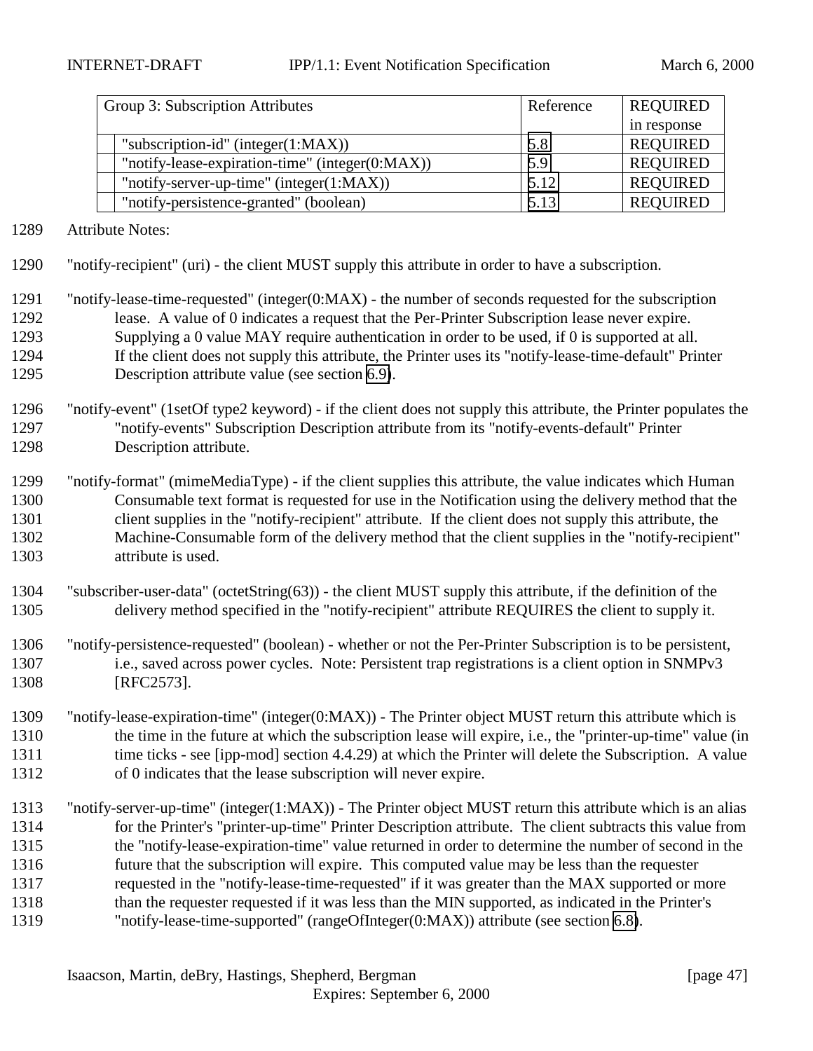| Group 3: Subscription Attributes | Reference | REQUIRED in response |
|---|---|---|
| "subscription-id" (integer(1:MAX)) | 5.8 | REQUIRED |
| "notify-lease-expiration-time" (integer(0:MAX)) | 5.9 | REQUIRED |
| "notify-server-up-time" (integer(1:MAX)) | 5.12 | REQUIRED |
| "notify-persistence-granted" (boolean) | 5.13 | REQUIRED |

1289 Attribute Notes:

1290 "notify-recipient" (uri) - the client MUST supply this attribute in order to have a subscription.

1291 "notify-lease-time-requested" (integer(0:MAX) - the number of seconds requested for the subscription
1292 lease. A value of 0 indicates a request that the Per-Printer Subscription lease never expire.
1293 Supplying a 0 value MAY require authentication in order to be used, if 0 is supported at all.
1294 If the client does not supply this attribute, the Printer uses its "notify-lease-time-default" Printer
1295 Description attribute value (see section 6.9).

1296 "notify-event" (1setOf type2 keyword) - if the client does not supply this attribute, the Printer populates the
1297 "notify-events" Subscription Description attribute from its "notify-events-default" Printer
1298 Description attribute.

1299 "notify-format" (mimeMediaType) - if the client supplies this attribute, the value indicates which Human
1300 Consumable text format is requested for use in the Notification using the delivery method that the
1301 client supplies in the "notify-recipient" attribute. If the client does not supply this attribute, the
1302 Machine-Consumable form of the delivery method that the client supplies in the "notify-recipient"
1303 attribute is used.

1304 "subscriber-user-data" (octetString(63)) - the client MUST supply this attribute, if the definition of the
1305 delivery method specified in the "notify-recipient" attribute REQUIRES the client to supply it.

1306 "notify-persistence-requested" (boolean) - whether or not the Per-Printer Subscription is to be persistent,
1307 i.e., saved across power cycles. Note: Persistent trap registrations is a client option in SNMPv3
1308 [RFC2573].

1309 "notify-lease-expiration-time" (integer(0:MAX)) - The Printer object MUST return this attribute which is
1310 the time in the future at which the subscription lease will expire, i.e., the "printer-up-time" value (in
1311 time ticks - see [ipp-mod] section 4.4.29) at which the Printer will delete the Subscription. A value
1312 of 0 indicates that the lease subscription will never expire.

1313 "notify-server-up-time" (integer(1:MAX)) - The Printer object MUST return this attribute which is an alias
1314 for the Printer's "printer-up-time" Printer Description attribute. The client subtracts this value from
1315 the "notify-lease-expiration-time" value returned in order to determine the number of second in the
1316 future that the subscription will expire. This computed value may be less than the requester
1317 requested in the "notify-lease-time-requested" if it was greater than the MAX supported or more
1318 than the requester requested if it was less than the MIN supported, as indicated in the Printer's
1319 "notify-lease-time-supported" (rangeOfInteger(0:MAX)) attribute (see section 6.8).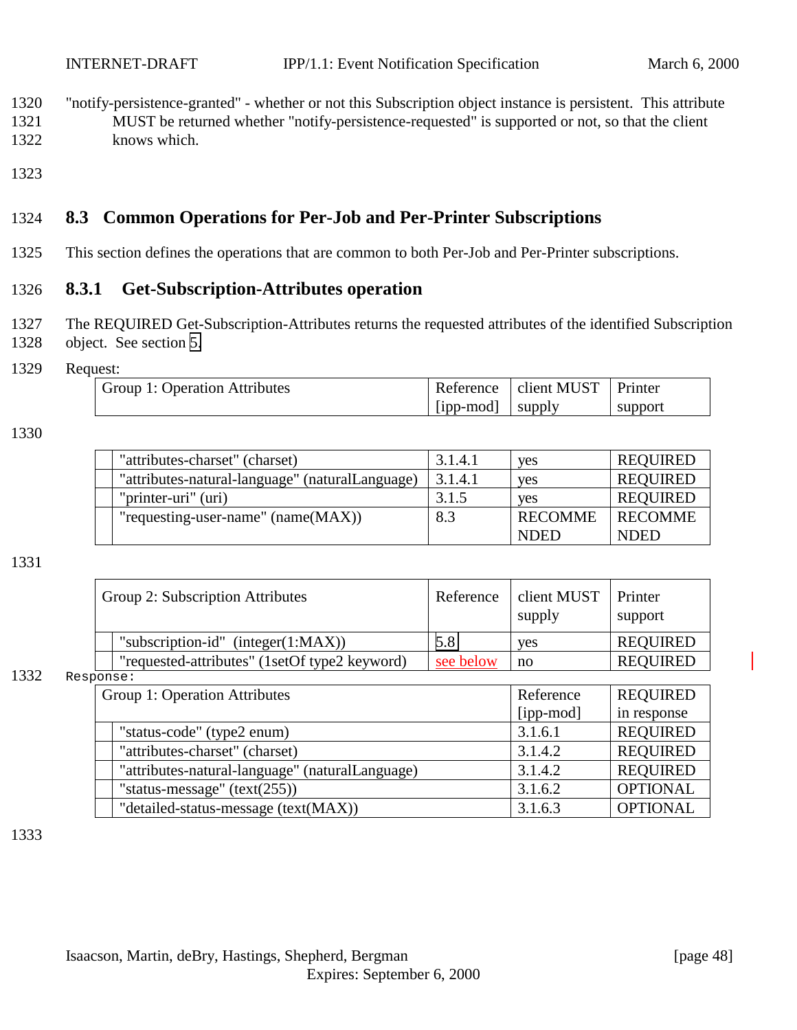"notify-persistence-granted" - whether or not this Subscription object instance is persistent. This attribute MUST be returned whether "notify-persistence-requested" is supported or not, so that the client knows which.

## 8.3 Common Operations for Per-Job and Per-Printer Subscriptions

This section defines the operations that are common to both Per-Job and Per-Printer subscriptions.

### 8.3.1 Get-Subscription-Attributes operation

The REQUIRED Get-Subscription-Attributes returns the requested attributes of the identified Subscription object. See section 5.

Request:

| Group 1: Operation Attributes | Reference [ipp-mod] | client MUST supply | Printer support |
|---|---|---|---|
| "attributes-charset" (charset) | 3.1.4.1 | yes | REQUIRED |
| "attributes-natural-language" (naturalLanguage) | 3.1.4.1 | yes | REQUIRED |
| "printer-uri" (uri) | 3.1.5 | yes | REQUIRED |
| "requesting-user-name" (name(MAX)) | 8.3 | RECOMMENDED | RECOMMENDED |

| Group 2: Subscription Attributes | Reference | client MUST supply | Printer support |
|---|---|---|---|
| "subscription-id" (integer(1:MAX)) | 5.8 | yes | REQUIRED |
| "requested-attributes" (1setOf type2 keyword) | see below | no | REQUIRED |

Response:

| Group 1: Operation Attributes | Reference [ipp-mod] | REQUIRED in response |
|---|---|---|
| "status-code" (type2 enum) | 3.1.6.1 | REQUIRED |
| "attributes-charset" (charset) | 3.1.4.2 | REQUIRED |
| "attributes-natural-language" (naturalLanguage) | 3.1.4.2 | REQUIRED |
| "status-message" (text(255)) | 3.1.6.2 | OPTIONAL |
| "detailed-status-message (text(MAX)) | 3.1.6.3 | OPTIONAL |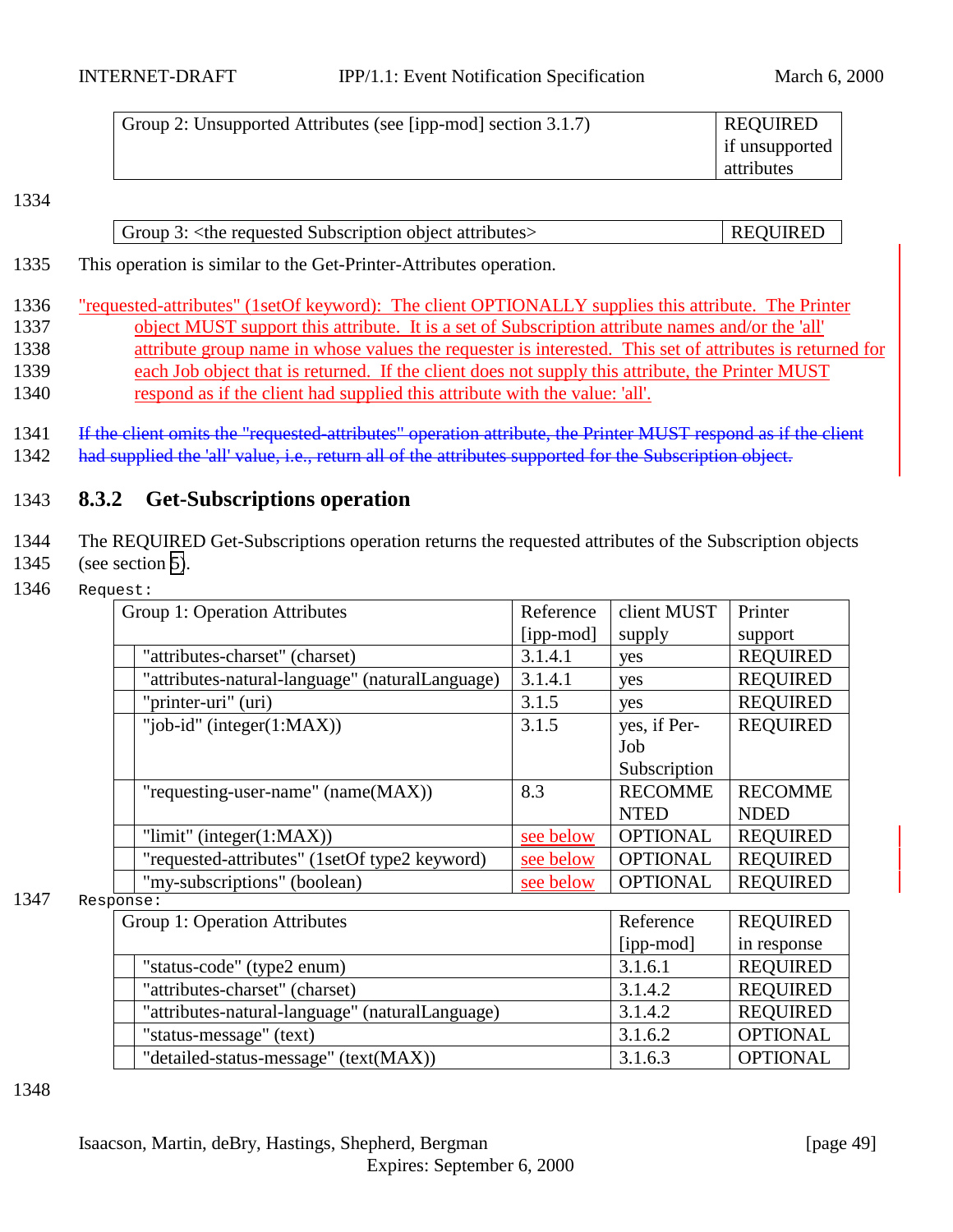| Group 2: Unsupported Attributes (see [ipp-mod] section 3.1.7) | REQUIRED if unsupported attributes |
|---|---|

1334

| Group 3: <the requested Subscription object attributes> | REQUIRED |
|---|---|

1335 This operation is similar to the Get-Printer-Attributes operation.

1336 "requested-attributes" (1setOf keyword): The client OPTIONALLY supplies this attribute. The Printer
1337 object MUST support this attribute. It is a set of Subscription attribute names and/or the 'all'
1338 attribute group name in whose values the requester is interested. This set of attributes is returned for
1339 each Job object that is returned. If the client does not supply this attribute, the Printer MUST
1340 respond as if the client had supplied this attribute with the value: 'all'.

1341 ~~If the client omits the "requested-attributes" operation attribute, the Printer MUST respond as if the client~~
1342 ~~had supplied the 'all' value, i.e., return all of the attributes supported for the Subscription object.~~

## 1343 8.3.2 Get-Subscriptions operation

1344 The REQUIRED Get-Subscriptions operation returns the requested attributes of the Subscription objects
1345 (see section 5).

1346 Request:

| Group 1: Operation Attributes | Reference [ipp-mod] | client MUST supply | Printer support |
|---|---|---|---|
| "attributes-charset" (charset) | 3.1.4.1 | yes | REQUIRED |
| "attributes-natural-language" (naturalLanguage) | 3.1.4.1 | yes | REQUIRED |
| "printer-uri" (uri) | 3.1.5 | yes | REQUIRED |
| "job-id" (integer(1:MAX)) | 3.1.5 | yes, if Per-Job Subscription | REQUIRED |
| "requesting-user-name" (name(MAX)) | 8.3 | RECOMMENDED | RECOMMENDED |
| "limit" (integer(1:MAX)) | see below | OPTIONAL | REQUIRED |
| "requested-attributes" (1setOf type2 keyword) | see below | OPTIONAL | REQUIRED |
| "my-subscriptions" (boolean) | see below | OPTIONAL | REQUIRED |

1347 Response:

| Group 1: Operation Attributes | Reference [ipp-mod] | REQUIRED in response |
|---|---|---|
| "status-code" (type2 enum) | 3.1.6.1 | REQUIRED |
| "attributes-charset" (charset) | 3.1.4.2 | REQUIRED |
| "attributes-natural-language" (naturalLanguage) | 3.1.4.2 | REQUIRED |
| "status-message" (text) | 3.1.6.2 | OPTIONAL |
| "detailed-status-message" (text(MAX)) | 3.1.6.3 | OPTIONAL |

1348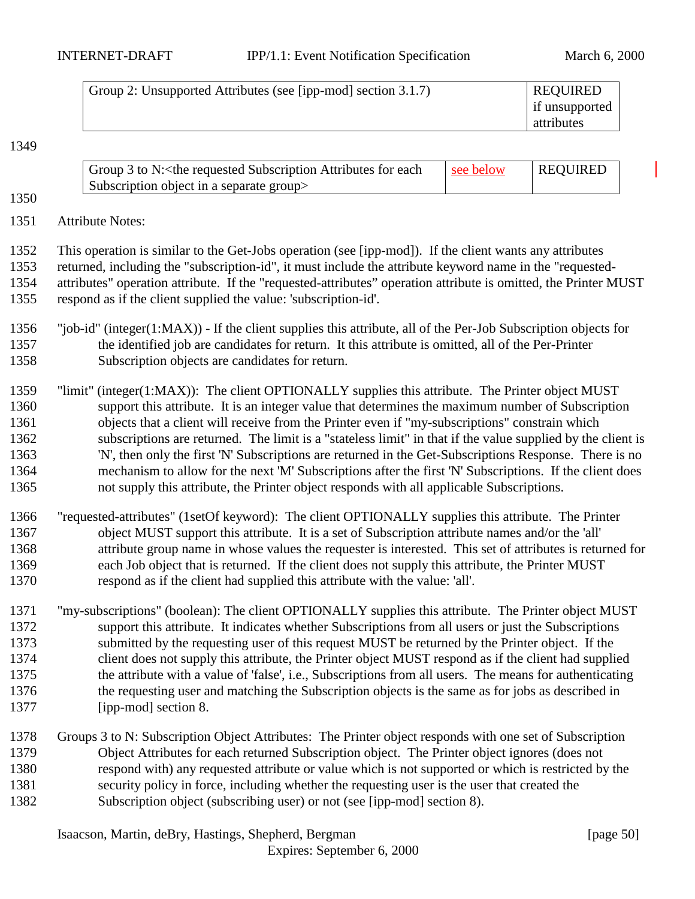| Group 2: Unsupported Attributes (see [ipp-mod] section 3.1.7) | | REQUIRED if unsupported attributes |
|---|---|---|
| Group 3 to N:<the requested Subscription Attributes for each Subscription object in a separate group> | see below | REQUIRED |

Attribute Notes:

This operation is similar to the Get-Jobs operation (see [ipp-mod]). If the client wants any attributes returned, including the "subscription-id", it must include the attribute keyword name in the "requested-attributes" operation attribute. If the "requested-attributes" operation attribute is omitted, the Printer MUST respond as if the client supplied the value: 'subscription-id'.

"job-id" (integer(1:MAX)) - If the client supplies this attribute, all of the Per-Job Subscription objects for the identified job are candidates for return. It this attribute is omitted, all of the Per-Printer Subscription objects are candidates for return.

"limit" (integer(1:MAX)): The client OPTIONALLY supplies this attribute. The Printer object MUST support this attribute. It is an integer value that determines the maximum number of Subscription objects that a client will receive from the Printer even if "my-subscriptions" constrain which subscriptions are returned. The limit is a "stateless limit" in that if the value supplied by the client is 'N', then only the first 'N' Subscriptions are returned in the Get-Subscriptions Response. There is no mechanism to allow for the next 'M' Subscriptions after the first 'N' Subscriptions. If the client does not supply this attribute, the Printer object responds with all applicable Subscriptions.

"requested-attributes" (1setOf keyword): The client OPTIONALLY supplies this attribute. The Printer object MUST support this attribute. It is a set of Subscription attribute names and/or the 'all' attribute group name in whose values the requester is interested. This set of attributes is returned for each Job object that is returned. If the client does not supply this attribute, the Printer MUST respond as if the client had supplied this attribute with the value: 'all'.

"my-subscriptions" (boolean): The client OPTIONALLY supplies this attribute. The Printer object MUST support this attribute. It indicates whether Subscriptions from all users or just the Subscriptions submitted by the requesting user of this request MUST be returned by the Printer object. If the client does not supply this attribute, the Printer object MUST respond as if the client had supplied the attribute with a value of 'false', i.e., Subscriptions from all users. The means for authenticating the requesting user and matching the Subscription objects is the same as for jobs as described in [ipp-mod] section 8.

Groups 3 to N: Subscription Object Attributes: The Printer object responds with one set of Subscription Object Attributes for each returned Subscription object. The Printer object ignores (does not respond with) any requested attribute or value which is not supported or which is restricted by the security policy in force, including whether the requesting user is the user that created the Subscription object (subscribing user) or not (see [ipp-mod] section 8).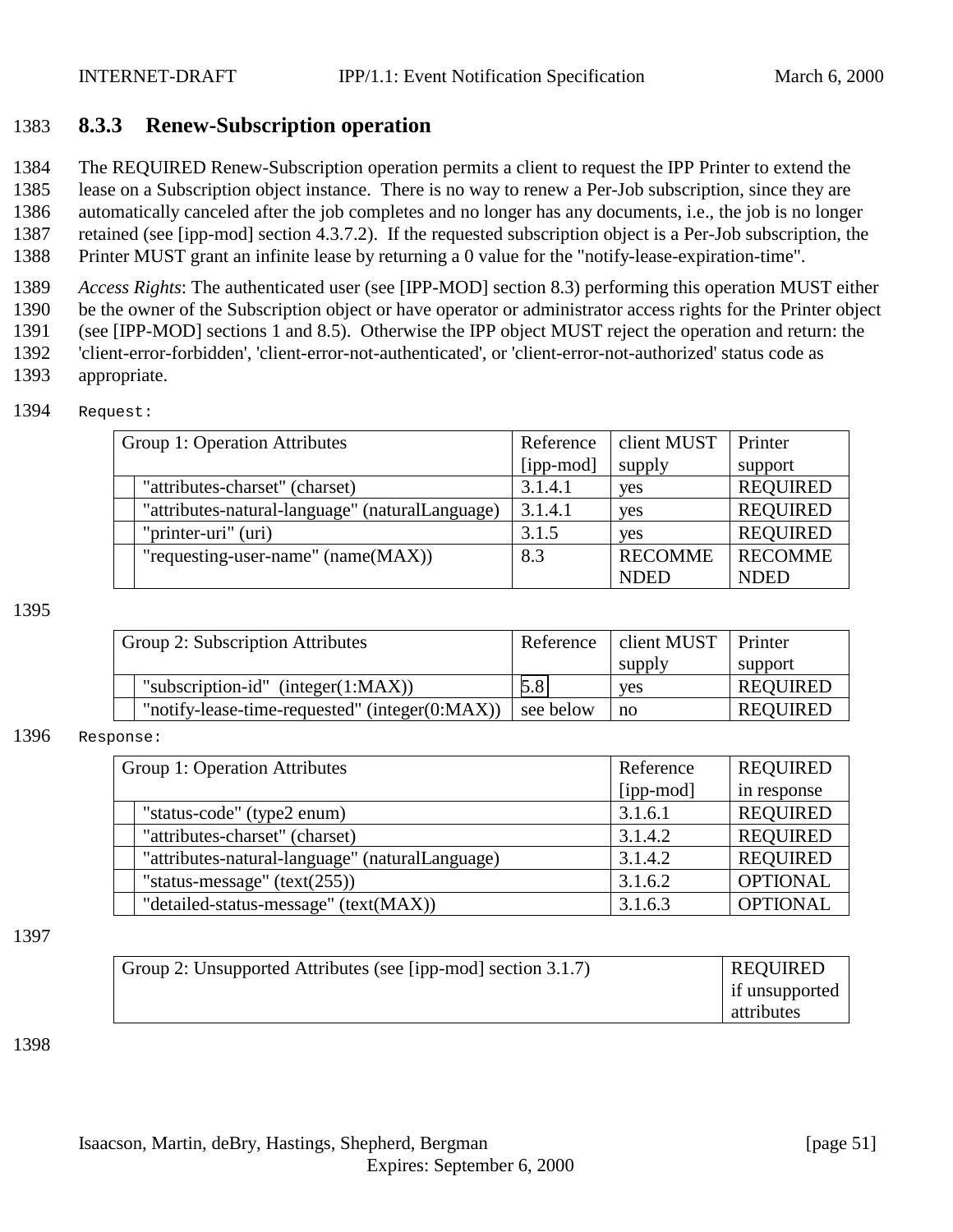### 8.3.3 Renew-Subscription operation

The REQUIRED Renew-Subscription operation permits a client to request the IPP Printer to extend the lease on a Subscription object instance. There is no way to renew a Per-Job subscription, since they are automatically canceled after the job completes and no longer has any documents, i.e., the job is no longer retained (see [ipp-mod] section 4.3.7.2). If the requested subscription object is a Per-Job subscription, the Printer MUST grant an infinite lease by returning a 0 value for the "notify-lease-expiration-time".

*Access Rights*: The authenticated user (see [IPP-MOD] section 8.3) performing this operation MUST either be the owner of the Subscription object or have operator or administrator access rights for the Printer object (see [IPP-MOD] sections 1 and 8.5). Otherwise the IPP object MUST reject the operation and return: the 'client-error-forbidden', 'client-error-not-authenticated', or 'client-error-not-authorized' status code as appropriate.

Request:

| Group 1: Operation Attributes | Reference [ipp-mod] | client MUST supply | Printer support |
|---|---|---|---|
| "attributes-charset" (charset) | 3.1.4.1 | yes | REQUIRED |
| "attributes-natural-language" (naturalLanguage) | 3.1.4.1 | yes | REQUIRED |
| "printer-uri" (uri) | 3.1.5 | yes | REQUIRED |
| "requesting-user-name" (name(MAX)) | 8.3 | RECOMMENDED | RECOMMENDED |

| Group 2: Subscription Attributes | Reference | client MUST supply | Printer support |
|---|---|---|---|
| "subscription-id" (integer(1:MAX)) | 5.8 | yes | REQUIRED |
| "notify-lease-time-requested" (integer(0:MAX)) | see below | no | REQUIRED |

Response:

| Group 1: Operation Attributes | Reference [ipp-mod] | REQUIRED in response |
|---|---|---|
| "status-code" (type2 enum) | 3.1.6.1 | REQUIRED |
| "attributes-charset" (charset) | 3.1.4.2 | REQUIRED |
| "attributes-natural-language" (naturalLanguage) | 3.1.4.2 | REQUIRED |
| "status-message" (text(255)) | 3.1.6.2 | OPTIONAL |
| "detailed-status-message" (text(MAX)) | 3.1.6.3 | OPTIONAL |

| Group 2: Unsupported Attributes (see [ipp-mod] section 3.1.7) | REQUIRED if unsupported attributes |
|---|---|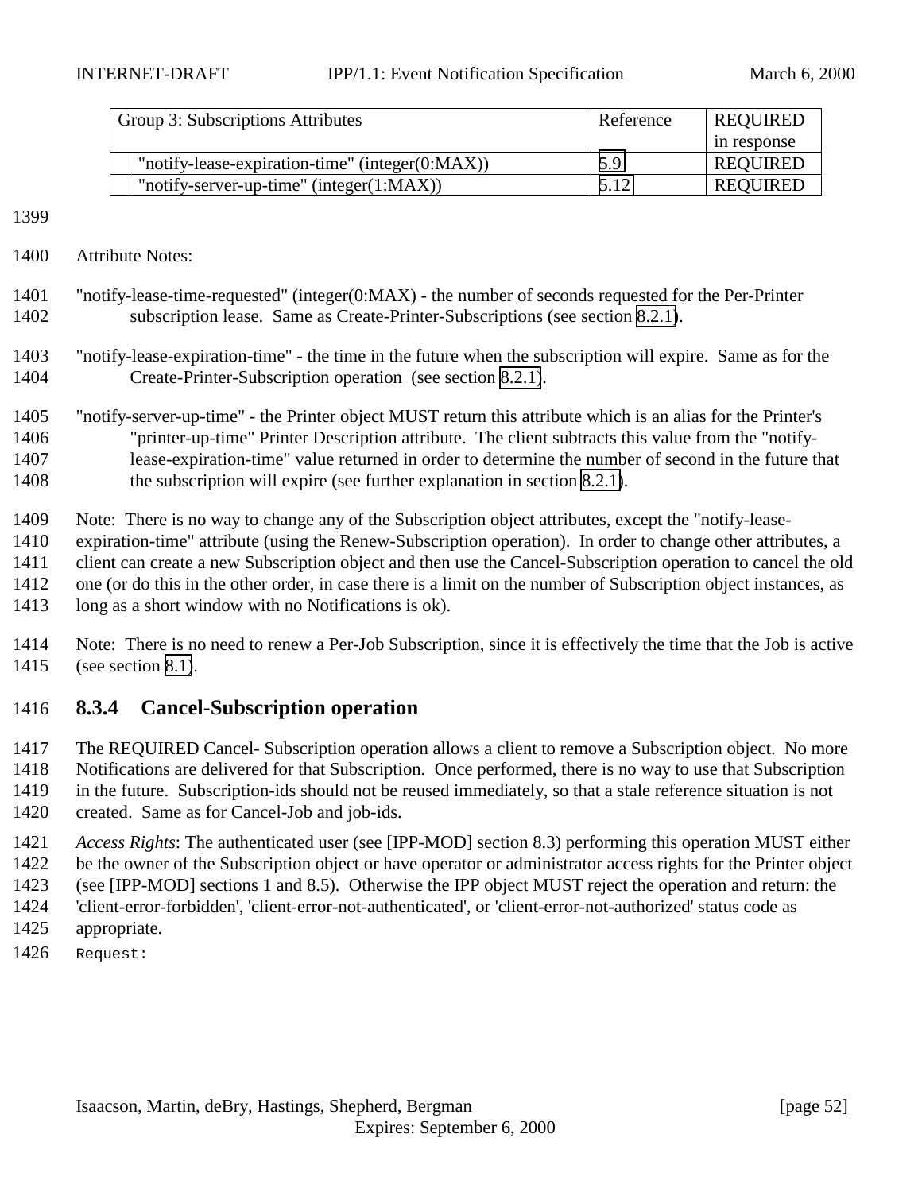| Group 3: Subscriptions Attributes | Reference | REQUIRED in response |
|---|---|---|
| "notify-lease-expiration-time" (integer(0:MAX)) | 5.9 | REQUIRED |
| "notify-server-up-time" (integer(1:MAX)) | 5.12 | REQUIRED |

Attribute Notes:

"notify-lease-time-requested" (integer(0:MAX) - the number of seconds requested for the Per-Printer subscription lease. Same as Create-Printer-Subscriptions (see section 8.2.1).

"notify-lease-expiration-time" - the time in the future when the subscription will expire. Same as for the Create-Printer-Subscription operation (see section 8.2.1).

"notify-server-up-time" - the Printer object MUST return this attribute which is an alias for the Printer's "printer-up-time" Printer Description attribute. The client subtracts this value from the "notify-lease-expiration-time" value returned in order to determine the number of second in the future that the subscription will expire (see further explanation in section 8.2.1).

Note: There is no way to change any of the Subscription object attributes, except the "notify-lease-expiration-time" attribute (using the Renew-Subscription operation). In order to change other attributes, a client can create a new Subscription object and then use the Cancel-Subscription operation to cancel the old one (or do this in the other order, in case there is a limit on the number of Subscription object instances, as long as a short window with no Notifications is ok).

Note: There is no need to renew a Per-Job Subscription, since it is effectively the time that the Job is active (see section 8.1).

### 8.3.4 Cancel-Subscription operation

The REQUIRED Cancel- Subscription operation allows a client to remove a Subscription object. No more Notifications are delivered for that Subscription. Once performed, there is no way to use that Subscription in the future. Subscription-ids should not be reused immediately, so that a stale reference situation is not created. Same as for Cancel-Job and job-ids.

*Access Rights*: The authenticated user (see [IPP-MOD] section 8.3) performing this operation MUST either be the owner of the Subscription object or have operator or administrator access rights for the Printer object (see [IPP-MOD] sections 1 and 8.5). Otherwise the IPP object MUST reject the operation and return: the 'client-error-forbidden', 'client-error-not-authenticated', or 'client-error-not-authorized' status code as appropriate.

```
Request:
```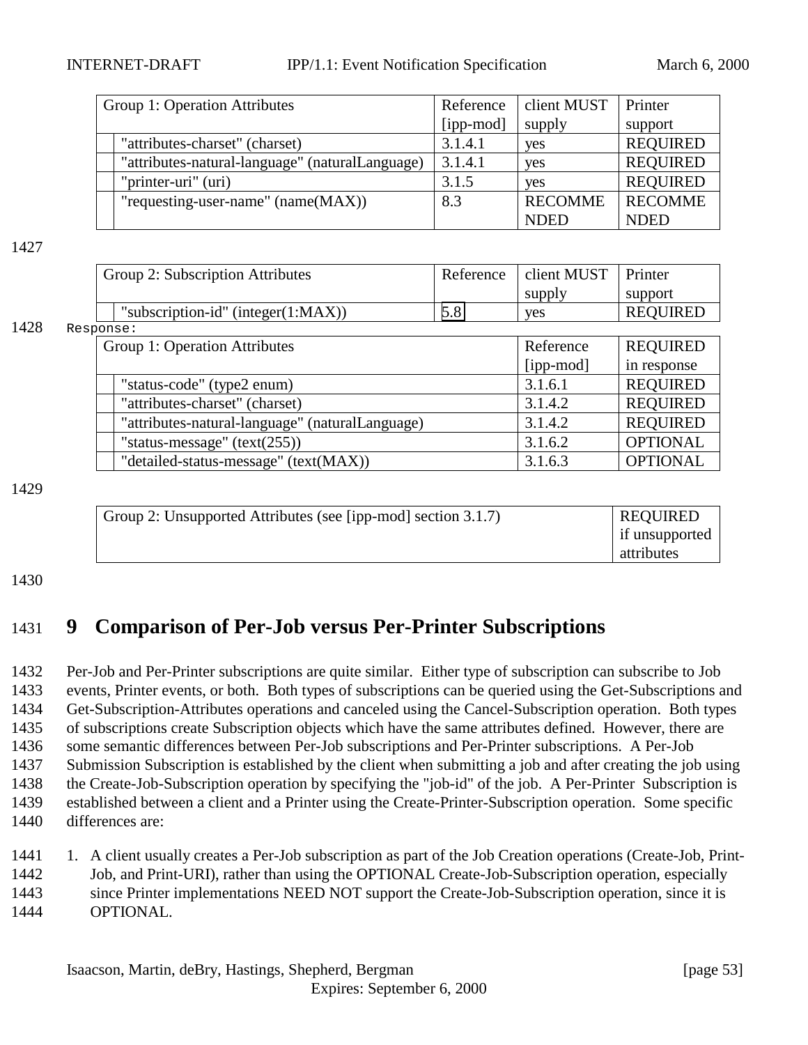| Group 1: Operation Attributes | Reference [ipp-mod] | client MUST supply | Printer support |
|---|---|---|---|
| "attributes-charset" (charset) | 3.1.4.1 | yes | REQUIRED |
| "attributes-natural-language" (naturalLanguage) | 3.1.4.1 | yes | REQUIRED |
| "printer-uri" (uri) | 3.1.5 | yes | REQUIRED |
| "requesting-user-name" (name(MAX)) | 8.3 | RECOMMENDED | RECOMMENDED |

| Group 2: Subscription Attributes | Reference | client MUST supply | Printer support |
|---|---|---|---|
| "subscription-id" (integer(1:MAX)) | 5.8 | yes | REQUIRED |

Response:

| Group 1: Operation Attributes | Reference [ipp-mod] | REQUIRED in response |
|---|---|---|
| "status-code" (type2 enum) | 3.1.6.1 | REQUIRED |
| "attributes-charset" (charset) | 3.1.4.2 | REQUIRED |
| "attributes-natural-language" (naturalLanguage) | 3.1.4.2 | REQUIRED |
| "status-message" (text(255)) | 3.1.6.2 | OPTIONAL |
| "detailed-status-message" (text(MAX)) | 3.1.6.3 | OPTIONAL |

| Group 2: Unsupported Attributes (see [ipp-mod] section 3.1.7) | REQUIRED if unsupported attributes |
|---|---|

# 9 Comparison of Per-Job versus Per-Printer Subscriptions

Per-Job and Per-Printer subscriptions are quite similar. Either type of subscription can subscribe to Job events, Printer events, or both. Both types of subscriptions can be queried using the Get-Subscriptions and Get-Subscription-Attributes operations and canceled using the Cancel-Subscription operation. Both types of subscriptions create Subscription objects which have the same attributes defined. However, there are some semantic differences between Per-Job subscriptions and Per-Printer subscriptions. A Per-Job Submission Subscription is established by the client when submitting a job and after creating the job using the Create-Job-Subscription operation by specifying the "job-id" of the job. A Per-Printer Subscription is established between a client and a Printer using the Create-Printer-Subscription operation. Some specific differences are:

1. A client usually creates a Per-Job subscription as part of the Job Creation operations (Create-Job, Print-Job, and Print-URI), rather than using the OPTIONAL Create-Job-Subscription operation, especially since Printer implementations NEED NOT support the Create-Job-Subscription operation, since it is OPTIONAL.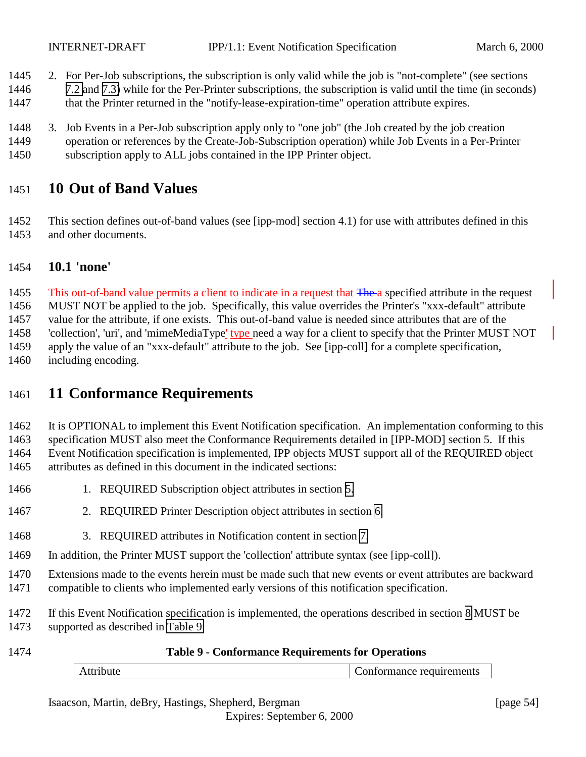2. For Per-Job subscriptions, the subscription is only valid while the job is "not-complete" (see sections 7.2 and 7.3) while for the Per-Printer subscriptions, the subscription is valid until the time (in seconds) that the Printer returned in the "notify-lease-expiration-time" operation attribute expires.

3. Job Events in a Per-Job subscription apply only to "one job" (the Job created by the job creation operation or references by the Create-Job-Subscription operation) while Job Events in a Per-Printer subscription apply to ALL jobs contained in the IPP Printer object.

# 10 Out of Band Values

This section defines out-of-band values (see [ipp-mod] section 4.1) for use with attributes defined in this and other documents.

## 10.1 'none'

This out-of-band value permits a client to indicate in a request that ~~The~~ a specified attribute in the request MUST NOT be applied to the job. Specifically, this value overrides the Printer's "xxx-default" attribute value for the attribute, if one exists. This out-of-band value is needed since attributes that are of the 'collection', 'uri', and 'mimeMediaType' type need a way for a client to specify that the Printer MUST NOT apply the value of an "xxx-default" attribute to the job. See [ipp-coll] for a complete specification, including encoding.

# 11 Conformance Requirements

It is OPTIONAL to implement this Event Notification specification. An implementation conforming to this specification MUST also meet the Conformance Requirements detailed in [IPP-MOD] section 5. If this Event Notification specification is implemented, IPP objects MUST support all of the REQUIRED object attributes as defined in this document in the indicated sections:

1. REQUIRED Subscription object attributes in section 5.
2. REQUIRED Printer Description object attributes in section 6
3. REQUIRED attributes in Notification content in section 7

In addition, the Printer MUST support the 'collection' attribute syntax (see [ipp-coll]).

Extensions made to the events herein must be made such that new events or event attributes are backward compatible to clients who implemented early versions of this notification specification.

If this Event Notification specification is implemented, the operations described in section 8 MUST be supported as described in Table 9.

**Table 9 - Conformance Requirements for Operations**

| Attribute | Conformance requirements |
|---|---|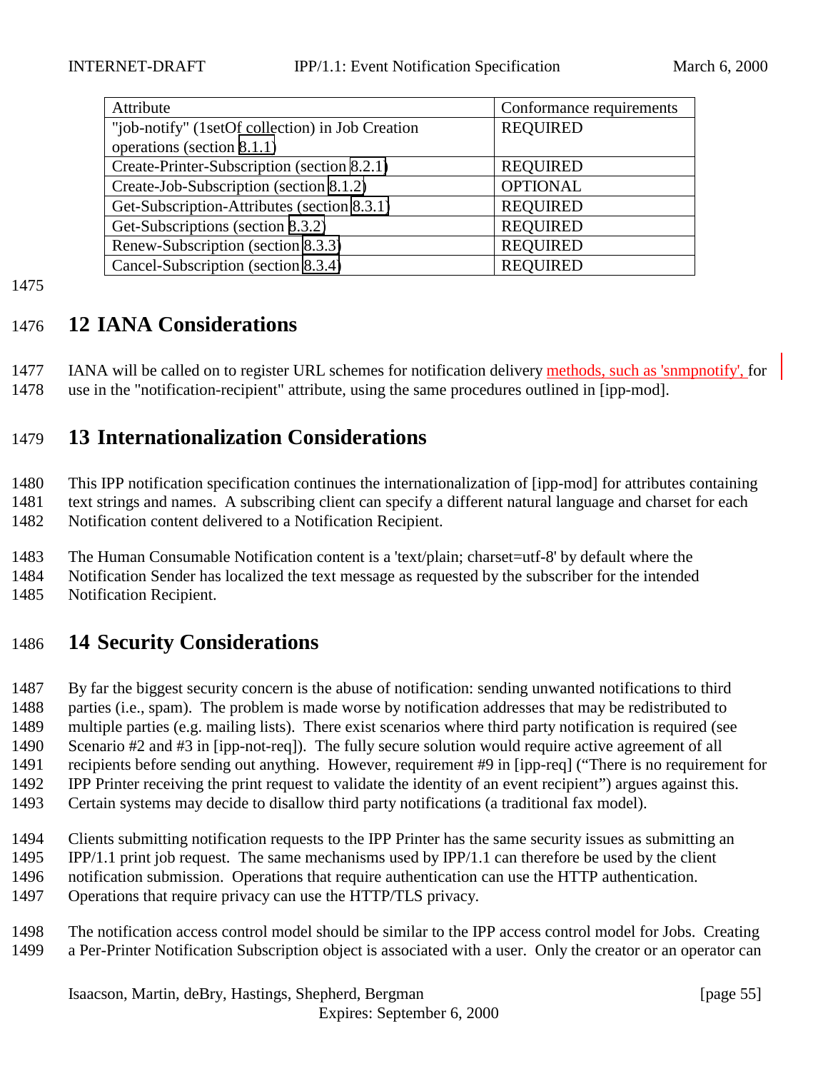| Attribute | Conformance requirements |
| --- | --- |
| "job-notify" (1setOf collection) in Job Creation operations (section 8.1.1) | REQUIRED |
| Create-Printer-Subscription (section 8.2.1) | REQUIRED |
| Create-Job-Subscription (section 8.1.2) | OPTIONAL |
| Get-Subscription-Attributes (section 8.3.1) | REQUIRED |
| Get-Subscriptions (section 8.3.2) | REQUIRED |
| Renew-Subscription (section 8.3.3) | REQUIRED |
| Cancel-Subscription (section 8.3.4) | REQUIRED |

# 12 IANA Considerations

IANA will be called on to register URL schemes for notification delivery methods, such as 'snmpnotify', for use in the "notification-recipient" attribute, using the same procedures outlined in [ipp-mod].

# 13 Internationalization Considerations

This IPP notification specification continues the internationalization of [ipp-mod] for attributes containing text strings and names. A subscribing client can specify a different natural language and charset for each Notification content delivered to a Notification Recipient.

The Human Consumable Notification content is a 'text/plain; charset=utf-8' by default where the Notification Sender has localized the text message as requested by the subscriber for the intended Notification Recipient.

# 14 Security Considerations

By far the biggest security concern is the abuse of notification: sending unwanted notifications to third parties (i.e., spam). The problem is made worse by notification addresses that may be redistributed to multiple parties (e.g. mailing lists). There exist scenarios where third party notification is required (see Scenario #2 and #3 in [ipp-not-req]). The fully secure solution would require active agreement of all recipients before sending out anything. However, requirement #9 in [ipp-req] ("There is no requirement for IPP Printer receiving the print request to validate the identity of an event recipient") argues against this. Certain systems may decide to disallow third party notifications (a traditional fax model).

Clients submitting notification requests to the IPP Printer has the same security issues as submitting an IPP/1.1 print job request. The same mechanisms used by IPP/1.1 can therefore be used by the client notification submission. Operations that require authentication can use the HTTP authentication. Operations that require privacy can use the HTTP/TLS privacy.

The notification access control model should be similar to the IPP access control model for Jobs. Creating a Per-Printer Notification Subscription object is associated with a user. Only the creator or an operator can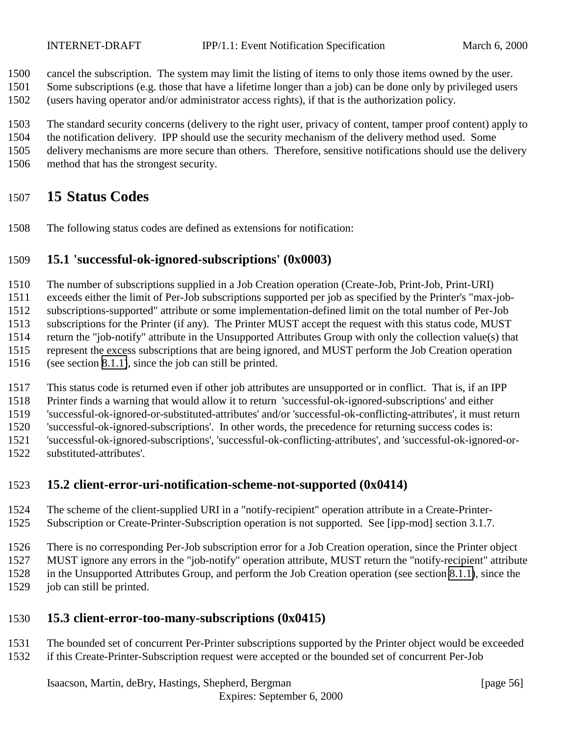cancel the subscription. The system may limit the listing of items to only those items owned by the user. Some subscriptions (e.g. those that have a lifetime longer than a job) can be done only by privileged users (users having operator and/or administrator access rights), if that is the authorization policy.

The standard security concerns (delivery to the right user, privacy of content, tamper proof content) apply to the notification delivery. IPP should use the security mechanism of the delivery method used. Some delivery mechanisms are more secure than others. Therefore, sensitive notifications should use the delivery method that has the strongest security.

# 15 Status Codes

The following status codes are defined as extensions for notification:

## 15.1 'successful-ok-ignored-subscriptions' (0x0003)

The number of subscriptions supplied in a Job Creation operation (Create-Job, Print-Job, Print-URI) exceeds either the limit of Per-Job subscriptions supported per job as specified by the Printer's "max-job-subscriptions-supported" attribute or some implementation-defined limit on the total number of Per-Job subscriptions for the Printer (if any). The Printer MUST accept the request with this status code, MUST return the "job-notify" attribute in the Unsupported Attributes Group with only the collection value(s) that represent the excess subscriptions that are being ignored, and MUST perform the Job Creation operation (see section 8.1.1), since the job can still be printed.

This status code is returned even if other job attributes are unsupported or in conflict. That is, if an IPP Printer finds a warning that would allow it to return 'successful-ok-ignored-subscriptions' and either 'successful-ok-ignored-or-substituted-attributes' and/or 'successful-ok-conflicting-attributes', it must return 'successful-ok-ignored-subscriptions'. In other words, the precedence for returning success codes is: 'successful-ok-ignored-subscriptions', 'successful-ok-conflicting-attributes', and 'successful-ok-ignored-or-substituted-attributes'.

## 15.2 client-error-uri-notification-scheme-not-supported (0x0414)

The scheme of the client-supplied URI in a "notify-recipient" operation attribute in a Create-Printer-Subscription or Create-Printer-Subscription operation is not supported. See [ipp-mod] section 3.1.7.

There is no corresponding Per-Job subscription error for a Job Creation operation, since the Printer object MUST ignore any errors in the "job-notify" operation attribute, MUST return the "notify-recipient" attribute in the Unsupported Attributes Group, and perform the Job Creation operation (see section 8.1.1), since the job can still be printed.

## 15.3 client-error-too-many-subscriptions (0x0415)

The bounded set of concurrent Per-Printer subscriptions supported by the Printer object would be exceeded if this Create-Printer-Subscription request were accepted or the bounded set of concurrent Per-Job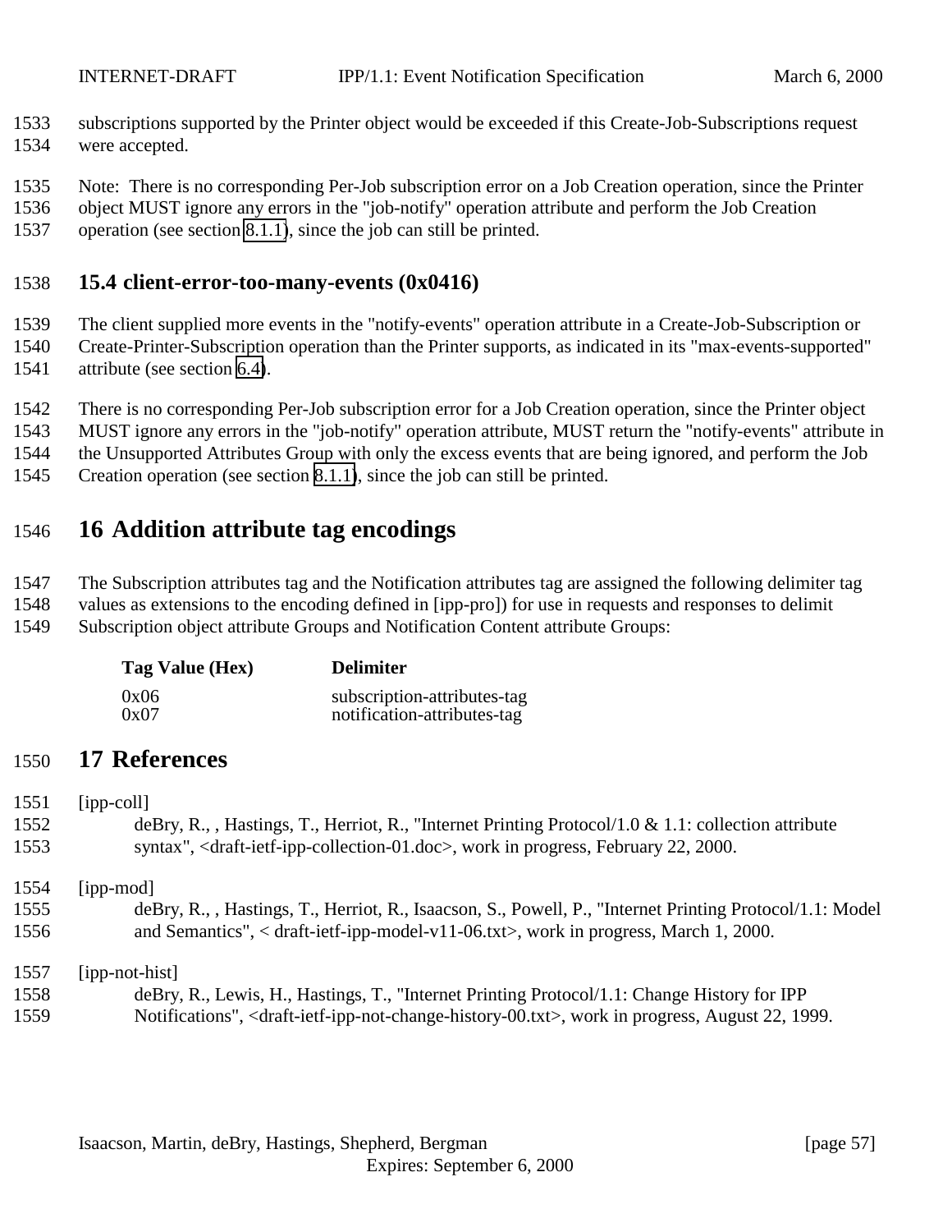subscriptions supported by the Printer object would be exceeded if this Create-Job-Subscriptions request were accepted.

Note: There is no corresponding Per-Job subscription error on a Job Creation operation, since the Printer object MUST ignore any errors in the "job-notify" operation attribute and perform the Job Creation operation (see section 8.1.1), since the job can still be printed.

### 15.4 client-error-too-many-events (0x0416)

The client supplied more events in the "notify-events" operation attribute in a Create-Job-Subscription or Create-Printer-Subscription operation than the Printer supports, as indicated in its "max-events-supported" attribute (see section 6.4).

There is no corresponding Per-Job subscription error for a Job Creation operation, since the Printer object MUST ignore any errors in the "job-notify" operation attribute, MUST return the "notify-events" attribute in the Unsupported Attributes Group with only the excess events that are being ignored, and perform the Job Creation operation (see section 8.1.1), since the job can still be printed.

## 16 Addition attribute tag encodings

The Subscription attributes tag and the Notification attributes tag are assigned the following delimiter tag values as extensions to the encoding defined in [ipp-pro]) for use in requests and responses to delimit Subscription object attribute Groups and Notification Content attribute Groups:

| Tag Value (Hex) | Delimiter |
|---|---|
| 0x06 | subscription-attributes-tag |
| 0x07 | notification-attributes-tag |

## 17 References

[ipp-coll]
deBry, R., , Hastings, T., Herriot, R., "Internet Printing Protocol/1.0 & 1.1: collection attribute syntax", <draft-ietf-ipp-collection-01.doc>, work in progress, February 22, 2000.

[ipp-mod]
deBry, R., , Hastings, T., Herriot, R., Isaacson, S., Powell, P., "Internet Printing Protocol/1.1: Model and Semantics", < draft-ietf-ipp-model-v11-06.txt>, work in progress, March 1, 2000.

[ipp-not-hist]
deBry, R., Lewis, H., Hastings, T., "Internet Printing Protocol/1.1: Change History for IPP Notifications", <draft-ietf-ipp-not-change-history-00.txt>, work in progress, August 22, 1999.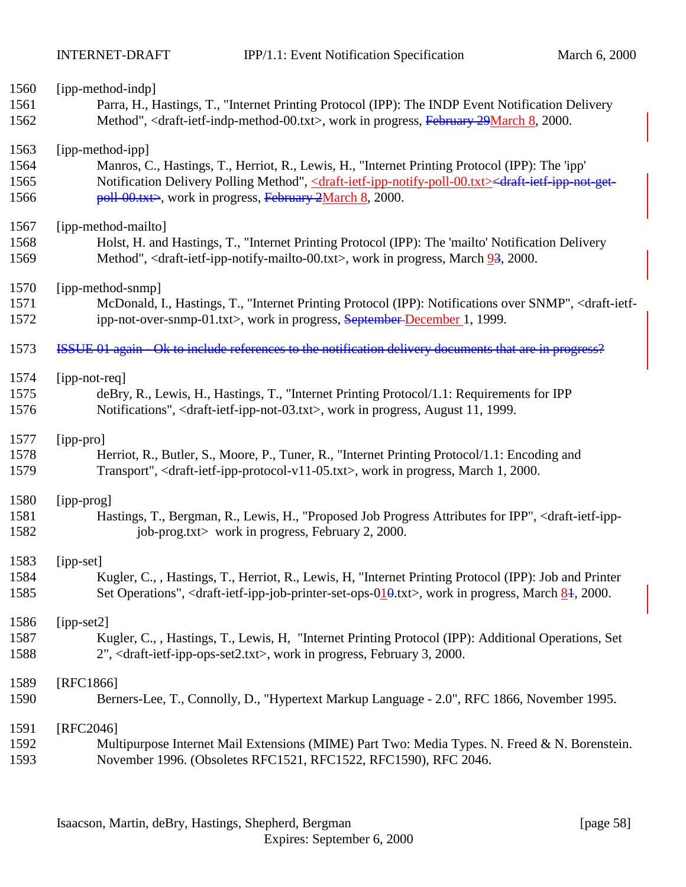[ipp-method-indp]
Parra, H., Hastings, T., "Internet Printing Protocol (IPP): The INDP Event Notification Delivery Method", <draft-ietf-indp-method-00.txt>, work in progress, ~~February 29~~March 8, 2000.

[ipp-method-ipp]
Manros, C., Hastings, T., Herriot, R., Lewis, H., "Internet Printing Protocol (IPP): The 'ipp' Notification Delivery Polling Method", <draft-ietf-ipp-notify-poll-00.txt>~~<draft-ietf-ipp-not-get-poll-00.txt>~~, work in progress, ~~February 2~~March 8, 2000.

[ipp-method-mailto]
Holst, H. and Hastings, T., "Internet Printing Protocol (IPP): The 'mailto' Notification Delivery Method", <draft-ietf-ipp-notify-mailto-00.txt>, work in progress, March 9~~3~~, 2000.

[ipp-method-snmp]
McDonald, I., Hastings, T., "Internet Printing Protocol (IPP): Notifications over SNMP", <draft-ietf-ipp-not-over-snmp-01.txt>, work in progress, ~~September~~ December 1, 1999.

~~ISSUE 01 again - Ok to include references to the notification delivery documents that are in progress?~~

[ipp-not-req]
deBry, R., Lewis, H., Hastings, T., "Internet Printing Protocol/1.1: Requirements for IPP Notifications", <draft-ietf-ipp-not-03.txt>, work in progress, August 11, 1999.

[ipp-pro]
Herriot, R., Butler, S., Moore, P., Tuner, R., "Internet Printing Protocol/1.1: Encoding and Transport", <draft-ietf-ipp-protocol-v11-05.txt>, work in progress, March 1, 2000.

[ipp-prog]
Hastings, T., Bergman, R., Lewis, H., "Proposed Job Progress Attributes for IPP", <draft-ietf-ipp-job-prog.txt> work in progress, February 2, 2000.

[ipp-set]
Kugler, C., , Hastings, T., Herriot, R., Lewis, H, "Internet Printing Protocol (IPP): Job and Printer Set Operations", <draft-ietf-ipp-job-printer-set-ops-01~~0~~.txt>, work in progress, March 8~~1~~, 2000.

[ipp-set2]
Kugler, C., , Hastings, T., Lewis, H, "Internet Printing Protocol (IPP): Additional Operations, Set 2", <draft-ietf-ipp-ops-set2.txt>, work in progress, February 3, 2000.

[RFC1866]
Berners-Lee, T., Connolly, D., "Hypertext Markup Language - 2.0", RFC 1866, November 1995.

[RFC2046]
Multipurpose Internet Mail Extensions (MIME) Part Two: Media Types. N. Freed & N. Borenstein. November 1996. (Obsoletes RFC1521, RFC1522, RFC1590), RFC 2046.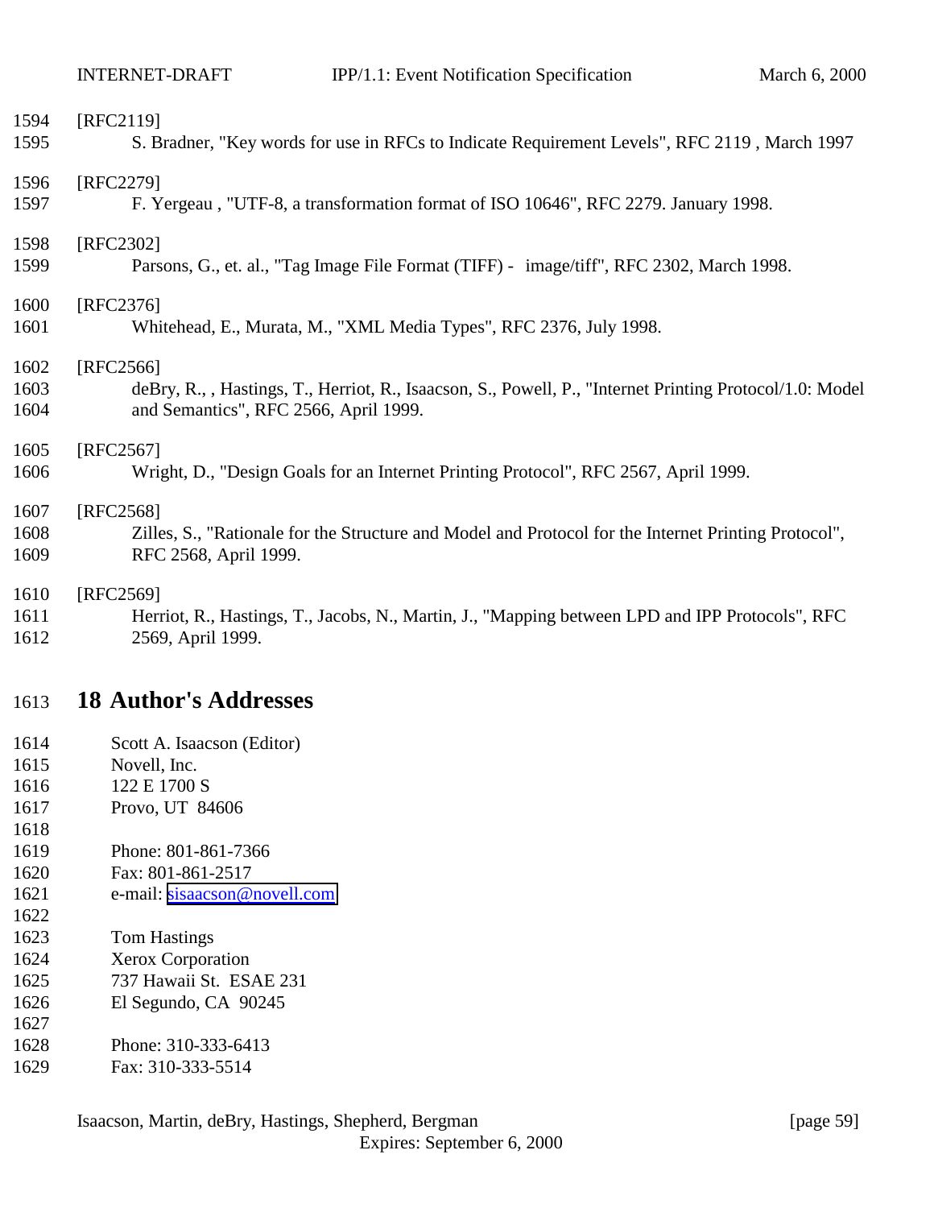[RFC2119]

S. Bradner, "Key words for use in RFCs to Indicate Requirement Levels", RFC 2119 , March 1997

[RFC2279]

F. Yergeau , "UTF-8, a transformation format of ISO 10646", RFC 2279. January 1998.

[RFC2302]

Parsons, G., et. al., "Tag Image File Format (TIFF) - image/tiff", RFC 2302, March 1998.

[RFC2376]

Whitehead, E., Murata, M., "XML Media Types", RFC 2376, July 1998.

[RFC2566]

deBry, R., , Hastings, T., Herriot, R., Isaacson, S., Powell, P., "Internet Printing Protocol/1.0: Model and Semantics", RFC 2566, April 1999.

[RFC2567]

Wright, D., "Design Goals for an Internet Printing Protocol", RFC 2567, April 1999.

[RFC2568]

Zilles, S., "Rationale for the Structure and Model and Protocol for the Internet Printing Protocol", RFC 2568, April 1999.

[RFC2569]

Herriot, R., Hastings, T., Jacobs, N., Martin, J., "Mapping between LPD and IPP Protocols", RFC 2569, April 1999.

# 18 Author's Addresses

Scott A. Isaacson (Editor)
Novell, Inc.
122 E 1700 S
Provo, UT 84606

Phone: 801-861-7366
Fax: 801-861-2517
e-mail: sisaacson@novell.com

Tom Hastings
Xerox Corporation
737 Hawaii St. ESAE 231
El Segundo, CA 90245

Phone: 310-333-6413
Fax: 310-333-5514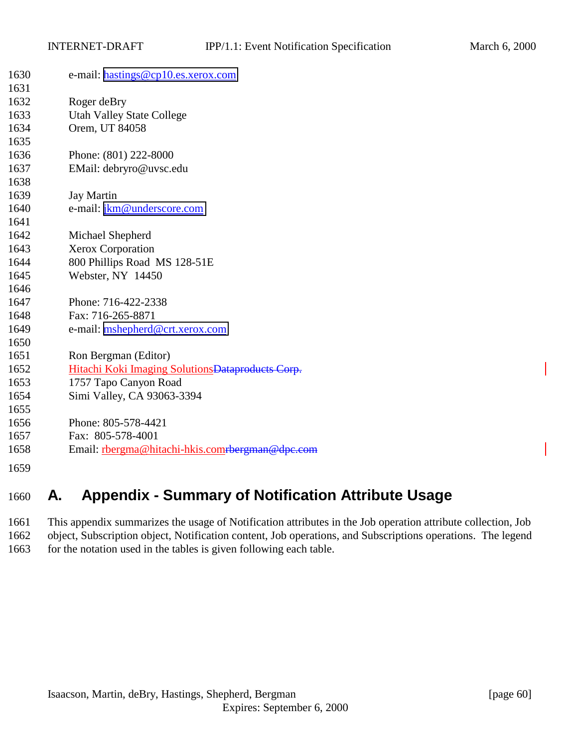e-mail: hastings@cp10.es.xerox.com

Roger deBry
Utah Valley State College
Orem, UT 84058

Phone: (801) 222-8000
EMail: debryro@uvsc.edu

Jay Martin
e-mail: jkm@underscore.com

Michael Shepherd
Xerox Corporation
800 Phillips Road MS 128-51E
Webster, NY 14450

Phone: 716-422-2338
Fax: 716-265-8871
e-mail: mshepherd@crt.xerox.com

Ron Bergman (Editor)
Hitachi Koki Imaging Solutions~~Dataproducts Corp.~~
1757 Tapo Canyon Road
Simi Valley, CA 93063-3394

Phone: 805-578-4421
Fax: 805-578-4001
Email: rbergma@hitachi-hkis.com~~rbergman@dpc.com~~

# A. Appendix - Summary of Notification Attribute Usage

This appendix summarizes the usage of Notification attributes in the Job operation attribute collection, Job object, Subscription object, Notification content, Job operations, and Subscriptions operations. The legend for the notation used in the tables is given following each table.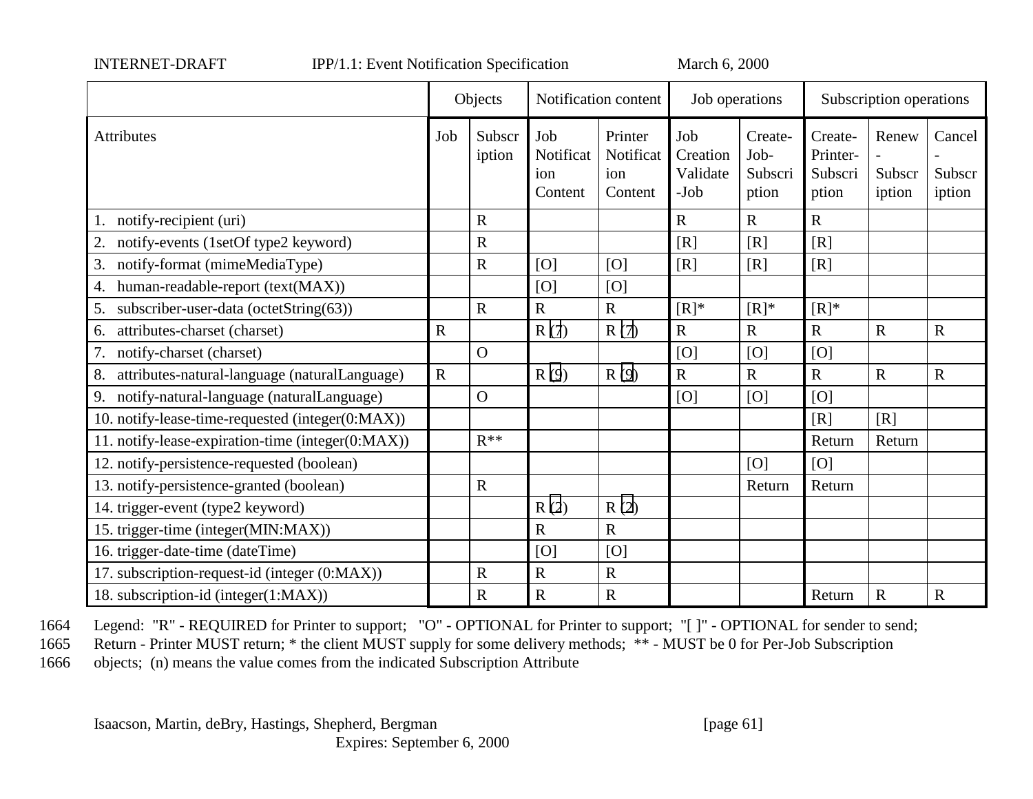| | Objects | | Notification content | | Job operations | | Subscription operations | | |
|---|---|---|---|---|---|---|---|---|---|
| Attributes | Job | Subscription | Job Notification Content | Printer Notification Content | Job Creation Validate-Job | Create-Job-Subscription | Create-Printer-Subscription | Renew-Subscription | Cancel-Subscription |
| 1. notify-recipient (uri) | | R | | | R | R | R | | |
| 2. notify-events (1setOf type2 keyword) | | R | | | [R] | [R] | [R] | | |
| 3. notify-format (mimeMediaType) | | R | [O] | [O] | [R] | [R] | [R] | | |
| 4. human-readable-report (text(MAX)) | | | [O] | [O] | | | | | |
| 5. subscriber-user-data (octetString(63)) | | R | R | R | [R]* | [R]* | [R]* | | |
| 6. attributes-charset (charset) | R | | R (7) | R (7) | R | R | R | R | R |
| 7. notify-charset (charset) | | O | | | [O] | [O] | [O] | | |
| 8. attributes-natural-language (naturalLanguage) | R | | R (9) | R (9) | R | R | R | R | R |
| 9. notify-natural-language (naturalLanguage) | | O | | | [O] | [O] | [O] | | |
| 10. notify-lease-time-requested (integer(0:MAX)) | | | | | | | [R] | [R] | |
| 11. notify-lease-expiration-time (integer(0:MAX)) | | R** | | | | | Return | Return | |
| 12. notify-persistence-requested (boolean) | | | | | | [O] | [O] | | |
| 13. notify-persistence-granted (boolean) | | R | | | | Return | Return | | |
| 14. trigger-event (type2 keyword) | | | R (2) | R (2) | | | | | |
| 15. trigger-time (integer(MIN:MAX)) | | | R | R | | | | | |
| 16. trigger-date-time (dateTime) | | | [O] | [O] | | | | | |
| 17. subscription-request-id (integer (0:MAX)) | | R | R | R | | | | | |
| 18. subscription-id (integer(1:MAX)) | | R | R | R | | | Return | R | R |

1664 Legend: "R" - REQUIRED for Printer to support; "O" - OPTIONAL for Printer to support; "[ ]" - OPTIONAL for sender to send;
1665 Return - Printer MUST return; * the client MUST supply for some delivery methods; ** - MUST be 0 for Per-Job Subscription
1666 objects; (n) means the value comes from the indicated Subscription Attribute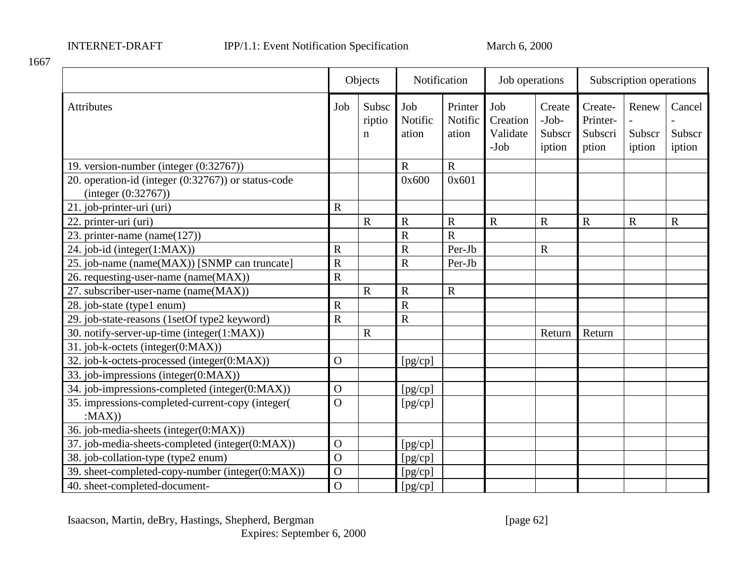1667

| | Objects | | Notification | | Job operations | | Subscription operations | | |
|---|---|---|---|---|---|---|---|---|---|
| Attributes | Job | Subscription | Job Notification | Printer Notification | Job Creation Validate-Job | Create-Job-Subscription | Create-Printer-Subscription | Renew-Subscription | Cancel-Subscription |
| 19. version-number (integer (0:32767)) | | | R | R | | | | | |
| 20. operation-id (integer (0:32767)) or status-code (integer (0:32767)) | | | 0x600 | 0x601 | | | | | |
| 21. job-printer-uri (uri) | R | | | | | | | | |
| 22. printer-uri (uri) | | R | R | R | R | R | R | R | R |
| 23. printer-name (name(127)) | | | R | R | | | | | |
| 24. job-id (integer(1:MAX)) | R | | R | Per-Jb | | R | | | |
| 25. job-name (name(MAX)) [SNMP can truncate] | R | | R | Per-Jb | | | | | |
| 26. requesting-user-name (name(MAX)) | R | | | | | | | | |
| 27. subscriber-user-name (name(MAX)) | | R | R | R | | | | | |
| 28. job-state (type1 enum) | R | | R | | | | | | |
| 29. job-state-reasons (1setOf type2 keyword) | R | | R | | | | | | |
| 30. notify-server-up-time (integer(1:MAX)) | | R | | | | Return | Return | | |
| 31. job-k-octets (integer(0:MAX)) | | | | | | | | | |
| 32. job-k-octets-processed (integer(0:MAX)) | O | | [pg/cp] | | | | | | |
| 33. job-impressions (integer(0:MAX)) | | | | | | | | | |
| 34. job-impressions-completed (integer(0:MAX)) | O | | [pg/cp] | | | | | | |
| 35. impressions-completed-current-copy (integer( :MAX)) | O | | [pg/cp] | | | | | | |
| 36. job-media-sheets (integer(0:MAX)) | | | | | | | | | |
| 37. job-media-sheets-completed (integer(0:MAX)) | O | | [pg/cp] | | | | | | |
| 38. job-collation-type (type2 enum) | O | | [pg/cp] | | | | | | |
| 39. sheet-completed-copy-number (integer(0:MAX)) | O | | [pg/cp] | | | | | | |
| 40. sheet-completed-document- | O | | [pg/cp] | | | | | | |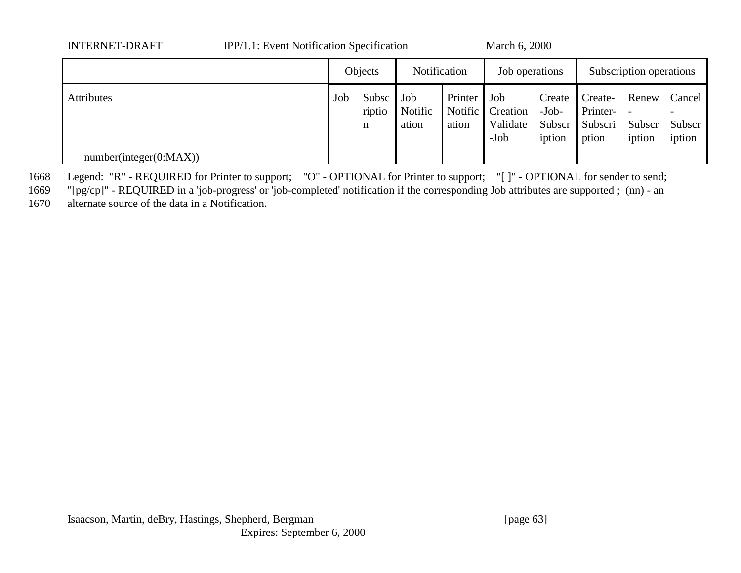| | Objects | | Notification | | Job operations | | Subscription operations | | |
|---|---|---|---|---|---|---|---|---|---|
| Attributes | Job | Subscription | Job Notification | Printer Notification | Job Creation Validate-Job | Create-Job-Subscription | Create-Printer-Subscription | Renew-Subscription | Cancel-Subscription |
| number(integer(0:MAX)) | | | | | | | | | |

1668 Legend: "R" - REQUIRED for Printer to support; "O" - OPTIONAL for Printer to support; "[ ]" - OPTIONAL for sender to send;
1669 "[pg/cp]" - REQUIRED in a 'job-progress' or 'job-completed' notification if the corresponding Job attributes are supported ; (nn) - an
1670 alternate source of the data in a Notification.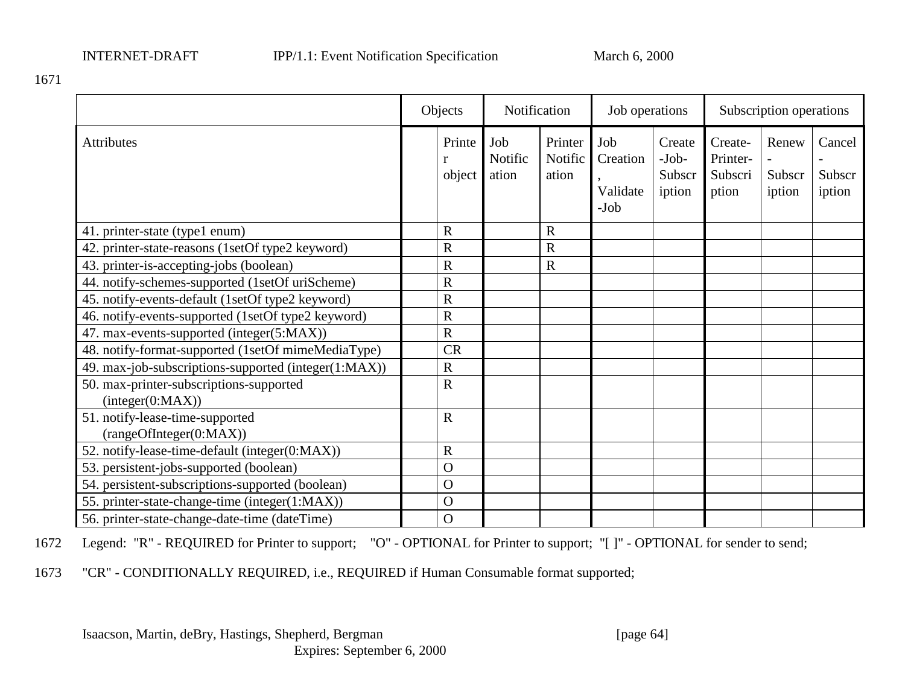1671

| | Objects | | Notification | | Job operations | | Subscription operations | | |
|---|---|---|---|---|---|---|---|---|---|
| Attributes | | Printer object | Job Notification | Printer Notification | Job Creation, Validate-Job | Create-Job-Subscription | Create-Printer-Subscription | Renew-Subscription | Cancel-Subscription |
| 41. printer-state (type1 enum) | | R | | R | | | | | |
| 42. printer-state-reasons (1setOf type2 keyword) | | R | | R | | | | | |
| 43. printer-is-accepting-jobs (boolean) | | R | | R | | | | | |
| 44. notify-schemes-supported (1setOf uriScheme) | | R | | | | | | | |
| 45. notify-events-default (1setOf type2 keyword) | | R | | | | | | | |
| 46. notify-events-supported (1setOf type2 keyword) | | R | | | | | | | |
| 47. max-events-supported (integer(5:MAX)) | | R | | | | | | | |
| 48. notify-format-supported (1setOf mimeMediaType) | | CR | | | | | | | |
| 49. max-job-subscriptions-supported (integer(1:MAX)) | | R | | | | | | | |
| 50. max-printer-subscriptions-supported (integer(0:MAX)) | | R | | | | | | | |
| 51. notify-lease-time-supported (rangeOfInteger(0:MAX)) | | R | | | | | | | |
| 52. notify-lease-time-default (integer(0:MAX)) | | R | | | | | | | |
| 53. persistent-jobs-supported (boolean) | | O | | | | | | | |
| 54. persistent-subscriptions-supported (boolean) | | O | | | | | | | |
| 55. printer-state-change-time (integer(1:MAX)) | | O | | | | | | | |
| 56. printer-state-change-date-time (dateTime) | | O | | | | | | | |

1672 Legend: "R" - REQUIRED for Printer to support; "O" - OPTIONAL for Printer to support; "[ ]" - OPTIONAL for sender to send;

1673 "CR" - CONDITIONALLY REQUIRED, i.e., REQUIRED if Human Consumable format supported;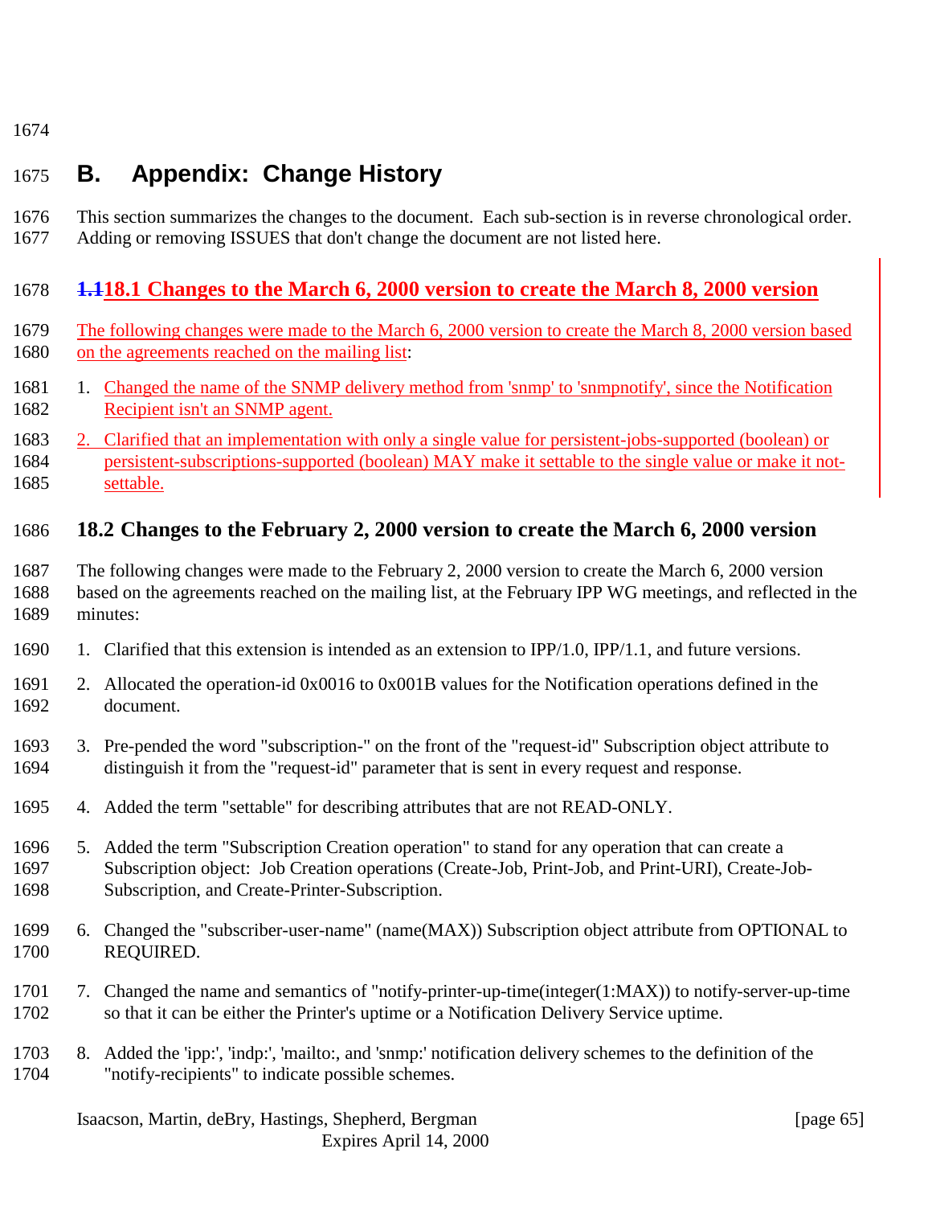# B. Appendix: Change History

This section summarizes the changes to the document. Each sub-section is in reverse chronological order. Adding or removing ISSUES that don't change the document are not listed here.

## 1.118.1 Changes to the March 6, 2000 version to create the March 8, 2000 version

The following changes were made to the March 6, 2000 version to create the March 8, 2000 version based on the agreements reached on the mailing list:

1. Changed the name of the SNMP delivery method from 'snmp' to 'snmpnotify', since the Notification Recipient isn't an SNMP agent.
2. Clarified that an implementation with only a single value for persistent-jobs-supported (boolean) or persistent-subscriptions-supported (boolean) MAY make it settable to the single value or make it not-settable.

## 18.2 Changes to the February 2, 2000 version to create the March 6, 2000 version

The following changes were made to the February 2, 2000 version to create the March 6, 2000 version based on the agreements reached on the mailing list, at the February IPP WG meetings, and reflected in the minutes:

1. Clarified that this extension is intended as an extension to IPP/1.0, IPP/1.1, and future versions.
2. Allocated the operation-id 0x0016 to 0x001B values for the Notification operations defined in the document.
3. Pre-pended the word "subscription-" on the front of the "request-id" Subscription object attribute to distinguish it from the "request-id" parameter that is sent in every request and response.
4. Added the term "settable" for describing attributes that are not READ-ONLY.
5. Added the term "Subscription Creation operation" to stand for any operation that can create a Subscription object: Job Creation operations (Create-Job, Print-Job, and Print-URI), Create-Job-Subscription, and Create-Printer-Subscription.
6. Changed the "subscriber-user-name" (name(MAX)) Subscription object attribute from OPTIONAL to REQUIRED.
7. Changed the name and semantics of "notify-printer-up-time(integer(1:MAX)) to notify-server-up-time so that it can be either the Printer's uptime or a Notification Delivery Service uptime.
8. Added the 'ipp:', 'indp:', 'mailto:, and 'snmp:' notification delivery schemes to the definition of the "notify-recipients" to indicate possible schemes.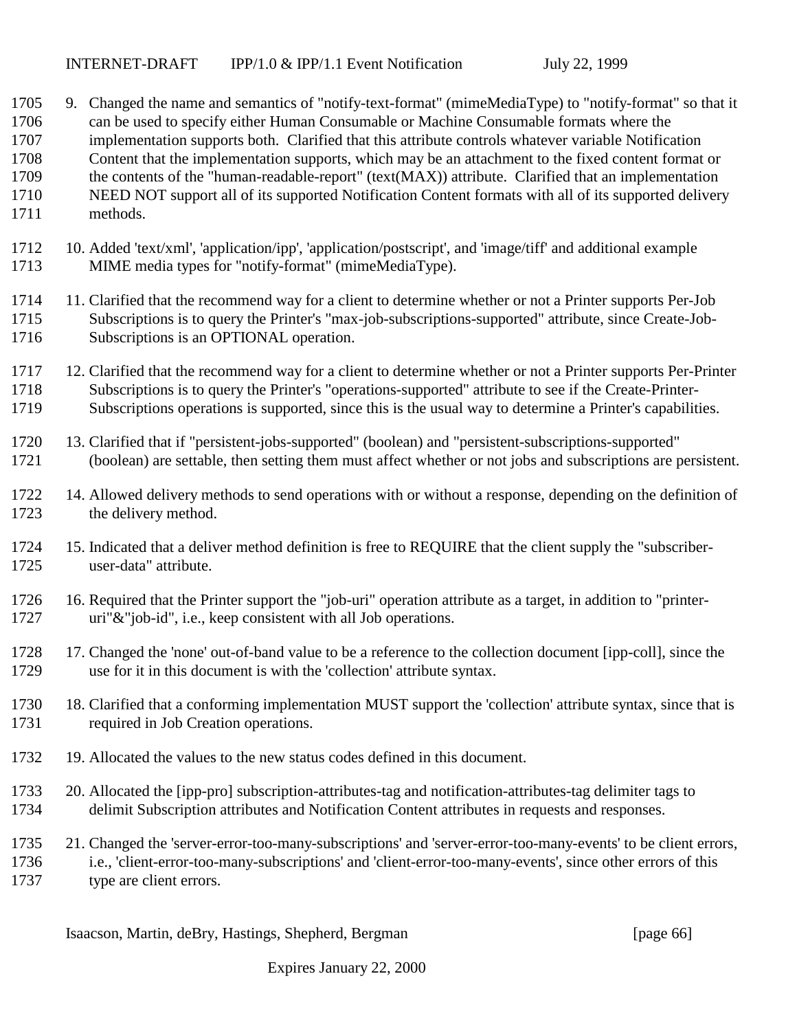9. Changed the name and semantics of "notify-text-format" (mimeMediaType) to "notify-format" so that it can be used to specify either Human Consumable or Machine Consumable formats where the implementation supports both. Clarified that this attribute controls whatever variable Notification Content that the implementation supports, which may be an attachment to the fixed content format or the contents of the "human-readable-report" (text(MAX)) attribute. Clarified that an implementation NEED NOT support all of its supported Notification Content formats with all of its supported delivery methods.

10. Added 'text/xml', 'application/ipp', 'application/postscript', and 'image/tiff' and additional example MIME media types for "notify-format" (mimeMediaType).

11. Clarified that the recommend way for a client to determine whether or not a Printer supports Per-Job Subscriptions is to query the Printer's "max-job-subscriptions-supported" attribute, since Create-Job-Subscriptions is an OPTIONAL operation.

12. Clarified that the recommend way for a client to determine whether or not a Printer supports Per-Printer Subscriptions is to query the Printer's "operations-supported" attribute to see if the Create-Printer-Subscriptions operations is supported, since this is the usual way to determine a Printer's capabilities.

13. Clarified that if "persistent-jobs-supported" (boolean) and "persistent-subscriptions-supported" (boolean) are settable, then setting them must affect whether or not jobs and subscriptions are persistent.

14. Allowed delivery methods to send operations with or without a response, depending on the definition of the delivery method.

15. Indicated that a deliver method definition is free to REQUIRE that the client supply the "subscriber-user-data" attribute.

16. Required that the Printer support the "job-uri" operation attribute as a target, in addition to "printer-uri"&"job-id", i.e., keep consistent with all Job operations.

17. Changed the 'none' out-of-band value to be a reference to the collection document [ipp-coll], since the use for it in this document is with the 'collection' attribute syntax.

18. Clarified that a conforming implementation MUST support the 'collection' attribute syntax, since that is required in Job Creation operations.

19. Allocated the values to the new status codes defined in this document.

20. Allocated the [ipp-pro] subscription-attributes-tag and notification-attributes-tag delimiter tags to delimit Subscription attributes and Notification Content attributes in requests and responses.

21. Changed the 'server-error-too-many-subscriptions' and 'server-error-too-many-events' to be client errors, i.e., 'client-error-too-many-subscriptions' and 'client-error-too-many-events', since other errors of this type are client errors.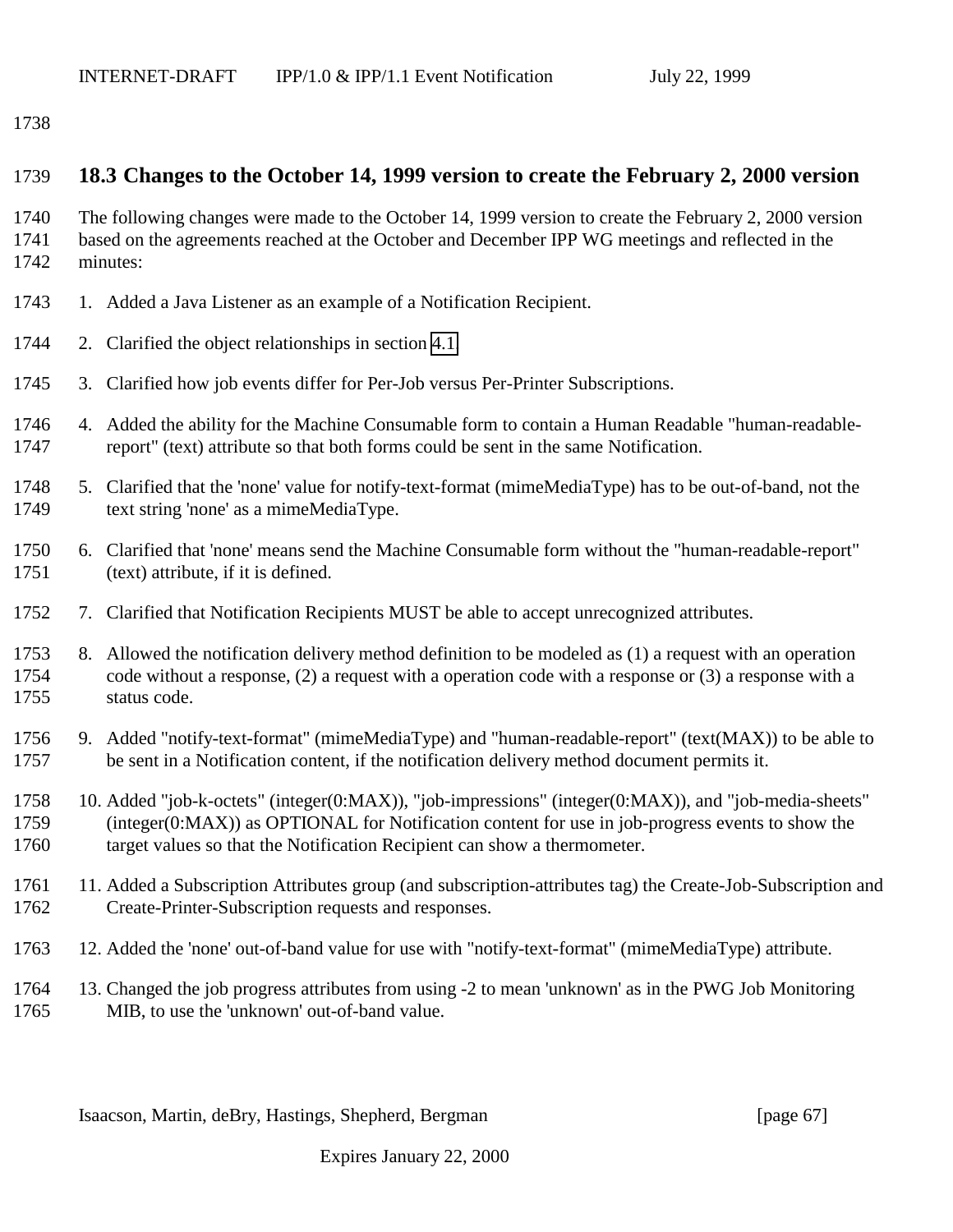### 18.3 Changes to the October 14, 1999 version to create the February 2, 2000 version

The following changes were made to the October 14, 1999 version to create the February 2, 2000 version based on the agreements reached at the October and December IPP WG meetings and reflected in the minutes:

1. Added a Java Listener as an example of a Notification Recipient.
2. Clarified the object relationships in section 4.1.
3. Clarified how job events differ for Per-Job versus Per-Printer Subscriptions.
4. Added the ability for the Machine Consumable form to contain a Human Readable "human-readable-report" (text) attribute so that both forms could be sent in the same Notification.
5. Clarified that the 'none' value for notify-text-format (mimeMediaType) has to be out-of-band, not the text string 'none' as a mimeMediaType.
6. Clarified that 'none' means send the Machine Consumable form without the "human-readable-report" (text) attribute, if it is defined.
7. Clarified that Notification Recipients MUST be able to accept unrecognized attributes.
8. Allowed the notification delivery method definition to be modeled as (1) a request with an operation code without a response, (2) a request with a operation code with a response or (3) a response with a status code.
9. Added "notify-text-format" (mimeMediaType) and "human-readable-report" (text(MAX)) to be able to be sent in a Notification content, if the notification delivery method document permits it.
10. Added "job-k-octets" (integer(0:MAX)), "job-impressions" (integer(0:MAX)), and "job-media-sheets" (integer(0:MAX)) as OPTIONAL for Notification content for use in job-progress events to show the target values so that the Notification Recipient can show a thermometer.
11. Added a Subscription Attributes group (and subscription-attributes tag) the Create-Job-Subscription and Create-Printer-Subscription requests and responses.
12. Added the 'none' out-of-band value for use with "notify-text-format" (mimeMediaType) attribute.
13. Changed the job progress attributes from using -2 to mean 'unknown' as in the PWG Job Monitoring MIB, to use the 'unknown' out-of-band value.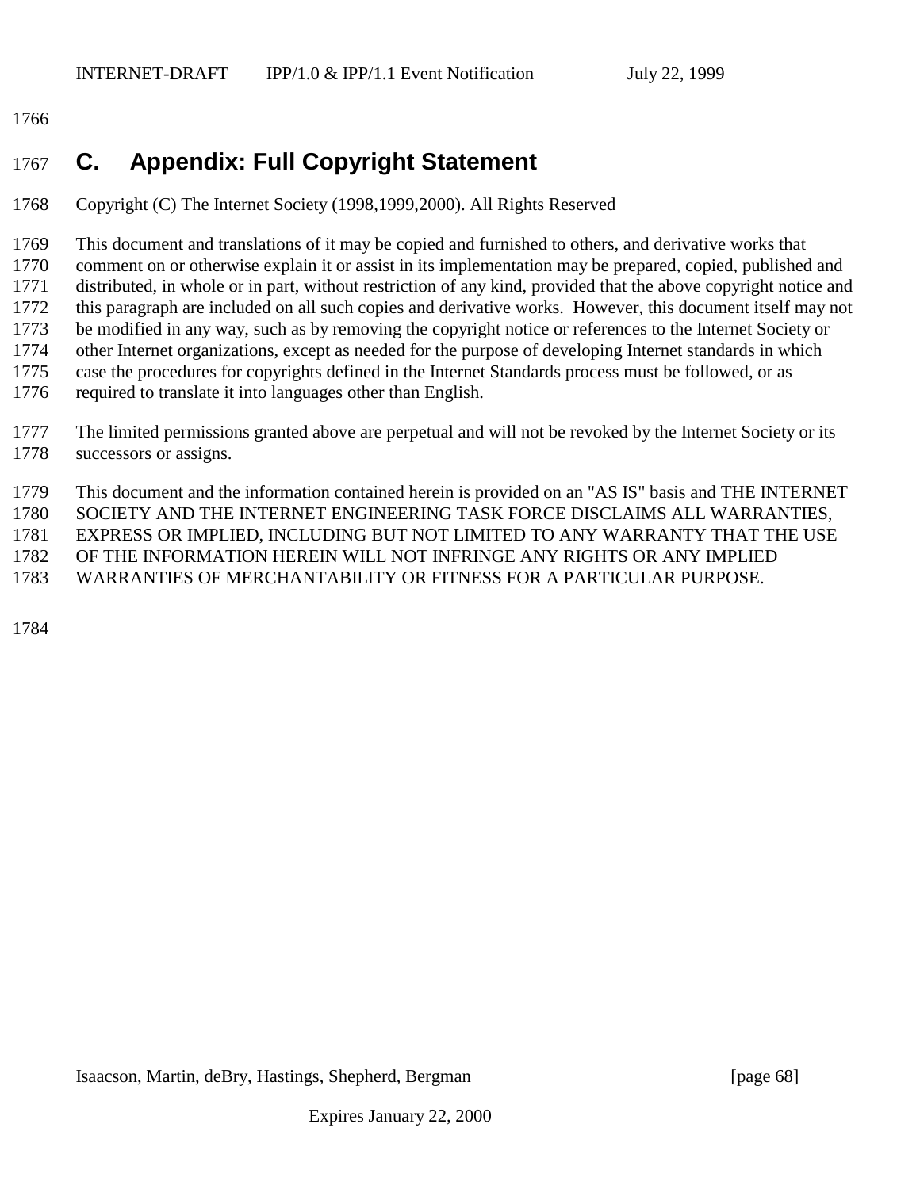# C. Appendix: Full Copyright Statement

Copyright (C) The Internet Society (1998,1999,2000). All Rights Reserved

This document and translations of it may be copied and furnished to others, and derivative works that comment on or otherwise explain it or assist in its implementation may be prepared, copied, published and distributed, in whole or in part, without restriction of any kind, provided that the above copyright notice and this paragraph are included on all such copies and derivative works. However, this document itself may not be modified in any way, such as by removing the copyright notice or references to the Internet Society or other Internet organizations, except as needed for the purpose of developing Internet standards in which case the procedures for copyrights defined in the Internet Standards process must be followed, or as required to translate it into languages other than English.

The limited permissions granted above are perpetual and will not be revoked by the Internet Society or its successors or assigns.

This document and the information contained herein is provided on an "AS IS" basis and THE INTERNET SOCIETY AND THE INTERNET ENGINEERING TASK FORCE DISCLAIMS ALL WARRANTIES, EXPRESS OR IMPLIED, INCLUDING BUT NOT LIMITED TO ANY WARRANTY THAT THE USE OF THE INFORMATION HEREIN WILL NOT INFRINGE ANY RIGHTS OR ANY IMPLIED WARRANTIES OF MERCHANTABILITY OR FITNESS FOR A PARTICULAR PURPOSE.